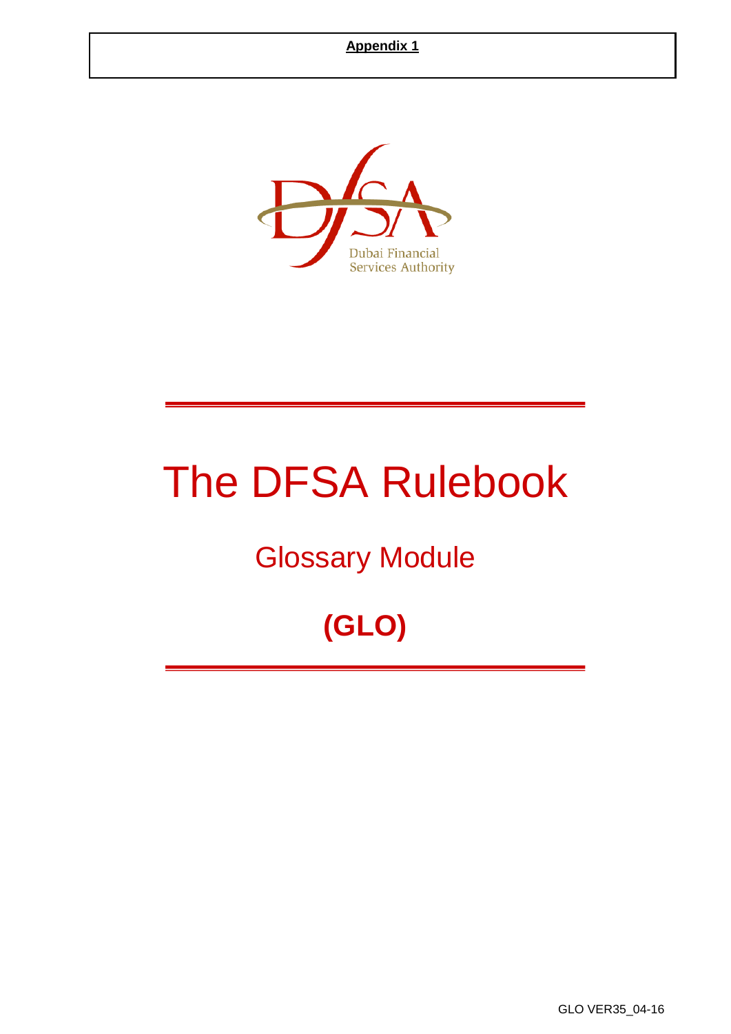**Appendix 1**

Dubai Financial Services Authority

# The DFSA Rulebook

## Glossary Module

## (GLO)

GLO VER35_04-16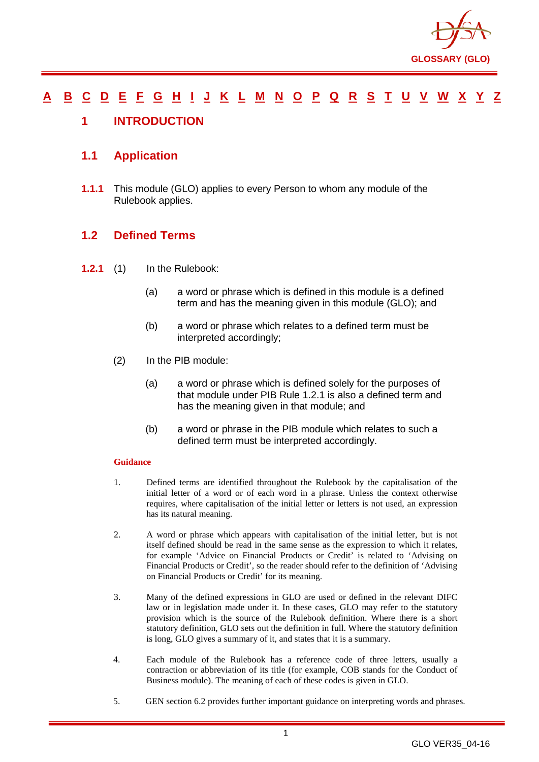A B C D E F G H I J K L M N O P Q R S T U V W X Y Z

# 1 INTRODUCTION

## 1.1 Application

**1.1.1** This module (GLO) applies to every Person to whom any module of the Rulebook applies.

## 1.2 Defined Terms

**1.2.1** (1) In the Rulebook:

(a) a word or phrase which is defined in this module is a defined term and has the meaning given in this module (GLO); and

(b) a word or phrase which relates to a defined term must be interpreted accordingly;

(2) In the PIB module:

(a) a word or phrase which is defined solely for the purposes of that module under PIB Rule 1.2.1 is also a defined term and has the meaning given in that module; and

(b) a word or phrase in the PIB module which relates to such a defined term must be interpreted accordingly.

**Guidance**

1. Defined terms are identified throughout the Rulebook by the capitalisation of the initial letter of a word or of each word in a phrase. Unless the context otherwise requires, where capitalisation of the initial letter or letters is not used, an expression has its natural meaning.

2. A word or phrase which appears with capitalisation of the initial letter, but is not itself defined should be read in the same sense as the expression to which it relates, for example 'Advice on Financial Products or Credit' is related to 'Advising on Financial Products or Credit', so the reader should refer to the definition of 'Advising on Financial Products or Credit' for its meaning.

3. Many of the defined expressions in GLO are used or defined in the relevant DIFC law or in legislation made under it. In these cases, GLO may refer to the statutory provision which is the source of the Rulebook definition. Where there is a short statutory definition, GLO sets out the definition in full. Where the statutory definition is long, GLO gives a summary of it, and states that it is a summary.

4. Each module of the Rulebook has a reference code of three letters, usually a contraction or abbreviation of its title (for example, COB stands for the Conduct of Business module). The meaning of each of these codes is given in GLO.

5. GEN section 6.2 provides further important guidance on interpreting words and phrases.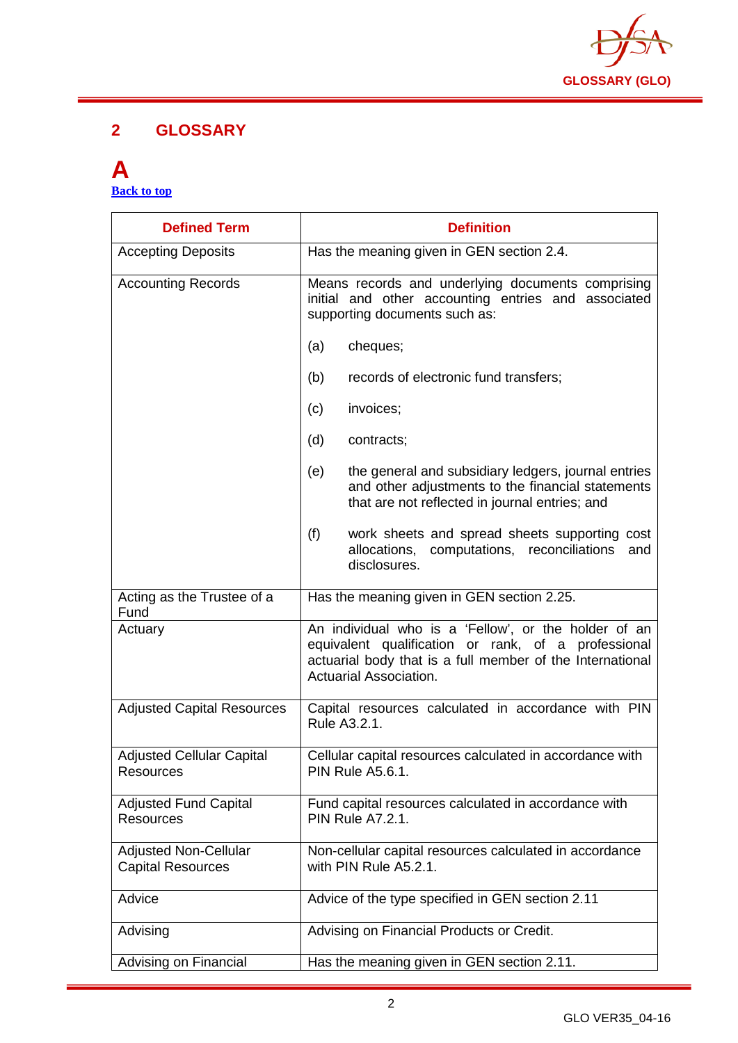## 2 GLOSSARY

# A

[Back to top]

| Defined Term | Definition |
|---|---|
| Accepting Deposits | Has the meaning given in GEN section 2.4. |
| Accounting Records | Means records and underlying documents comprising initial and other accounting entries and associated supporting documents such as:<br><br>(a) cheques;<br><br>(b) records of electronic fund transfers;<br><br>(c) invoices;<br><br>(d) contracts;<br><br>(e) the general and subsidiary ledgers, journal entries and other adjustments to the financial statements that are not reflected in journal entries; and<br><br>(f) work sheets and spread sheets supporting cost allocations, computations, reconciliations and disclosures. |
| Acting as the Trustee of a Fund | Has the meaning given in GEN section 2.25. |
| Actuary | An individual who is a 'Fellow', or the holder of an equivalent qualification or rank, of a professional actuarial body that is a full member of the International Actuarial Association. |
| Adjusted Capital Resources | Capital resources calculated in accordance with PIN Rule A3.2.1. |
| Adjusted Cellular Capital Resources | Cellular capital resources calculated in accordance with PIN Rule A5.6.1. |
| Adjusted Fund Capital Resources | Fund capital resources calculated in accordance with PIN Rule A7.2.1. |
| Adjusted Non-Cellular Capital Resources | Non-cellular capital resources calculated in accordance with PIN Rule A5.2.1. |
| Advice | Advice of the type specified in GEN section 2.11 |
| Advising | Advising on Financial Products or Credit. |
| Advising on Financial | Has the meaning given in GEN section 2.11. |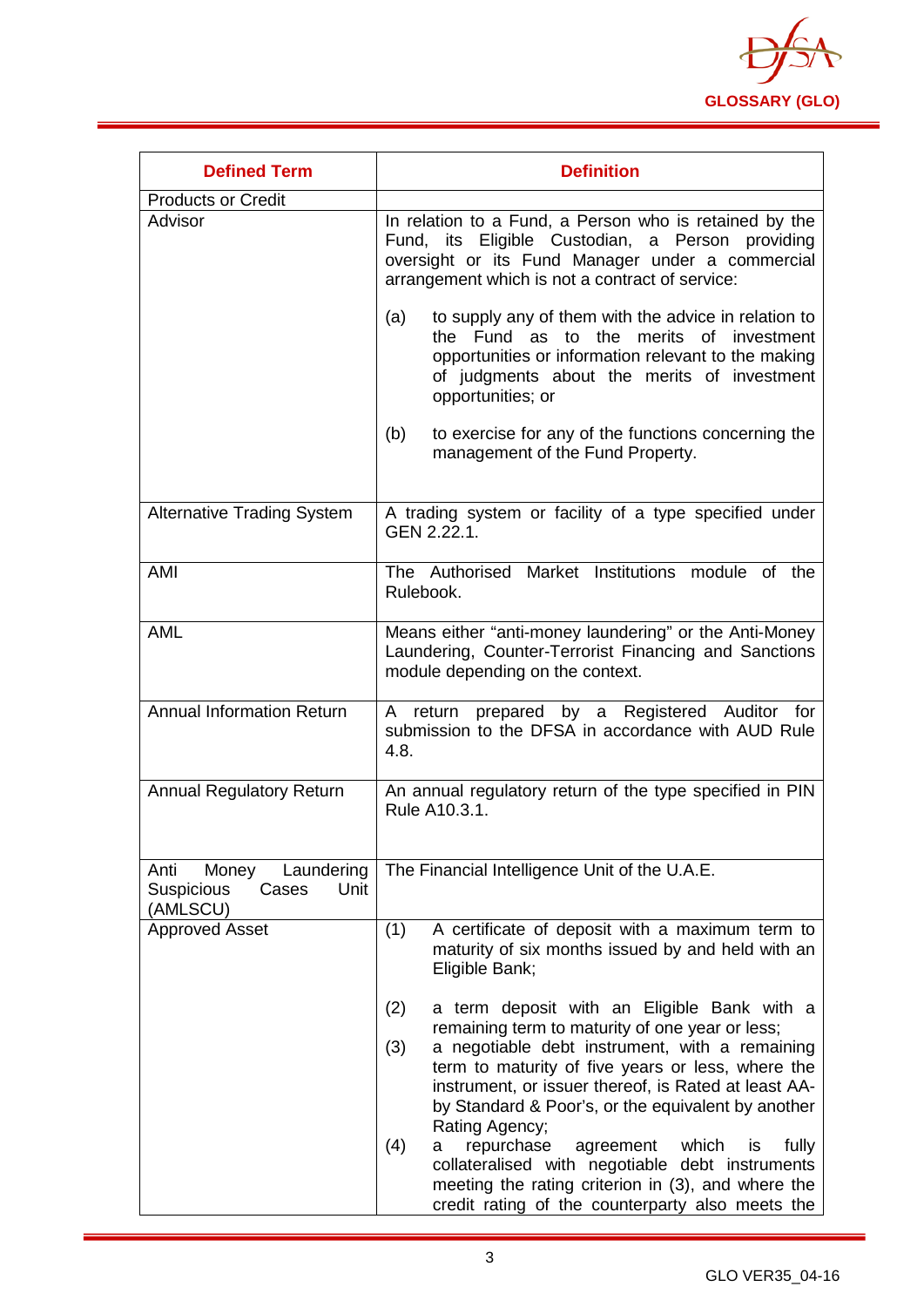| Defined Term | Definition |
|---|---|
| Products or Credit | |
| Advisor | In relation to a Fund, a Person who is retained by the Fund, its Eligible Custodian, a Person providing oversight or its Fund Manager under a commercial arrangement which is not a contract of service:<br><br>(a) to supply any of them with the advice in relation to the Fund as to the merits of investment opportunities or information relevant to the making of judgments about the merits of investment opportunities; or<br><br>(b) to exercise for any of the functions concerning the management of the Fund Property. |
| Alternative Trading System | A trading system or facility of a type specified under GEN 2.22.1. |
| AMI | The Authorised Market Institutions module of the Rulebook. |
| AML | Means either "anti-money laundering" or the Anti-Money Laundering, Counter-Terrorist Financing and Sanctions module depending on the context. |
| Annual Information Return | A return prepared by a Registered Auditor for submission to the DFSA in accordance with AUD Rule 4.8. |
| Annual Regulatory Return | An annual regulatory return of the type specified in PIN Rule A10.3.1. |
| Anti Money Laundering Suspicious Cases Unit (AMLSCU) | The Financial Intelligence Unit of the U.A.E. |
| Approved Asset | (1) A certificate of deposit with a maximum term to maturity of six months issued by and held with an Eligible Bank;<br><br>(2) a term deposit with an Eligible Bank with a remaining term to maturity of one year or less;<br>(3) a negotiable debt instrument, with a remaining term to maturity of five years or less, where the instrument, or issuer thereof, is Rated at least AA- by Standard & Poor's, or the equivalent by another Rating Agency;<br>(4) a repurchase agreement which is fully collateralised with negotiable debt instruments meeting the rating criterion in (3), and where the credit rating of the counterparty also meets the |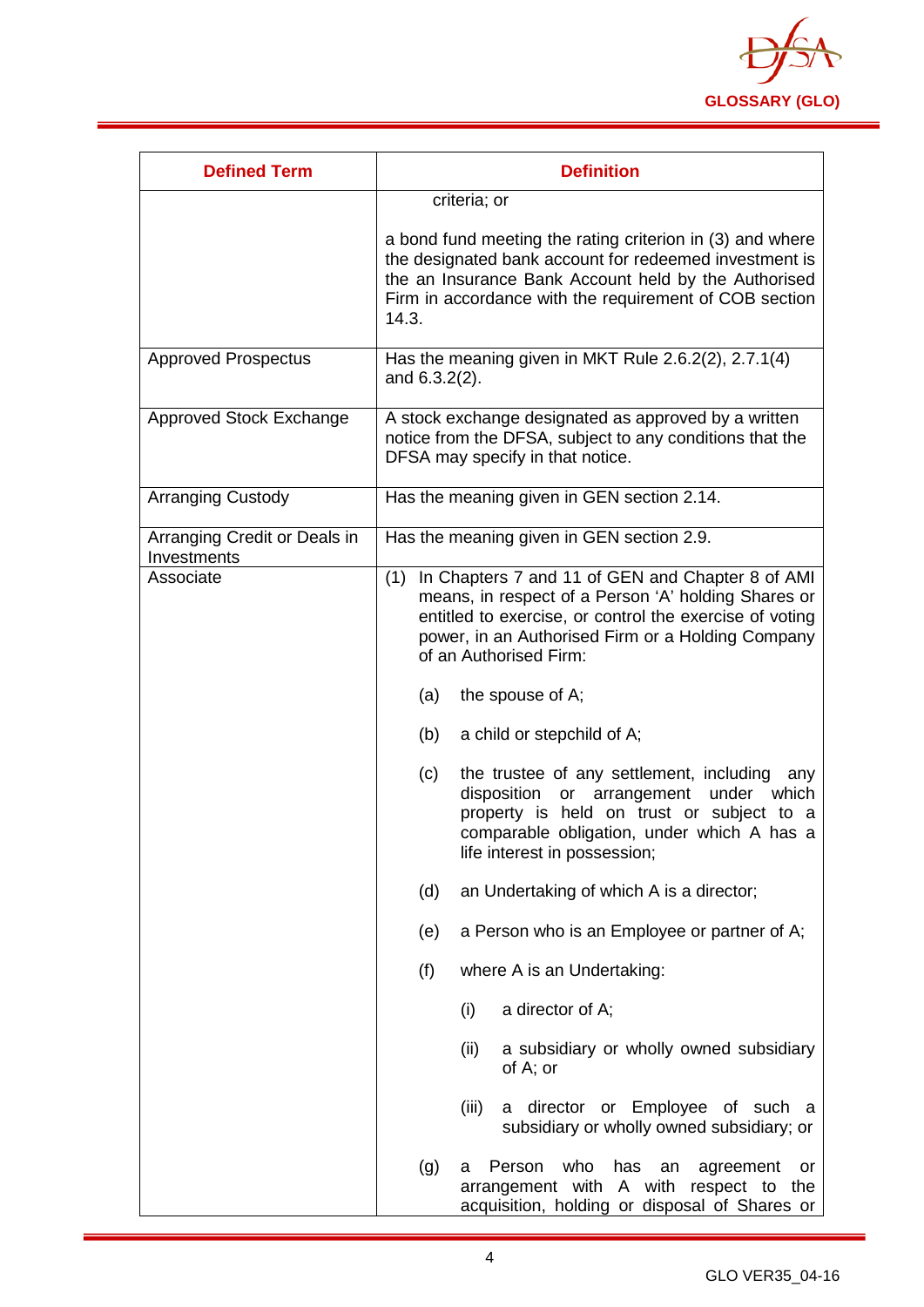| Defined Term | Definition |
|---|---|
| | criteria; or<br><br>a bond fund meeting the rating criterion in (3) and where the designated bank account for redeemed investment is the an Insurance Bank Account held by the Authorised Firm in accordance with the requirement of COB section 14.3. |
| Approved Prospectus | Has the meaning given in MKT Rule 2.6.2(2), 2.7.1(4) and 6.3.2(2). |
| Approved Stock Exchange | A stock exchange designated as approved by a written notice from the DFSA, subject to any conditions that the DFSA may specify in that notice. |
| Arranging Custody | Has the meaning given in GEN section 2.14. |
| Arranging Credit or Deals in Investments | Has the meaning given in GEN section 2.9. |
| Associate | (1) In Chapters 7 and 11 of GEN and Chapter 8 of AMI means, in respect of a Person 'A' holding Shares or entitled to exercise, or control the exercise of voting power, in an Authorised Firm or a Holding Company of an Authorised Firm:<br><br>(a) the spouse of A;<br><br>(b) a child or stepchild of A;<br><br>(c) the trustee of any settlement, including any disposition or arrangement under which property is held on trust or subject to a comparable obligation, under which A has a life interest in possession;<br><br>(d) an Undertaking of which A is a director;<br><br>(e) a Person who is an Employee or partner of A;<br><br>(f) where A is an Undertaking:<br><br>(i) a director of A;<br><br>(ii) a subsidiary or wholly owned subsidiary of A; or<br><br>(iii) a director or Employee of such a subsidiary or wholly owned subsidiary; or<br><br>(g) a Person who has an agreement or arrangement with A with respect to the acquisition, holding or disposal of Shares or |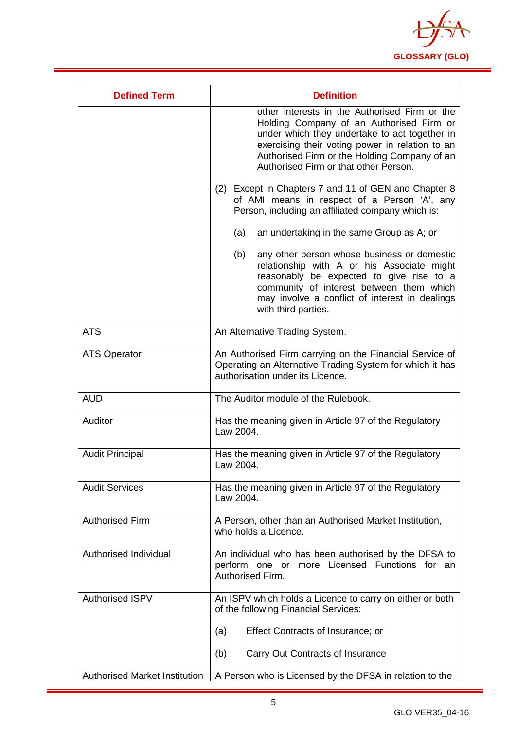| Defined Term | Definition |
| --- | --- |
| | other interests in the Authorised Firm or the Holding Company of an Authorised Firm or under which they undertake to act together in exercising their voting power in relation to an Authorised Firm or the Holding Company of an Authorised Firm or that other Person.<br><br>(2) Except in Chapters 7 and 11 of GEN and Chapter 8 of AMI means in respect of a Person 'A', any Person, including an affiliated company which is:<br><br>(a) an undertaking in the same Group as A; or<br><br>(b) any other person whose business or domestic relationship with A or his Associate might reasonably be expected to give rise to a community of interest between them which may involve a conflict of interest in dealings with third parties. |
| ATS | An Alternative Trading System. |
| ATS Operator | An Authorised Firm carrying on the Financial Service of Operating an Alternative Trading System for which it has authorisation under its Licence. |
| AUD | The Auditor module of the Rulebook. |
| Auditor | Has the meaning given in Article 97 of the Regulatory Law 2004. |
| Audit Principal | Has the meaning given in Article 97 of the Regulatory Law 2004. |
| Audit Services | Has the meaning given in Article 97 of the Regulatory Law 2004. |
| Authorised Firm | A Person, other than an Authorised Market Institution, who holds a Licence. |
| Authorised Individual | An individual who has been authorised by the DFSA to perform one or more Licensed Functions for an Authorised Firm. |
| Authorised ISPV | An ISPV which holds a Licence to carry on either or both of the following Financial Services:<br><br>(a) Effect Contracts of Insurance; or<br><br>(b) Carry Out Contracts of Insurance |
| Authorised Market Institution | A Person who is Licensed by the DFSA in relation to the |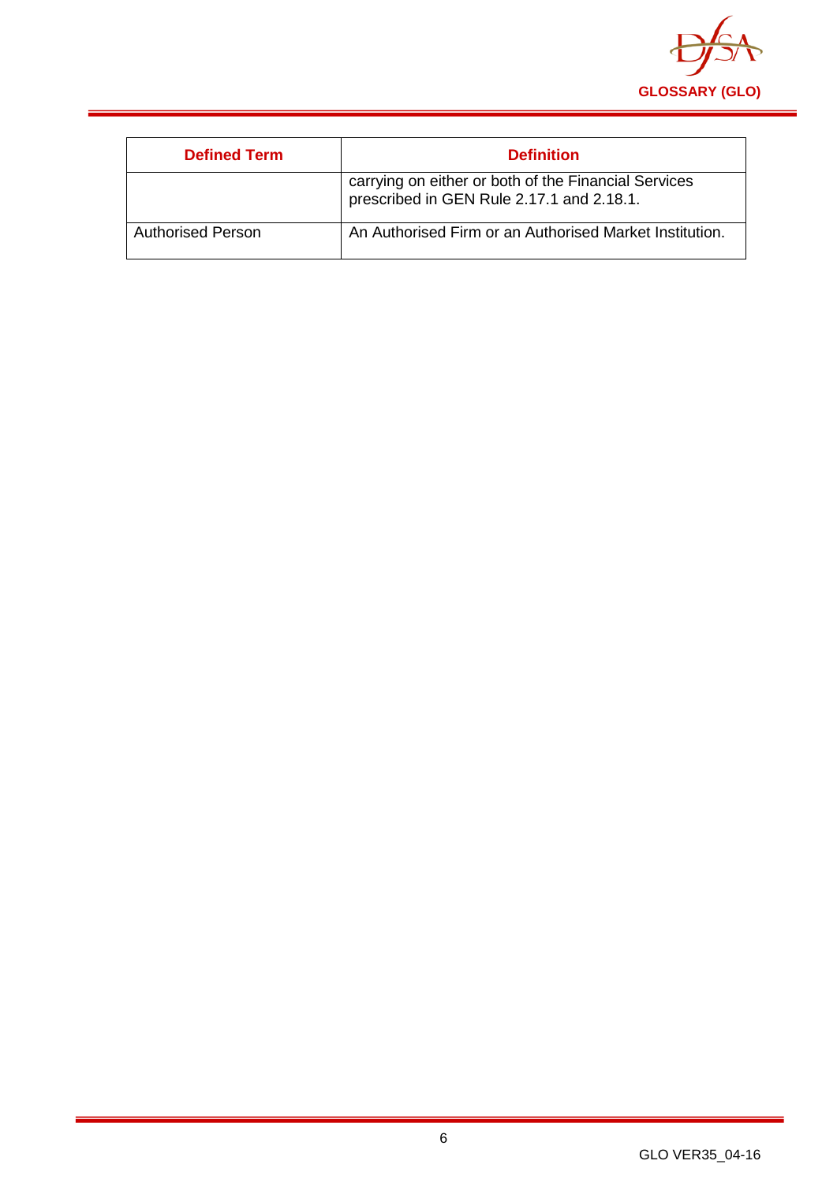| Defined Term | Definition |
| --- | --- |
| | carrying on either or both of the Financial Services prescribed in GEN Rule 2.17.1 and 2.18.1. |
| Authorised Person | An Authorised Firm or an Authorised Market Institution. |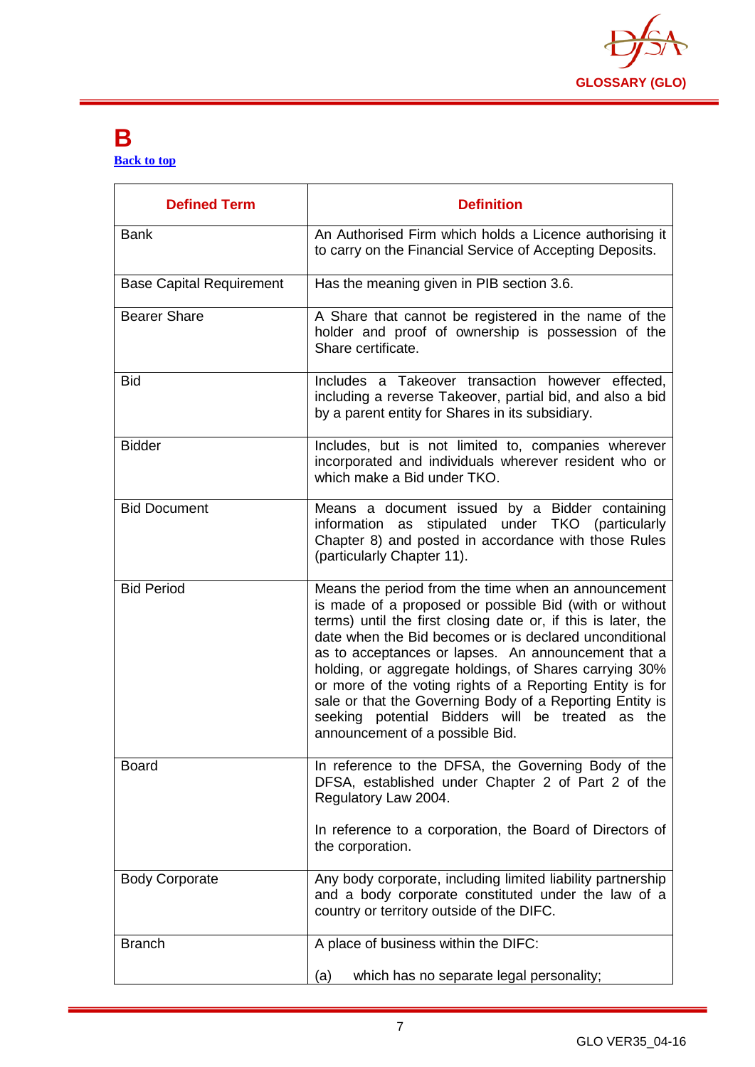# B

[Back to top]

| Defined Term | Definition |
|---|---|
| Bank | An Authorised Firm which holds a Licence authorising it to carry on the Financial Service of Accepting Deposits. |
| Base Capital Requirement | Has the meaning given in PIB section 3.6. |
| Bearer Share | A Share that cannot be registered in the name of the holder and proof of ownership is possession of the Share certificate. |
| Bid | Includes a Takeover transaction however effected, including a reverse Takeover, partial bid, and also a bid by a parent entity for Shares in its subsidiary. |
| Bidder | Includes, but is not limited to, companies wherever incorporated and individuals wherever resident who or which make a Bid under TKO. |
| Bid Document | Means a document issued by a Bidder containing information as stipulated under TKO (particularly Chapter 8) and posted in accordance with those Rules (particularly Chapter 11). |
| Bid Period | Means the period from the time when an announcement is made of a proposed or possible Bid (with or without terms) until the first closing date or, if this is later, the date when the Bid becomes or is declared unconditional as to acceptances or lapses. An announcement that a holding, or aggregate holdings, of Shares carrying 30% or more of the voting rights of a Reporting Entity is for sale or that the Governing Body of a Reporting Entity is seeking potential Bidders will be treated as the announcement of a possible Bid. |
| Board | In reference to the DFSA, the Governing Body of the DFSA, established under Chapter 2 of Part 2 of the Regulatory Law 2004.<br><br>In reference to a corporation, the Board of Directors of the corporation. |
| Body Corporate | Any body corporate, including limited liability partnership and a body corporate constituted under the law of a country or territory outside of the DIFC. |
| Branch | A place of business within the DIFC:<br><br>(a) which has no separate legal personality; |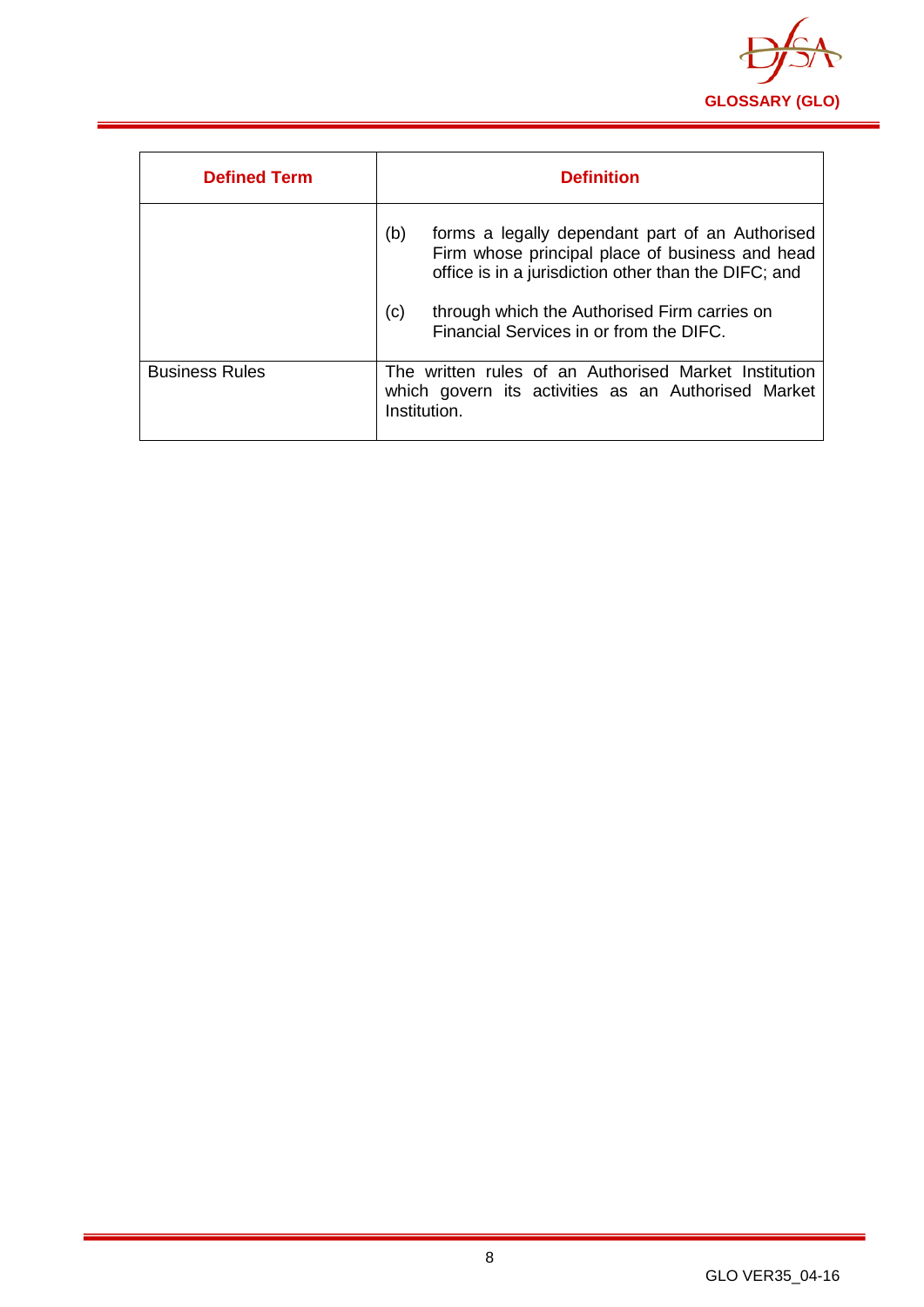| Defined Term | Definition |
|---|---|
| | (b) forms a legally dependant part of an Authorised Firm whose principal place of business and head office is in a jurisdiction other than the DIFC; and<br><br>(c) through which the Authorised Firm carries on Financial Services in or from the DIFC. |
| Business Rules | The written rules of an Authorised Market Institution which govern its activities as an Authorised Market Institution. |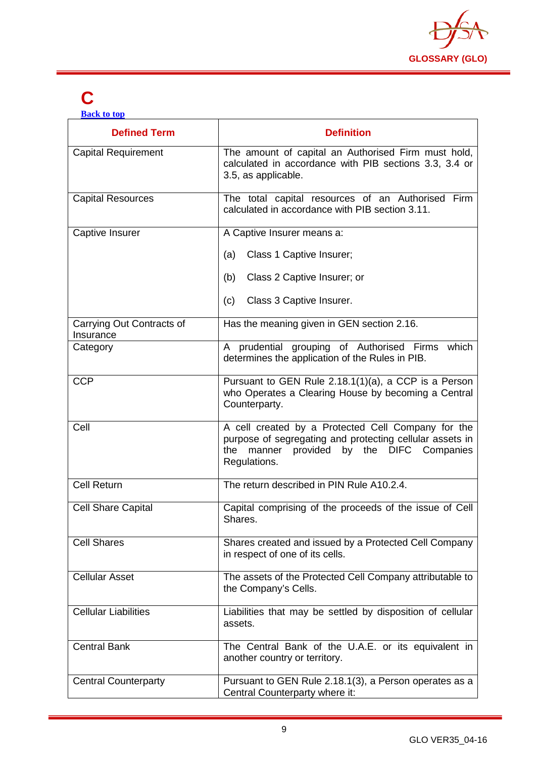# C

[Back to top](#)

| Defined Term | Definition |
| --- | --- |
| Capital Requirement | The amount of capital an Authorised Firm must hold, calculated in accordance with PIB sections 3.3, 3.4 or 3.5, as applicable. |
| Capital Resources | The total capital resources of an Authorised Firm calculated in accordance with PIB section 3.11. |
| Captive Insurer | A Captive Insurer means a:<br><br>(a) Class 1 Captive Insurer;<br><br>(b) Class 2 Captive Insurer; or<br><br>(c) Class 3 Captive Insurer. |
| Carrying Out Contracts of Insurance | Has the meaning given in GEN section 2.16. |
| Category | A prudential grouping of Authorised Firms which determines the application of the Rules in PIB. |
| CCP | Pursuant to GEN Rule 2.18.1(1)(a), a CCP is a Person who Operates a Clearing House by becoming a Central Counterparty. |
| Cell | A cell created by a Protected Cell Company for the purpose of segregating and protecting cellular assets in the manner provided by the DIFC Companies Regulations. |
| Cell Return | The return described in PIN Rule A10.2.4. |
| Cell Share Capital | Capital comprising of the proceeds of the issue of Cell Shares. |
| Cell Shares | Shares created and issued by a Protected Cell Company in respect of one of its cells. |
| Cellular Asset | The assets of the Protected Cell Company attributable to the Company's Cells. |
| Cellular Liabilities | Liabilities that may be settled by disposition of cellular assets. |
| Central Bank | The Central Bank of the U.A.E. or its equivalent in another country or territory. |
| Central Counterparty | Pursuant to GEN Rule 2.18.1(3), a Person operates as a Central Counterparty where it: |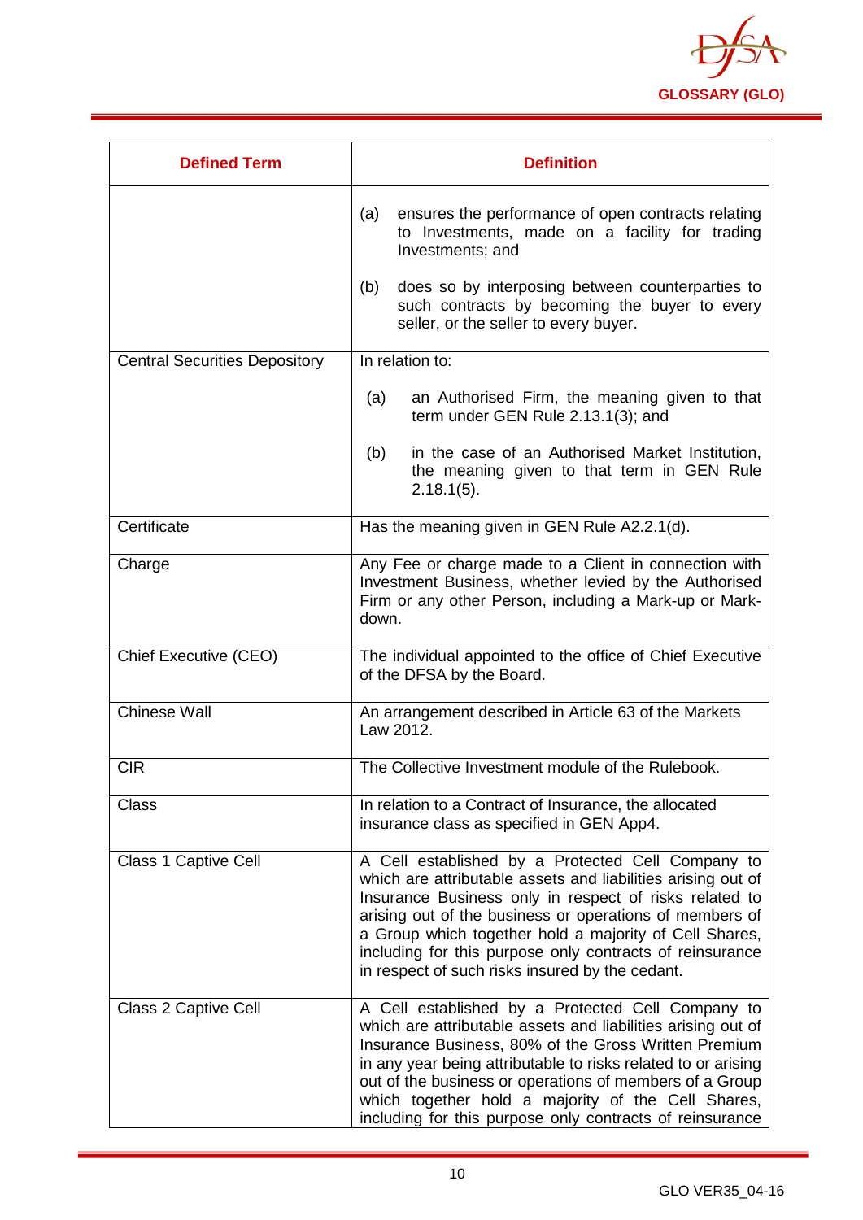| Defined Term | Definition |
|---|---|
| | (a) ensures the performance of open contracts relating to Investments, made on a facility for trading Investments; and<br><br>(b) does so by interposing between counterparties to such contracts by becoming the buyer to every seller, or the seller to every buyer. |
| Central Securities Depository | In relation to:<br><br>(a) an Authorised Firm, the meaning given to that term under GEN Rule 2.13.1(3); and<br><br>(b) in the case of an Authorised Market Institution, the meaning given to that term in GEN Rule 2.18.1(5). |
| Certificate | Has the meaning given in GEN Rule A2.2.1(d). |
| Charge | Any Fee or charge made to a Client in connection with Investment Business, whether levied by the Authorised Firm or any other Person, including a Mark-up or Mark-down. |
| Chief Executive (CEO) | The individual appointed to the office of Chief Executive of the DFSA by the Board. |
| Chinese Wall | An arrangement described in Article 63 of the Markets Law 2012. |
| CIR | The Collective Investment module of the Rulebook. |
| Class | In relation to a Contract of Insurance, the allocated insurance class as specified in GEN App4. |
| Class 1 Captive Cell | A Cell established by a Protected Cell Company to which are attributable assets and liabilities arising out of Insurance Business only in respect of risks related to arising out of the business or operations of members of a Group which together hold a majority of Cell Shares, including for this purpose only contracts of reinsurance in respect of such risks insured by the cedant. |
| Class 2 Captive Cell | A Cell established by a Protected Cell Company to which are attributable assets and liabilities arising out of Insurance Business, 80% of the Gross Written Premium in any year being attributable to risks related to or arising out of the business or operations of members of a Group which together hold a majority of the Cell Shares, including for this purpose only contracts of reinsurance |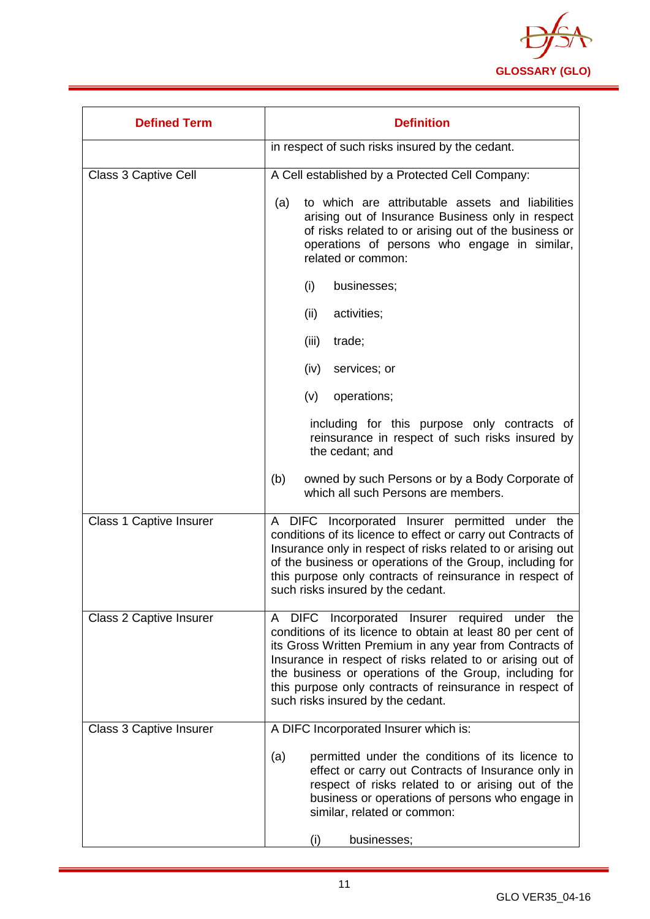| Defined Term | Definition |
|---|---|
| | in respect of such risks insured by the cedant. |
| Class 3 Captive Cell | A Cell established by a Protected Cell Company:<br><br>(a) to which are attributable assets and liabilities arising out of Insurance Business only in respect of risks related to or arising out of the business or operations of persons who engage in similar, related or common:<br><br>(i) businesses;<br><br>(ii) activities;<br><br>(iii) trade;<br><br>(iv) services; or<br><br>(v) operations;<br><br>including for this purpose only contracts of reinsurance in respect of such risks insured by the cedant; and<br><br>(b) owned by such Persons or by a Body Corporate of which all such Persons are members. |
| Class 1 Captive Insurer | A DIFC Incorporated Insurer permitted under the conditions of its licence to effect or carry out Contracts of Insurance only in respect of risks related to or arising out of the business or operations of the Group, including for this purpose only contracts of reinsurance in respect of such risks insured by the cedant. |
| Class 2 Captive Insurer | A DIFC Incorporated Insurer required under the conditions of its licence to obtain at least 80 per cent of its Gross Written Premium in any year from Contracts of Insurance in respect of risks related to or arising out of the business or operations of the Group, including for this purpose only contracts of reinsurance in respect of such risks insured by the cedant. |
| Class 3 Captive Insurer | A DIFC Incorporated Insurer which is:<br><br>(a) permitted under the conditions of its licence to effect or carry out Contracts of Insurance only in respect of risks related to or arising out of the business or operations of persons who engage in similar, related or common:<br><br>(i) businesses; |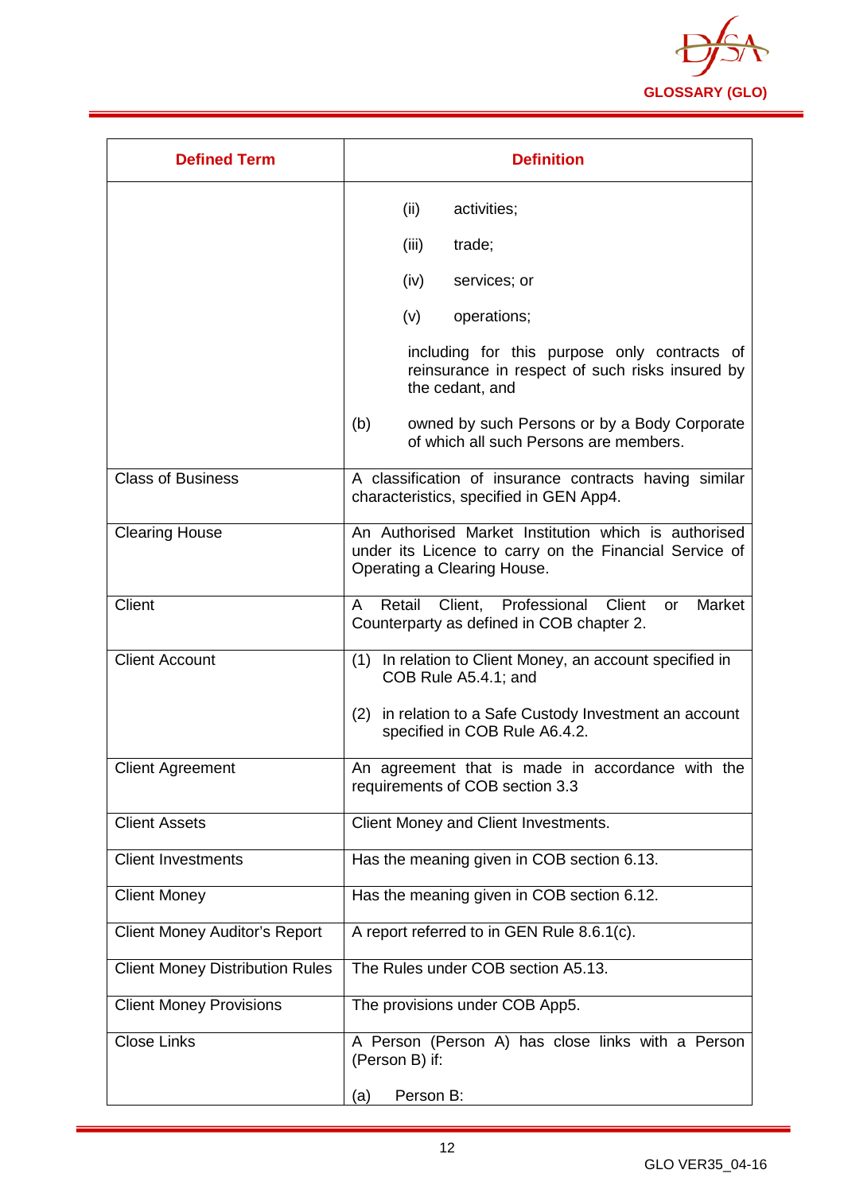| Defined Term | Definition |
|---|---|
| | (ii) activities;<br><br>(iii) trade;<br><br>(iv) services; or<br><br>(v) operations;<br><br>including for this purpose only contracts of reinsurance in respect of such risks insured by the cedant, and<br><br>(b) owned by such Persons or by a Body Corporate of which all such Persons are members. |
| Class of Business | A classification of insurance contracts having similar characteristics, specified in GEN App4. |
| Clearing House | An Authorised Market Institution which is authorised under its Licence to carry on the Financial Service of Operating a Clearing House. |
| Client | A Retail Client, Professional Client or Market Counterparty as defined in COB chapter 2. |
| Client Account | (1) In relation to Client Money, an account specified in COB Rule A5.4.1; and<br><br>(2) in relation to a Safe Custody Investment an account specified in COB Rule A6.4.2. |
| Client Agreement | An agreement that is made in accordance with the requirements of COB section 3.3 |
| Client Assets | Client Money and Client Investments. |
| Client Investments | Has the meaning given in COB section 6.13. |
| Client Money | Has the meaning given in COB section 6.12. |
| Client Money Auditor's Report | A report referred to in GEN Rule 8.6.1(c). |
| Client Money Distribution Rules | The Rules under COB section A5.13. |
| Client Money Provisions | The provisions under COB App5. |
| Close Links | A Person (Person A) has close links with a Person (Person B) if:<br><br>(a) Person B: |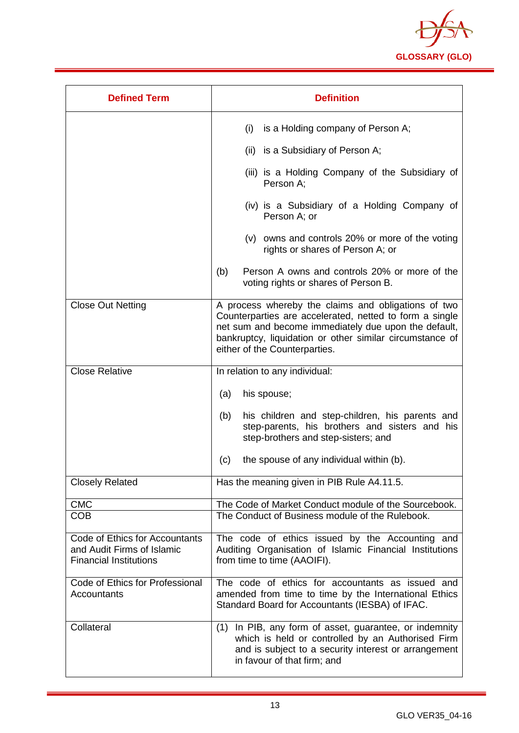| Defined Term | Definition |
|---|---|
| | (i) is a Holding company of Person A;<br><br>(ii) is a Subsidiary of Person A;<br><br>(iii) is a Holding Company of the Subsidiary of Person A;<br><br>(iv) is a Subsidiary of a Holding Company of Person A; or<br><br>(v) owns and controls 20% or more of the voting rights or shares of Person A; or<br><br>(b) Person A owns and controls 20% or more of the voting rights or shares of Person B. |
| Close Out Netting | A process whereby the claims and obligations of two Counterparties are accelerated, netted to form a single net sum and become immediately due upon the default, bankruptcy, liquidation or other similar circumstance of either of the Counterparties. |
| Close Relative | In relation to any individual:<br><br>(a) his spouse;<br><br>(b) his children and step-children, his parents and step-parents, his brothers and sisters and his step-brothers and step-sisters; and<br><br>(c) the spouse of any individual within (b). |
| Closely Related | Has the meaning given in PIB Rule A4.11.5. |
| CMC | The Code of Market Conduct module of the Sourcebook. |
| COB | The Conduct of Business module of the Rulebook. |
| Code of Ethics for Accountants and Audit Firms of Islamic Financial Institutions | The code of ethics issued by the Accounting and Auditing Organisation of Islamic Financial Institutions from time to time (AAOIFI). |
| Code of Ethics for Professional Accountants | The code of ethics for accountants as issued and amended from time to time by the International Ethics Standard Board for Accountants (IESBA) of IFAC. |
| Collateral | (1) In PIB, any form of asset, guarantee, or indemnity which is held or controlled by an Authorised Firm and is subject to a security interest or arrangement in favour of that firm; and |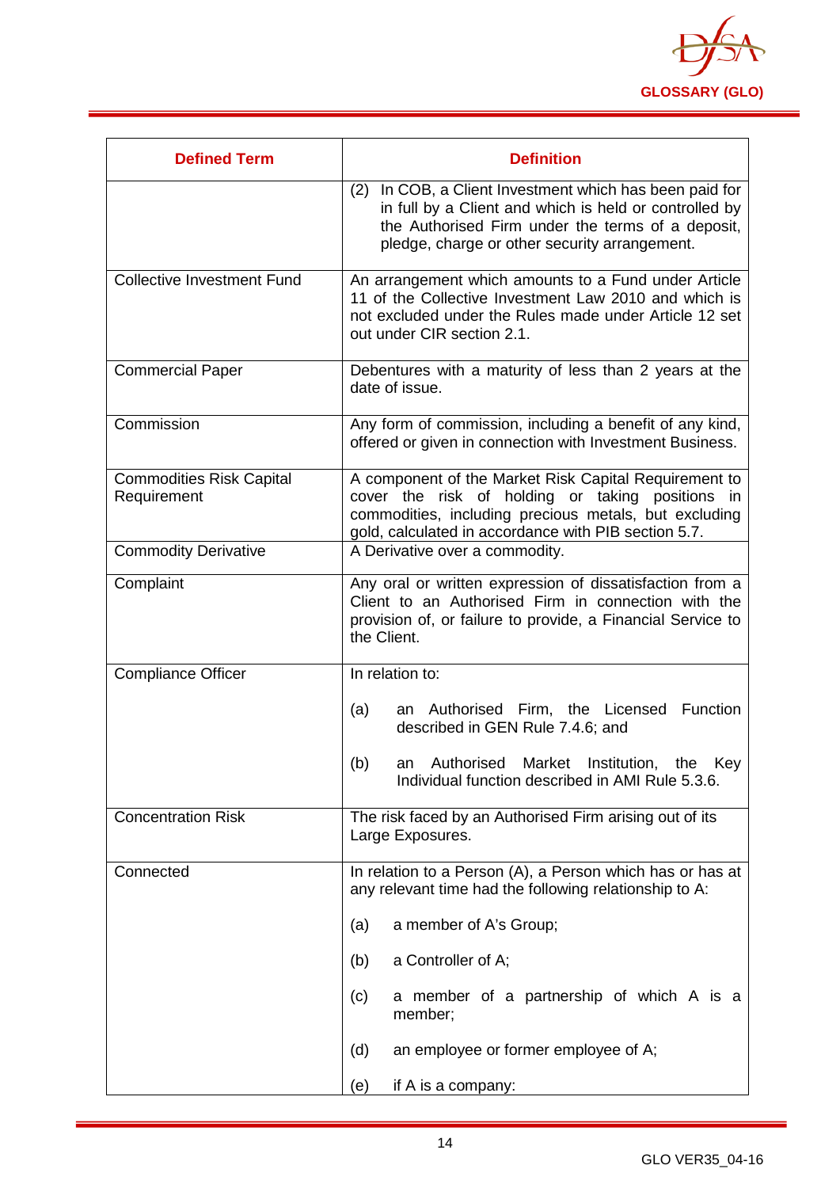| Defined Term | Definition |
|---|---|
| | (2) In COB, a Client Investment which has been paid for in full by a Client and which is held or controlled by the Authorised Firm under the terms of a deposit, pledge, charge or other security arrangement. |
| Collective Investment Fund | An arrangement which amounts to a Fund under Article 11 of the Collective Investment Law 2010 and which is not excluded under the Rules made under Article 12 set out under CIR section 2.1. |
| Commercial Paper | Debentures with a maturity of less than 2 years at the date of issue. |
| Commission | Any form of commission, including a benefit of any kind, offered or given in connection with Investment Business. |
| Commodities Risk Capital Requirement | A component of the Market Risk Capital Requirement to cover the risk of holding or taking positions in commodities, including precious metals, but excluding gold, calculated in accordance with PIB section 5.7. |
| Commodity Derivative | A Derivative over a commodity. |
| Complaint | Any oral or written expression of dissatisfaction from a Client to an Authorised Firm in connection with the provision of, or failure to provide, a Financial Service to the Client. |
| Compliance Officer | In relation to:<br><br>(a) an Authorised Firm, the Licensed Function described in GEN Rule 7.4.6; and<br><br>(b) an Authorised Market Institution, the Key Individual function described in AMI Rule 5.3.6. |
| Concentration Risk | The risk faced by an Authorised Firm arising out of its Large Exposures. |
| Connected | In relation to a Person (A), a Person which has or has at any relevant time had the following relationship to A:<br><br>(a) a member of A's Group;<br><br>(b) a Controller of A;<br><br>(c) a member of a partnership of which A is a member;<br><br>(d) an employee or former employee of A;<br><br>(e) if A is a company: |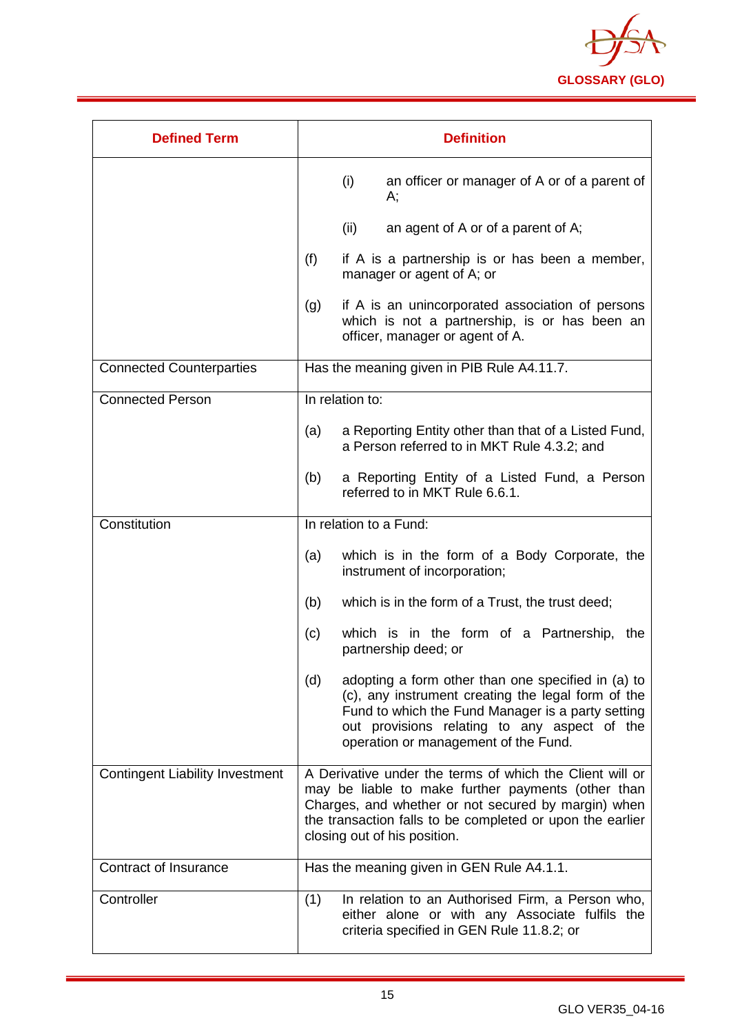| Defined Term | Definition |
|---|---|
| | (i) an officer or manager of A or of a parent of A;<br><br>(ii) an agent of A or of a parent of A;<br><br>(f) if A is a partnership is or has been a member, manager or agent of A; or<br><br>(g) if A is an unincorporated association of persons which is not a partnership, is or has been an officer, manager or agent of A. |
| Connected Counterparties | Has the meaning given in PIB Rule A4.11.7. |
| Connected Person | In relation to:<br><br>(a) a Reporting Entity other than that of a Listed Fund, a Person referred to in MKT Rule 4.3.2; and<br><br>(b) a Reporting Entity of a Listed Fund, a Person referred to in MKT Rule 6.6.1. |
| Constitution | In relation to a Fund:<br><br>(a) which is in the form of a Body Corporate, the instrument of incorporation;<br><br>(b) which is in the form of a Trust, the trust deed;<br><br>(c) which is in the form of a Partnership, the partnership deed; or<br><br>(d) adopting a form other than one specified in (a) to (c), any instrument creating the legal form of the Fund to which the Fund Manager is a party setting out provisions relating to any aspect of the operation or management of the Fund. |
| Contingent Liability Investment | A Derivative under the terms of which the Client will or may be liable to make further payments (other than Charges, and whether or not secured by margin) when the transaction falls to be completed or upon the earlier closing out of his position. |
| Contract of Insurance | Has the meaning given in GEN Rule A4.1.1. |
| Controller | (1) In relation to an Authorised Firm, a Person who, either alone or with any Associate fulfils the criteria specified in GEN Rule 11.8.2; or |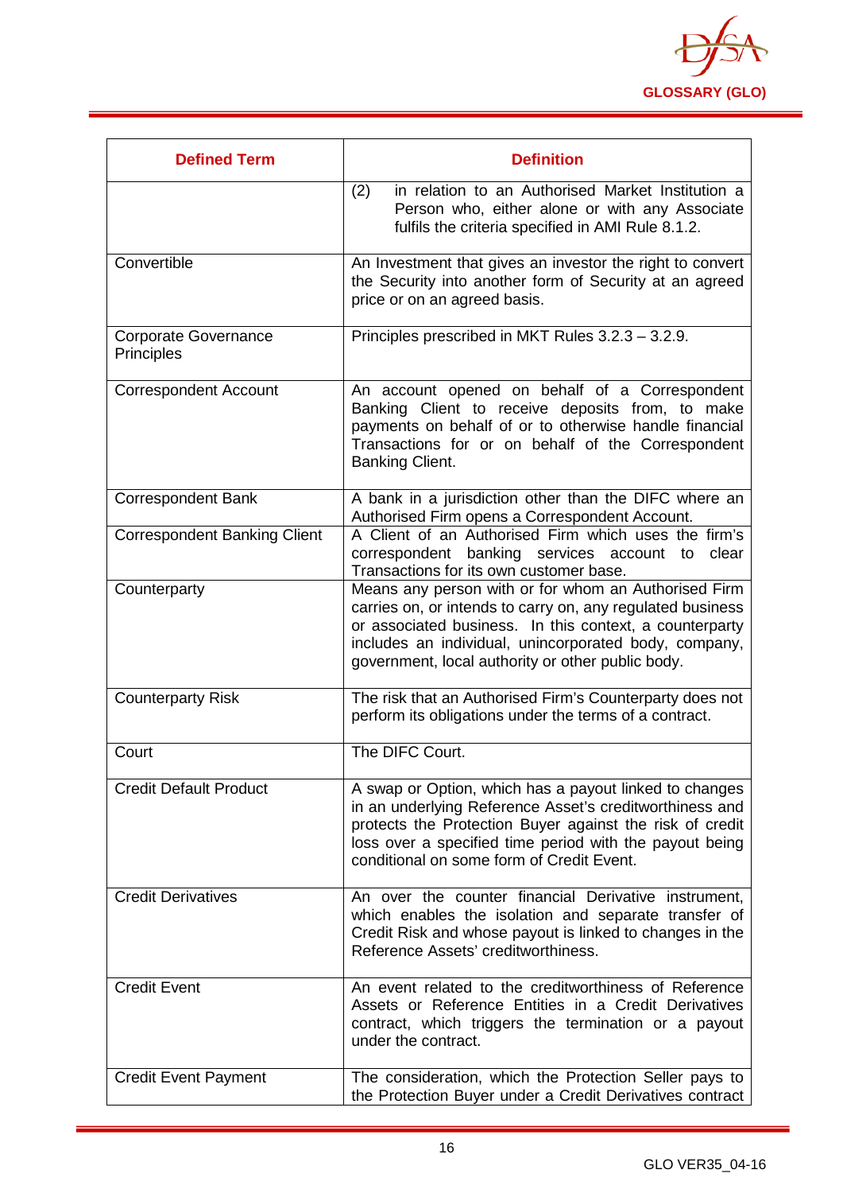| Defined Term | Definition |
|---|---|
| | (2) in relation to an Authorised Market Institution a Person who, either alone or with any Associate fulfils the criteria specified in AMI Rule 8.1.2. |
| Convertible | An Investment that gives an investor the right to convert the Security into another form of Security at an agreed price or on an agreed basis. |
| Corporate Governance Principles | Principles prescribed in MKT Rules 3.2.3 – 3.2.9. |
| Correspondent Account | An account opened on behalf of a Correspondent Banking Client to receive deposits from, make payments on behalf of or to otherwise handle financial Transactions for or on behalf of the Correspondent Banking Client. |
| Correspondent Bank | A bank in a jurisdiction other than the DIFC where an Authorised Firm opens a Correspondent Account. |
| Correspondent Banking Client | A Client of an Authorised Firm which uses the firm's correspondent banking services account to clear Transactions for its own customer base. |
| Counterparty | Means any person with or for whom an Authorised Firm carries on, or intends to carry on, any regulated business or associated business. In this context, a counterparty includes an individual, unincorporated body, company, government, local authority or other public body. |
| Counterparty Risk | The risk that an Authorised Firm's Counterparty does not perform its obligations under the terms of a contract. |
| Court | The DIFC Court. |
| Credit Default Product | A swap or Option, which has a payout linked to changes in an underlying Reference Asset's creditworthiness and protects the Protection Buyer against the risk of credit loss over a specified time period with the payout being conditional on some form of Credit Event. |
| Credit Derivatives | An over the counter financial Derivative instrument, which enables the isolation and separate transfer of Credit Risk and whose payout is linked to changes in the Reference Assets' creditworthiness. |
| Credit Event | An event related to the creditworthiness of Reference Assets or Reference Entities in a Credit Derivatives contract, which triggers the termination or a payout under the contract. |
| Credit Event Payment | The consideration, which the Protection Seller pays to the Protection Buyer under a Credit Derivatives contract |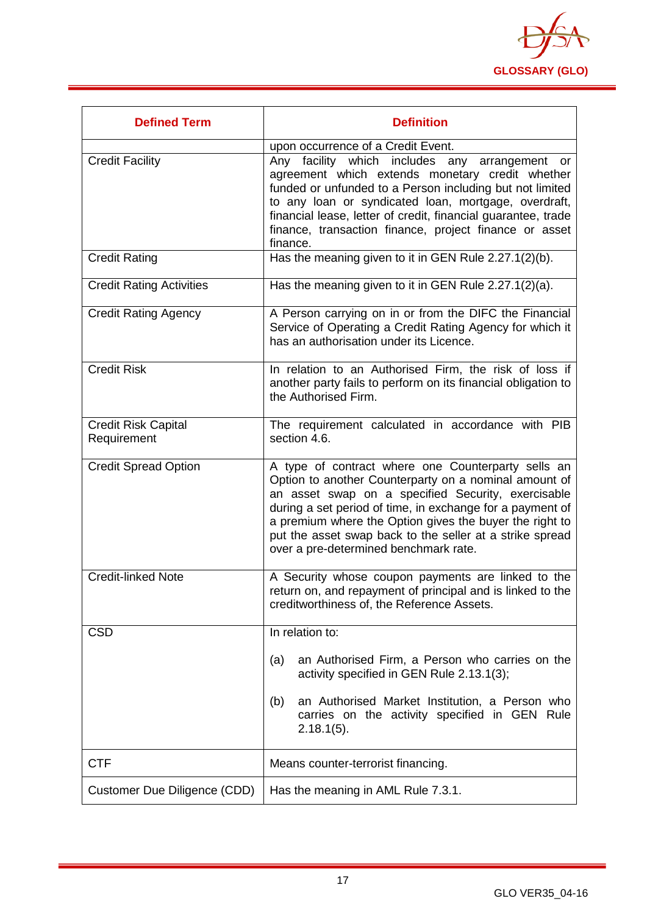| Defined Term | Definition |
|---|---|
| | upon occurrence of a Credit Event. |
| Credit Facility | Any facility which includes any arrangement or agreement which extends monetary credit whether funded or unfunded to a Person including but not limited to any loan or syndicated loan, mortgage, overdraft, financial lease, letter of credit, financial guarantee, trade finance, transaction finance, project finance or asset finance. |
| Credit Rating | Has the meaning given to it in GEN Rule 2.27.1(2)(b). |
| Credit Rating Activities | Has the meaning given to it in GEN Rule 2.27.1(2)(a). |
| Credit Rating Agency | A Person carrying on in or from the DIFC the Financial Service of Operating a Credit Rating Agency for which it has an authorisation under its Licence. |
| Credit Risk | In relation to an Authorised Firm, the risk of loss if another party fails to perform on its financial obligation to the Authorised Firm. |
| Credit Risk Capital Requirement | The requirement calculated in accordance with PIB section 4.6. |
| Credit Spread Option | A type of contract where one Counterparty sells an Option to another Counterparty on a nominal amount of an asset swap on a specified Security, exercisable during a set period of time, in exchange for a payment of a premium where the Option gives the buyer the right to put the asset swap back to the seller at a strike spread over a pre-determined benchmark rate. |
| Credit-linked Note | A Security whose coupon payments are linked to the return on, and repayment of principal and is linked to the creditworthiness of, the Reference Assets. |
| CSD | In relation to:<br><br>(a) an Authorised Firm, a Person who carries on the activity specified in GEN Rule 2.13.1(3);<br><br>(b) an Authorised Market Institution, a Person who carries on the activity specified in GEN Rule 2.18.1(5). |
| CTF | Means counter-terrorist financing. |
| Customer Due Diligence (CDD) | Has the meaning in AML Rule 7.3.1. |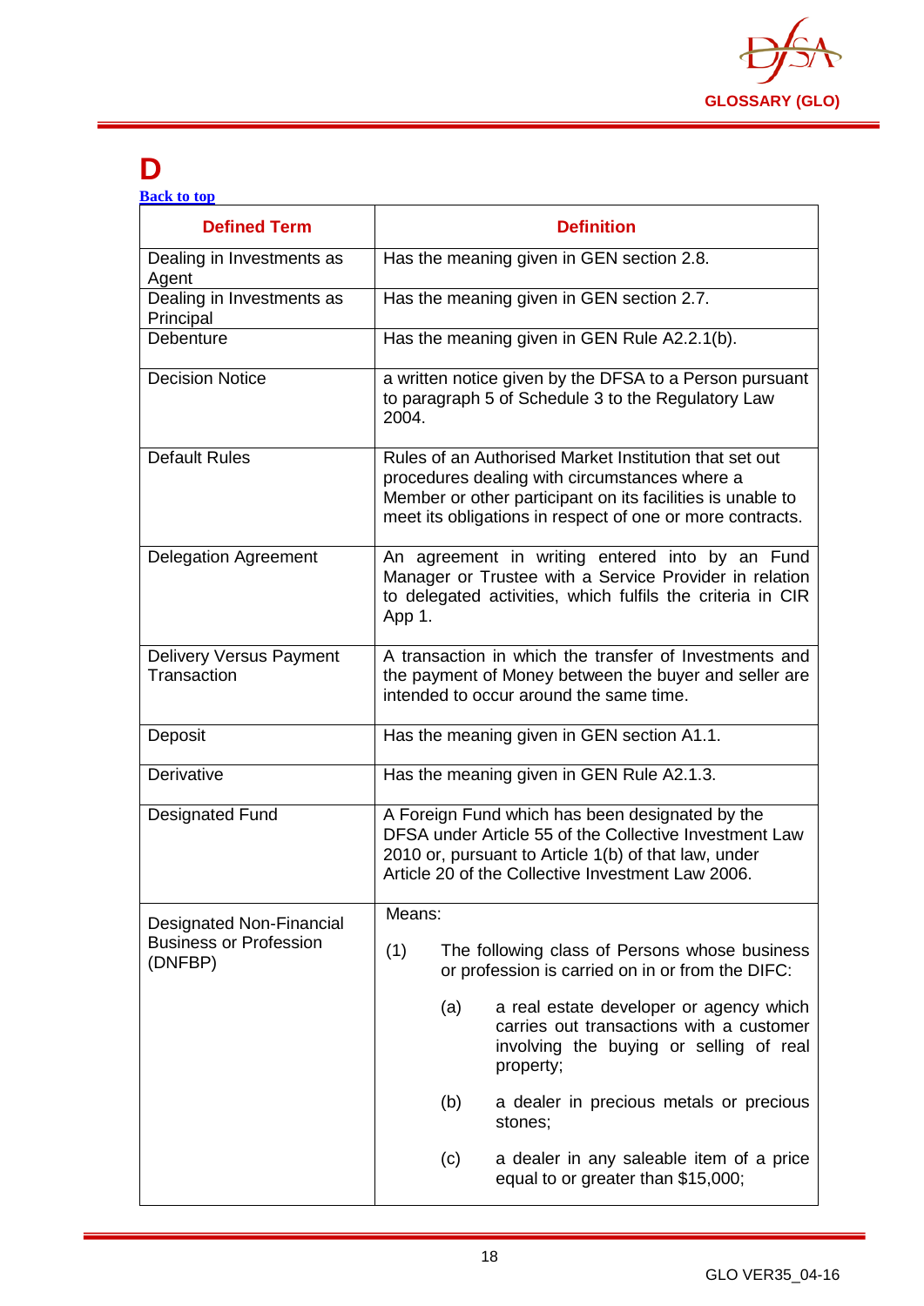# D

[Back to top](#)

| Defined Term | Definition |
|---|---|
| Dealing in Investments as Agent | Has the meaning given in GEN section 2.8. |
| Dealing in Investments as Principal | Has the meaning given in GEN section 2.7. |
| Debenture | Has the meaning given in GEN Rule A2.2.1(b). |
| Decision Notice | a written notice given by the DFSA to a Person pursuant to paragraph 5 of Schedule 3 to the Regulatory Law 2004. |
| Default Rules | Rules of an Authorised Market Institution that set out procedures dealing with circumstances where a Member or other participant on its facilities is unable to meet its obligations in respect of one or more contracts. |
| Delegation Agreement | An agreement in writing entered into by an Fund Manager or Trustee with a Service Provider in relation to delegated activities, which fulfils the criteria in CIR App 1. |
| Delivery Versus Payment Transaction | A transaction in which the transfer of Investments and the payment of Money between the buyer and seller are intended to occur around the same time. |
| Deposit | Has the meaning given in GEN section A1.1. |
| Derivative | Has the meaning given in GEN Rule A2.1.3. |
| Designated Fund | A Foreign Fund which has been designated by the DFSA under Article 55 of the Collective Investment Law 2010 or, pursuant to Article 1(b) of that law, under Article 20 of the Collective Investment Law 2006. |
| Designated Non-Financial Business or Profession (DNFBP) | Means:<br><br>(1) The following class of Persons whose business or profession is carried on in or from the DIFC:<br><br>(a) a real estate developer or agency which carries out transactions with a customer involving the buying or selling of real property;<br><br>(b) a dealer in precious metals or precious stones;<br><br>(c) a dealer in any saleable item of a price equal to or greater than $15,000; |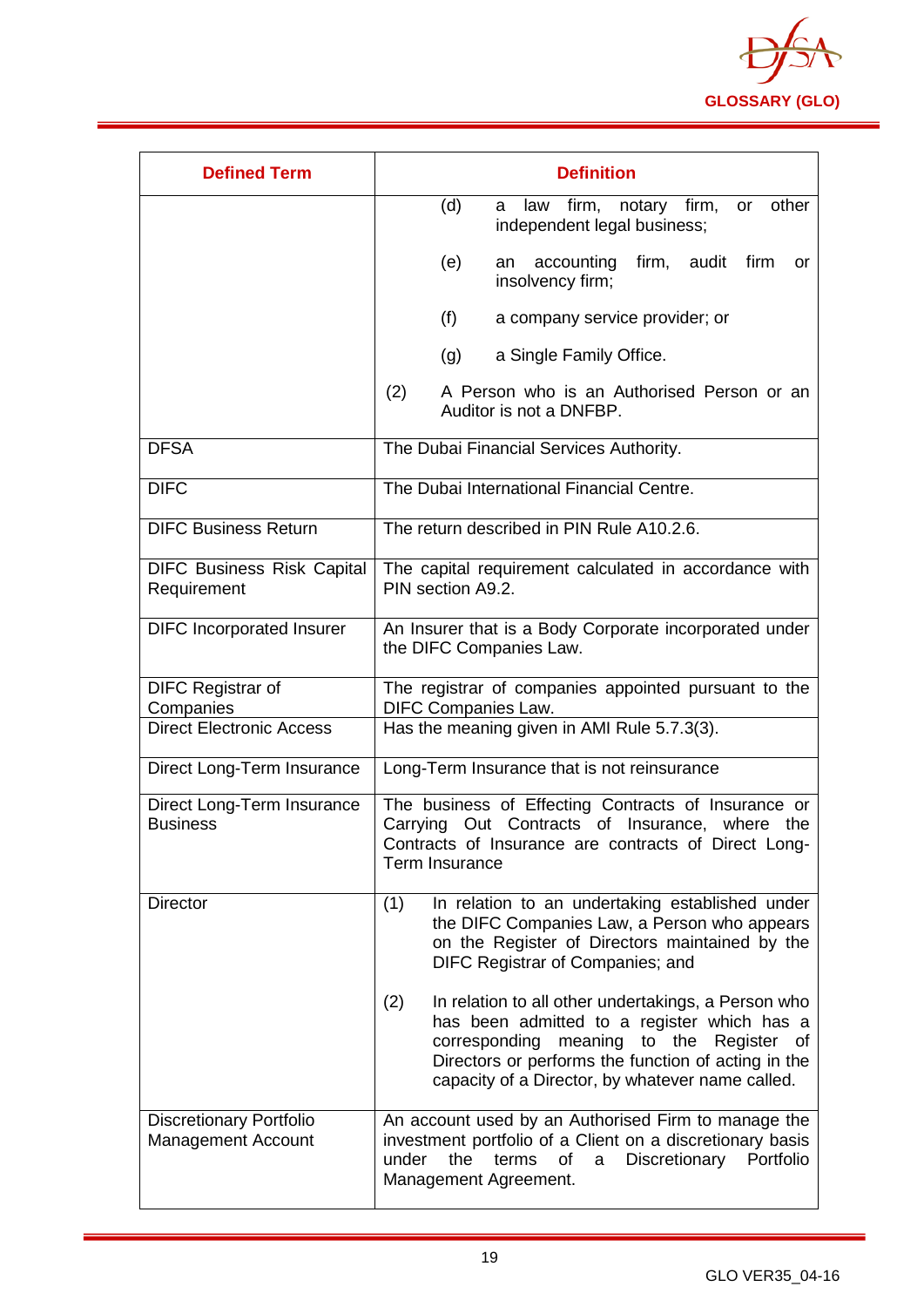| Defined Term | Definition |
|---|---|
| | (d) a law firm, notary firm, or other independent legal business;<br><br>(e) an accounting firm, audit firm or insolvency firm;<br><br>(f) a company service provider; or<br><br>(g) a Single Family Office.<br><br>(2) A Person who is an Authorised Person or an Auditor is not a DNFBP. |
| DFSA | The Dubai Financial Services Authority. |
| DIFC | The Dubai International Financial Centre. |
| DIFC Business Return | The return described in PIN Rule A10.2.6. |
| DIFC Business Risk Capital Requirement | The capital requirement calculated in accordance with PIN section A9.2. |
| DIFC Incorporated Insurer | An Insurer that is a Body Corporate incorporated under the DIFC Companies Law. |
| DIFC Registrar of Companies | The registrar of companies appointed pursuant to the DIFC Companies Law. |
| Direct Electronic Access | Has the meaning given in AMI Rule 5.7.3(3). |
| Direct Long-Term Insurance | Long-Term Insurance that is not reinsurance |
| Direct Long-Term Insurance Business | The business of Effecting Contracts of Insurance or Carrying Out Contracts of Insurance, where the Contracts of Insurance are contracts of Direct Long-Term Insurance |
| Director | (1) In relation to an undertaking established under the DIFC Companies Law, a Person who appears on the Register of Directors maintained by the DIFC Registrar of Companies; and<br><br>(2) In relation to all other undertakings, a Person who has been admitted to a register which has a corresponding meaning to the Register of Directors or performs the function of acting in the capacity of a Director, by whatever name called. |
| Discretionary Portfolio Management Account | An account used by an Authorised Firm to manage the investment portfolio of a Client on a discretionary basis under the terms of a Discretionary Portfolio Management Agreement. |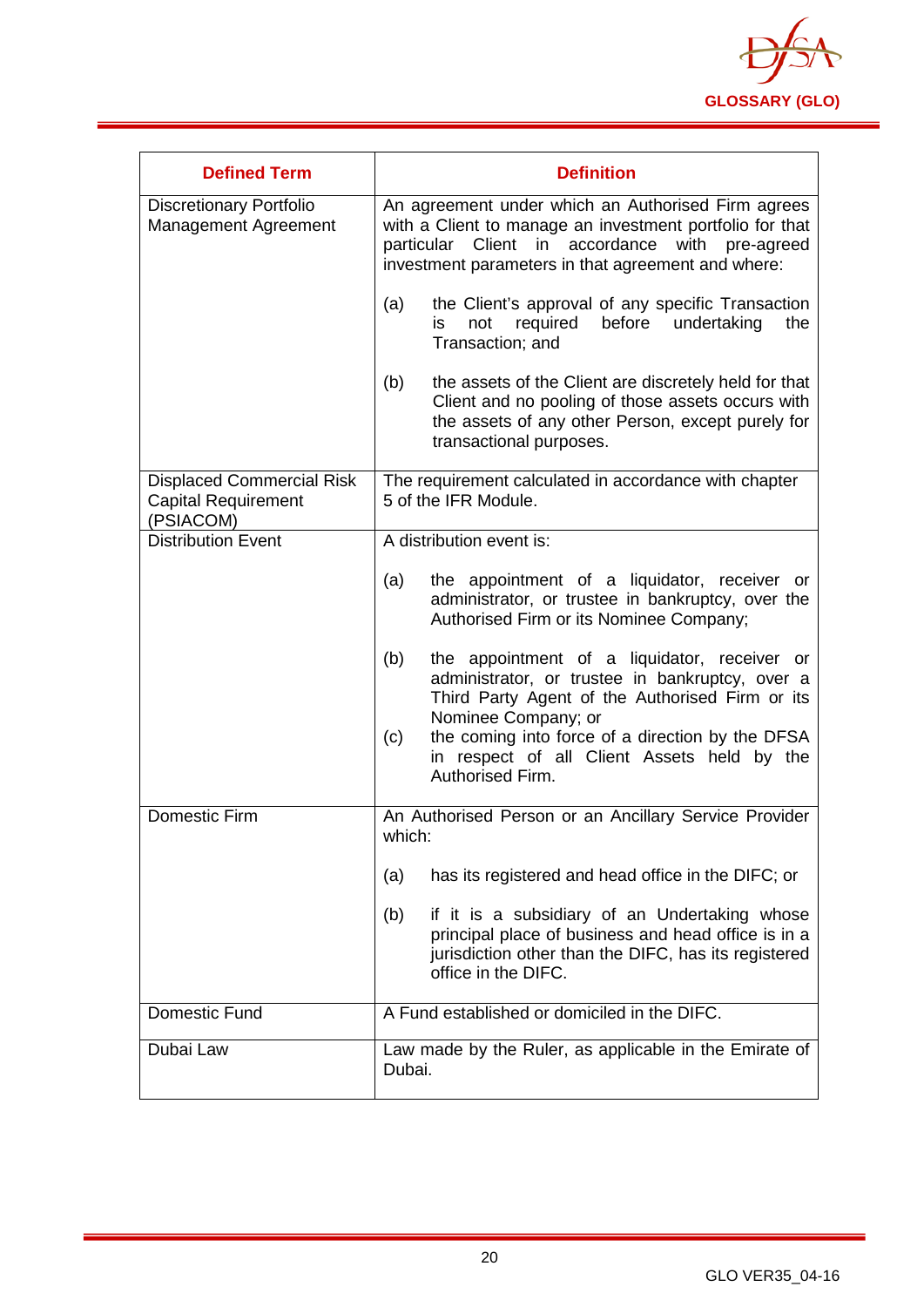| Defined Term | Definition |
|---|---|
| Discretionary Portfolio Management Agreement | An agreement under which an Authorised Firm agrees with a Client to manage an investment portfolio for that particular Client in accordance with pre-agreed investment parameters in that agreement and where:<br><br>(a) the Client's approval of any specific Transaction is not required before undertaking the Transaction; and<br><br>(b) the assets of the Client are discretely held for that Client and no pooling of those assets occurs with the assets of any other Person, except purely for transactional purposes. |
| Displaced Commercial Risk Capital Requirement (PSIACOM) | The requirement calculated in accordance with chapter 5 of the IFR Module. |
| Distribution Event | A distribution event is:<br><br>(a) the appointment of a liquidator, receiver or administrator, or trustee in bankruptcy, over the Authorised Firm or its Nominee Company;<br><br>(b) the appointment of a liquidator, receiver or administrator, or trustee in bankruptcy, over a Third Party Agent of the Authorised Firm or its Nominee Company; or<br><br>(c) the coming into force of a direction by the DFSA in respect of all Client Assets held by the Authorised Firm. |
| Domestic Firm | An Authorised Person or an Ancillary Service Provider which:<br><br>(a) has its registered and head office in the DIFC; or<br><br>(b) if it is a subsidiary of an Undertaking whose principal place of business and head office is in a jurisdiction other than the DIFC, has its registered office in the DIFC. |
| Domestic Fund | A Fund established or domiciled in the DIFC. |
| Dubai Law | Law made by the Ruler, as applicable in the Emirate of Dubai. |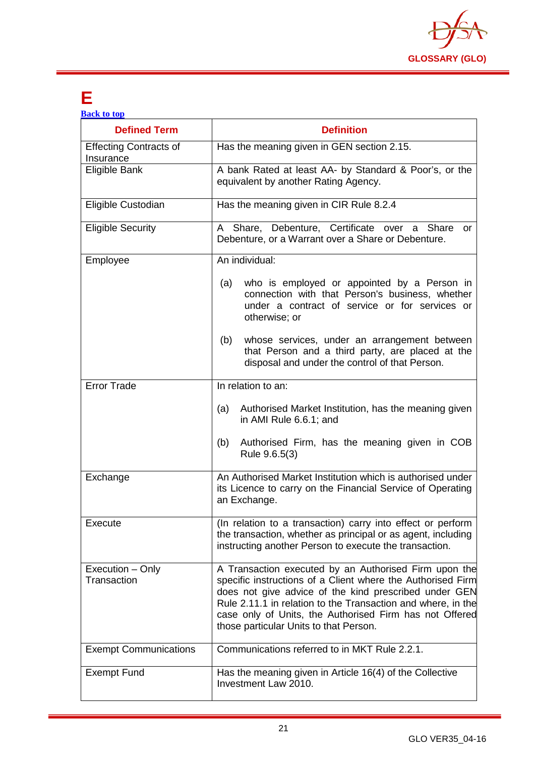# E

Back to top

| Defined Term | Definition |
|---|---|
| Effecting Contracts of Insurance | Has the meaning given in GEN section 2.15. |
| Eligible Bank | A bank Rated at least AA- by Standard & Poor's, or the equivalent by another Rating Agency. |
| Eligible Custodian | Has the meaning given in CIR Rule 8.2.4 |
| Eligible Security | A Share, Debenture, Certificate over a Share or Debenture, or a Warrant over a Share or Debenture. |
| Employee | An individual:<br><br>(a) who is employed or appointed by a Person in connection with that Person's business, whether under a contract of service or for services or otherwise; or<br><br>(b) whose services, under an arrangement between that Person and a third party, are placed at the disposal and under the control of that Person. |
| Error Trade | In relation to an:<br><br>(a) Authorised Market Institution, has the meaning given in AMI Rule 6.6.1; and<br><br>(b) Authorised Firm, has the meaning given in COB Rule 9.6.5(3) |
| Exchange | An Authorised Market Institution which is authorised under its Licence to carry on the Financial Service of Operating an Exchange. |
| Execute | (In relation to a transaction) carry into effect or perform the transaction, whether as principal or as agent, including instructing another Person to execute the transaction. |
| Execution – Only Transaction | A Transaction executed by an Authorised Firm upon the specific instructions of a Client where the Authorised Firm does not give advice of the kind prescribed under GEN Rule 2.11.1 in relation to the Transaction and where, in the case only of Units, the Authorised Firm has not Offered those particular Units to that Person. |
| Exempt Communications | Communications referred to in MKT Rule 2.2.1. |
| Exempt Fund | Has the meaning given in Article 16(4) of the Collective Investment Law 2010. |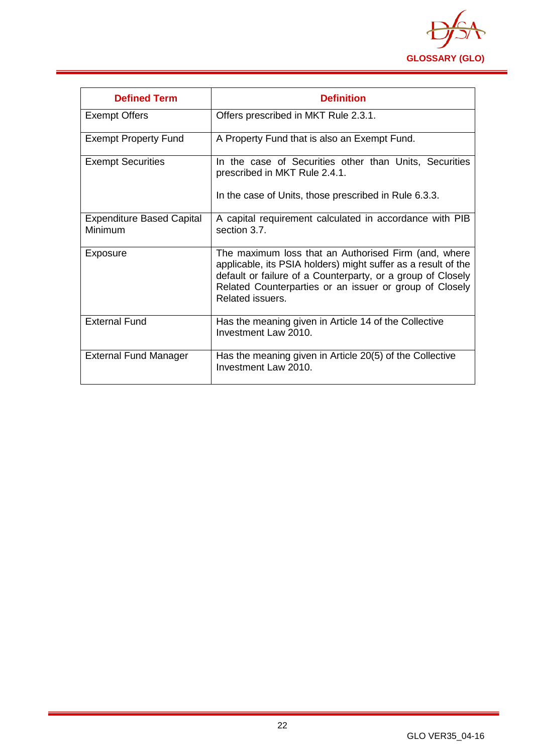| Defined Term | Definition |
|---|---|
| Exempt Offers | Offers prescribed in MKT Rule 2.3.1. |
| Exempt Property Fund | A Property Fund that is also an Exempt Fund. |
| Exempt Securities | In the case of Securities other than Units, Securities prescribed in MKT Rule 2.4.1.<br><br>In the case of Units, those prescribed in Rule 6.3.3. |
| Expenditure Based Capital Minimum | A capital requirement calculated in accordance with PIB section 3.7. |
| Exposure | The maximum loss that an Authorised Firm (and, where applicable, its PSIA holders) might suffer as a result of the default or failure of a Counterparty, or a group of Closely Related Counterparties or an issuer or group of Closely Related issuers. |
| External Fund | Has the meaning given in Article 14 of the Collective Investment Law 2010. |
| External Fund Manager | Has the meaning given in Article 20(5) of the Collective Investment Law 2010. |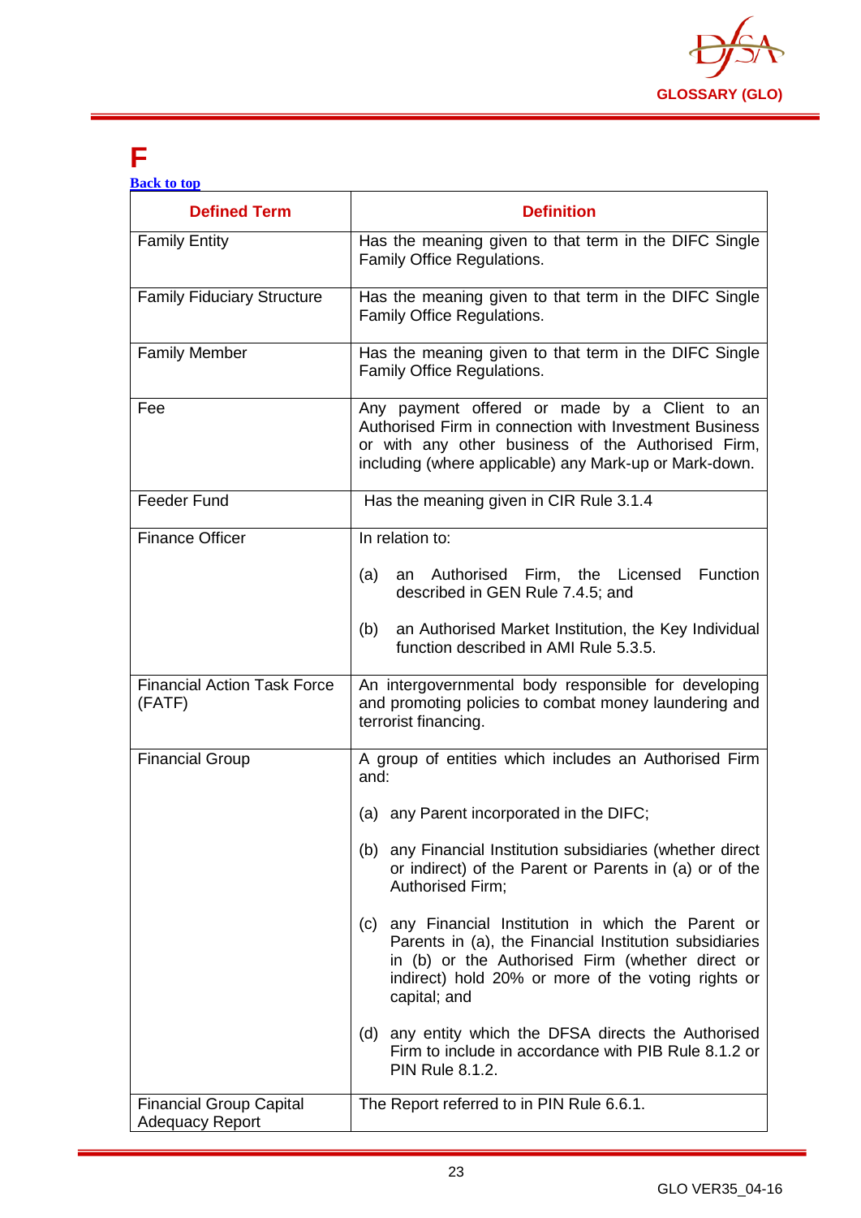# F

[Back to top](#)

| Defined Term | Definition |
|---|---|
| Family Entity | Has the meaning given to that term in the DIFC Single Family Office Regulations. |
| Family Fiduciary Structure | Has the meaning given to that term in the DIFC Single Family Office Regulations. |
| Family Member | Has the meaning given to that term in the DIFC Single Family Office Regulations. |
| Fee | Any payment offered or made by a Client to an Authorised Firm in connection with Investment Business or with any other business of the Authorised Firm, including (where applicable) any Mark-up or Mark-down. |
| Feeder Fund | Has the meaning given in CIR Rule 3.1.4 |
| Finance Officer | In relation to:<br><br>(a) an Authorised Firm, the Licensed Function described in GEN Rule 7.4.5; and<br><br>(b) an Authorised Market Institution, the Key Individual function described in AMI Rule 5.3.5. |
| Financial Action Task Force (FATF) | An intergovernmental body responsible for developing and promoting policies to combat money laundering and terrorist financing. |
| Financial Group | A group of entities which includes an Authorised Firm and:<br><br>(a) any Parent incorporated in the DIFC;<br><br>(b) any Financial Institution subsidiaries (whether direct or indirect) of the Parent or Parents in (a) or of the Authorised Firm;<br><br>(c) any Financial Institution in which the Parent or Parents in (a), the Financial Institution subsidiaries in (b) or the Authorised Firm (whether direct or indirect) hold 20% or more of the voting rights or capital; and<br><br>(d) any entity which the DFSA directs the Authorised Firm to include in accordance with PIB Rule 8.1.2 or PIN Rule 8.1.2. |
| Financial Group Capital Adequacy Report | The Report referred to in PIN Rule 6.6.1. |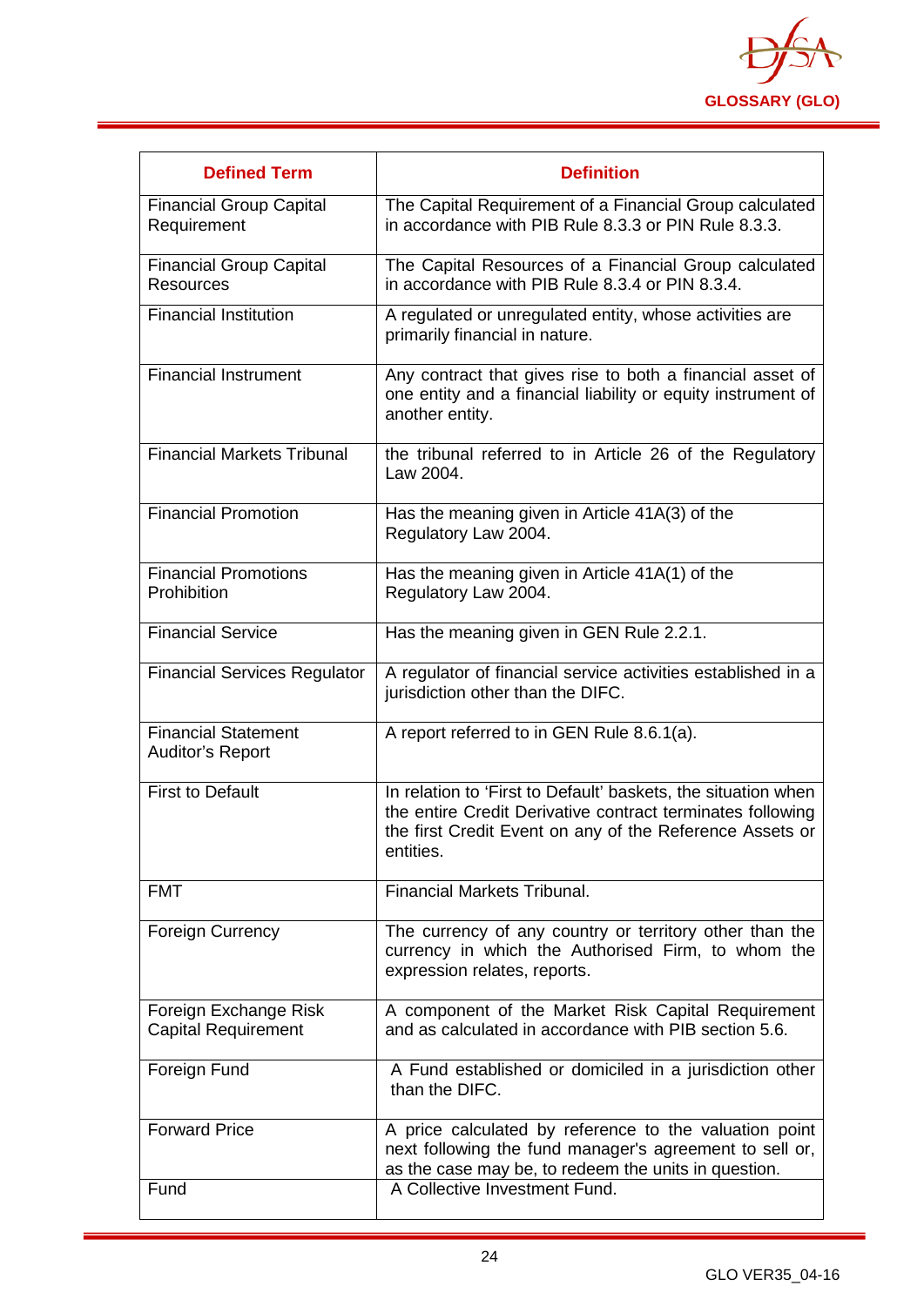| Defined Term | Definition |
|---|---|
| Financial Group Capital Requirement | The Capital Requirement of a Financial Group calculated in accordance with PIB Rule 8.3.3 or PIN Rule 8.3.3. |
| Financial Group Capital Resources | The Capital Resources of a Financial Group calculated in accordance with PIB Rule 8.3.4 or PIN 8.3.4. |
| Financial Institution | A regulated or unregulated entity, whose activities are primarily financial in nature. |
| Financial Instrument | Any contract that gives rise to both a financial asset of one entity and a financial liability or equity instrument of another entity. |
| Financial Markets Tribunal | the tribunal referred to in Article 26 of the Regulatory Law 2004. |
| Financial Promotion | Has the meaning given in Article 41A(3) of the Regulatory Law 2004. |
| Financial Promotions Prohibition | Has the meaning given in Article 41A(1) of the Regulatory Law 2004. |
| Financial Service | Has the meaning given in GEN Rule 2.2.1. |
| Financial Services Regulator | A regulator of financial service activities established in a jurisdiction other than the DIFC. |
| Financial Statement Auditor's Report | A report referred to in GEN Rule 8.6.1(a). |
| First to Default | In relation to 'First to Default' baskets, the situation when the entire Credit Derivative contract terminates following the first Credit Event on any of the Reference Assets or entities. |
| FMT | Financial Markets Tribunal. |
| Foreign Currency | The currency of any country or territory other than the currency in which the Authorised Firm, to whom the expression relates, reports. |
| Foreign Exchange Risk Capital Requirement | A component of the Market Risk Capital Requirement and as calculated in accordance with PIB section 5.6. |
| Foreign Fund | A Fund established or domiciled in a jurisdiction other than the DIFC. |
| Forward Price | A price calculated by reference to the valuation point next following the fund manager's agreement to sell or, as the case may be, to redeem the units in question. |
| Fund | A Collective Investment Fund. |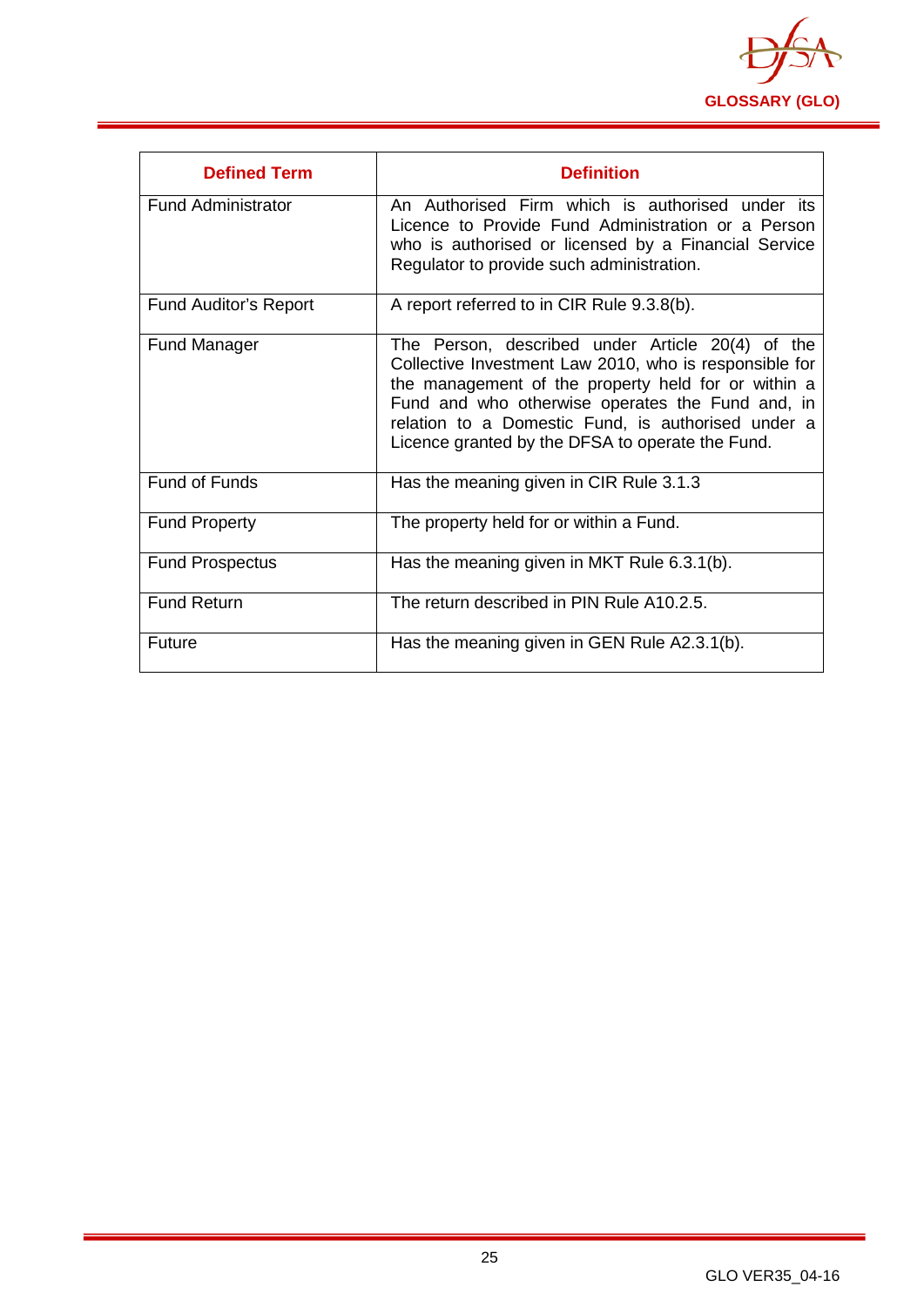| Defined Term | Definition |
|---|---|
| Fund Administrator | An Authorised Firm which is authorised under its Licence to Provide Fund Administration or a Person who is authorised or licensed by a Financial Service Regulator to provide such administration. |
| Fund Auditor's Report | A report referred to in CIR Rule 9.3.8(b). |
| Fund Manager | The Person, described under Article 20(4) of the Collective Investment Law 2010, who is responsible for the management of the property held for or within a Fund and who otherwise operates the Fund and, in relation to a Domestic Fund, is authorised under a Licence granted by the DFSA to operate the Fund. |
| Fund of Funds | Has the meaning given in CIR Rule 3.1.3 |
| Fund Property | The property held for or within a Fund. |
| Fund Prospectus | Has the meaning given in MKT Rule 6.3.1(b). |
| Fund Return | The return described in PIN Rule A10.2.5. |
| Future | Has the meaning given in GEN Rule A2.3.1(b). |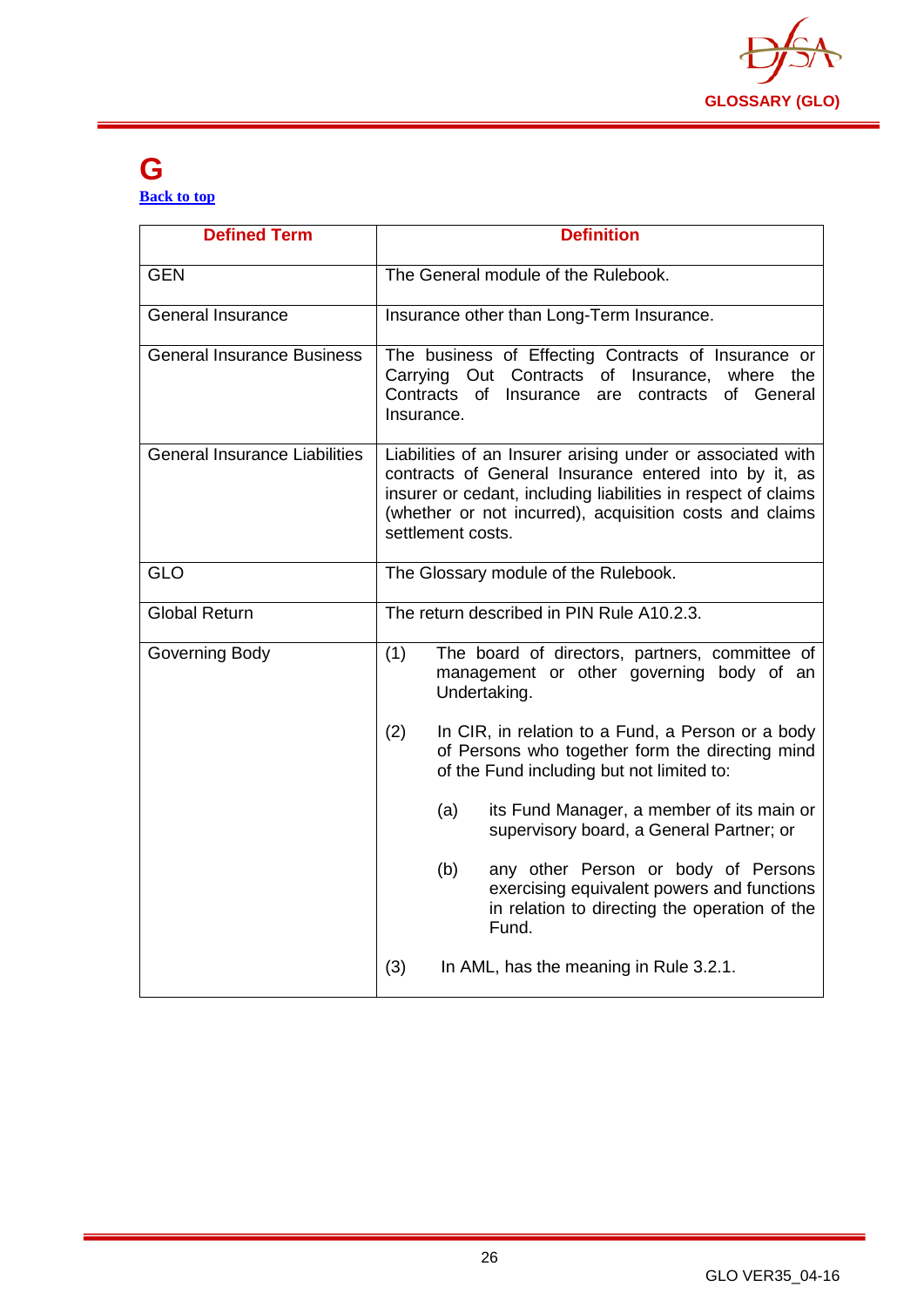# G

[Back to top]

| Defined Term | Definition |
|---|---|
| GEN | The General module of the Rulebook. |
| General Insurance | Insurance other than Long-Term Insurance. |
| General Insurance Business | The business of Effecting Contracts of Insurance or Carrying Out Contracts of Insurance, where the Contracts of Insurance are contracts of General Insurance. |
| General Insurance Liabilities | Liabilities of an Insurer arising under or associated with contracts of General Insurance entered into by it, as insurer or cedant, including liabilities in respect of claims (whether or not incurred), acquisition costs and claims settlement costs. |
| GLO | The Glossary module of the Rulebook. |
| Global Return | The return described in PIN Rule A10.2.3. |
| Governing Body | (1) The board of directors, partners, committee of management or other governing body of an Undertaking.<br><br>(2) In CIR, in relation to a Fund, a Person or a body of Persons who together form the directing mind of the Fund including but not limited to:<br><br>(a) its Fund Manager, a member of its main or supervisory board, a General Partner; or<br><br>(b) any other Person or body of Persons exercising equivalent powers and functions in relation to directing the operation of the Fund.<br><br>(3) In AML, has the meaning in Rule 3.2.1. |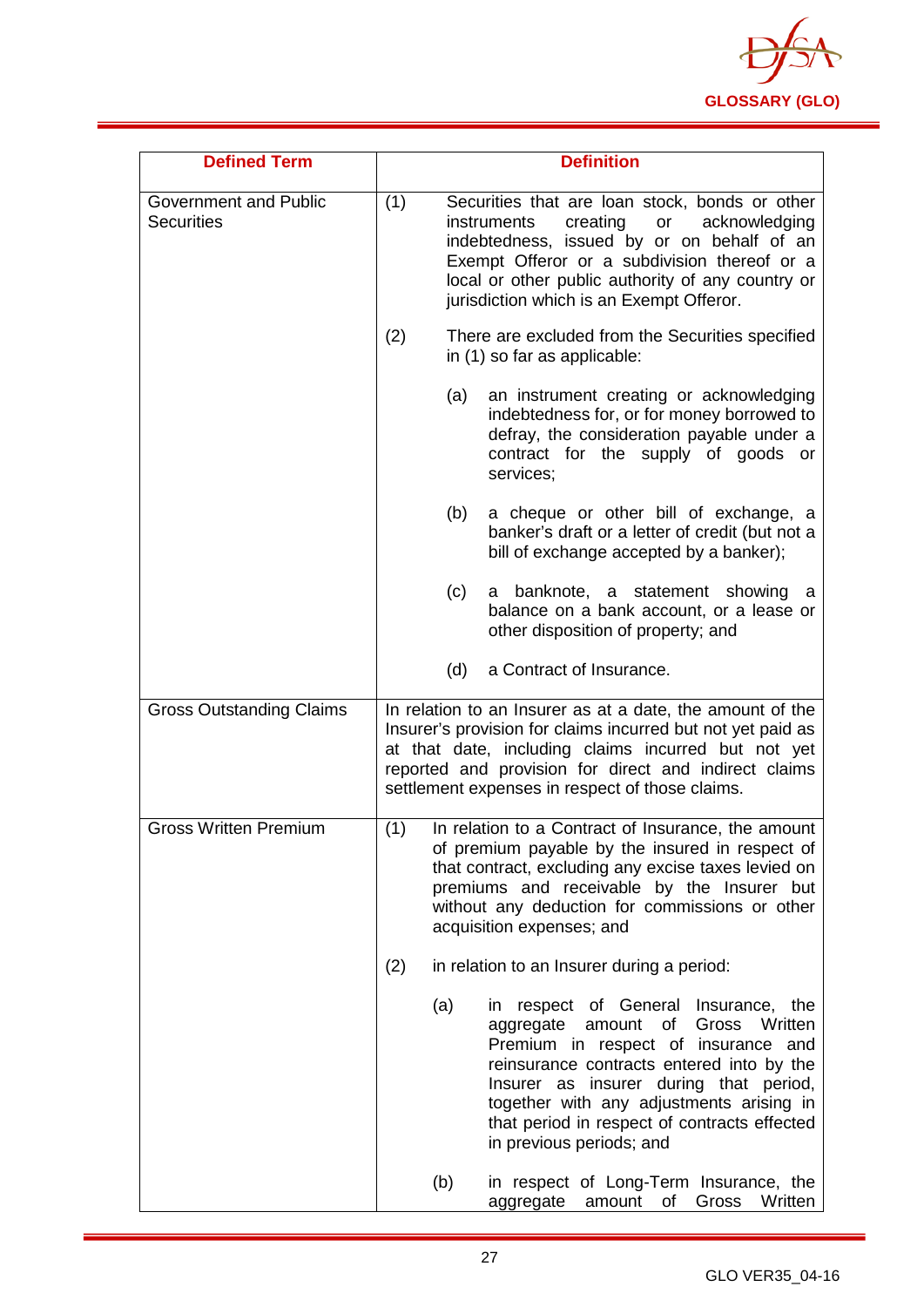| Defined Term | Definition |
|---|---|
| Government and Public Securities | (1) Securities that are loan stock, bonds or other instruments creating or acknowledging indebtedness, issued by or on behalf of an Exempt Offeror or a subdivision thereof or a local or other public authority of any country or jurisdiction which is an Exempt Offeror.<br><br>(2) There are excluded from the Securities specified in (1) so far as applicable:<br><br>(a) an instrument creating or acknowledging indebtedness for, or for money borrowed to defray, the consideration payable under a contract for the supply of goods or services;<br><br>(b) a cheque or other bill of exchange, a banker's draft or a letter of credit (but not a bill of exchange accepted by a banker);<br><br>(c) a banknote, a statement showing a balance on a bank account, or a lease or other disposition of property; and<br><br>(d) a Contract of Insurance. |
| Gross Outstanding Claims | In relation to an Insurer as at a date, the amount of the Insurer's provision for claims incurred but not yet paid as at that date, including claims incurred but not yet reported and provision for direct and indirect claims settlement expenses in respect of those claims. |
| Gross Written Premium | (1) In relation to a Contract of Insurance, the amount of premium payable by the insured in respect of that contract, excluding any excise taxes levied on premiums and receivable by the Insurer but without any deduction for commissions or other acquisition expenses; and<br><br>(2) in relation to an Insurer during a period:<br><br>(a) in respect of General Insurance, the aggregate amount of Gross Written Premium in respect of insurance and reinsurance contracts entered into by the Insurer as insurer during that period, together with any adjustments arising in that period in respect of contracts effected in previous periods; and<br><br>(b) in respect of Long-Term Insurance, the aggregate amount of Gross Written |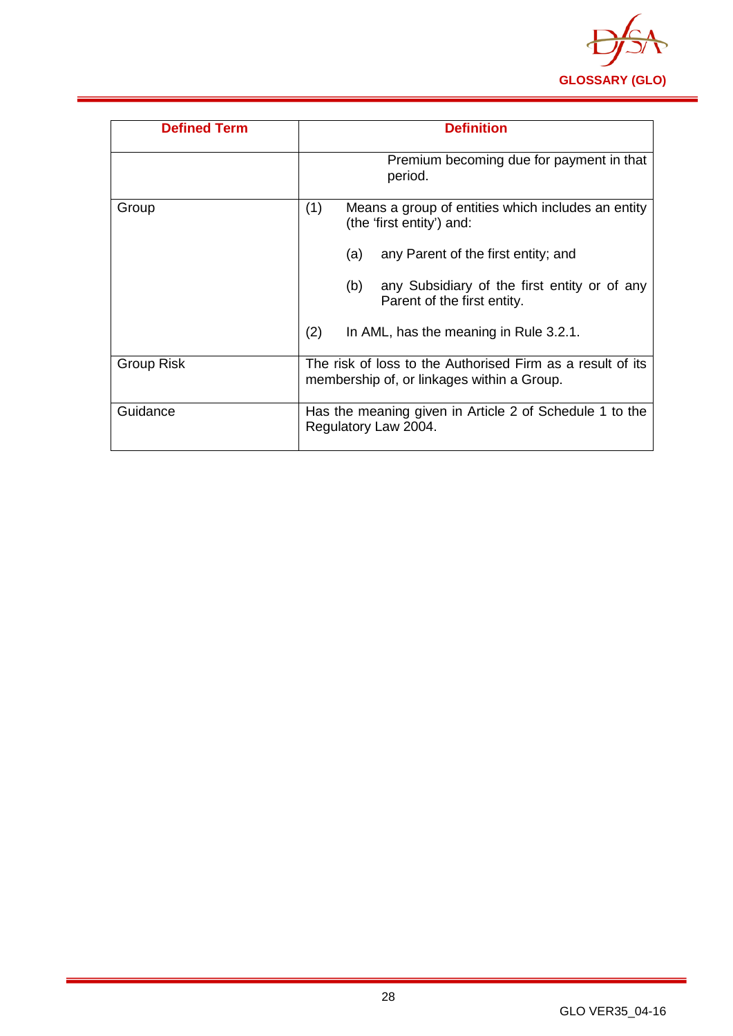| Defined Term | Definition |
|---|---|
| | Premium becoming due for payment in that period. |
| Group | (1) Means a group of entities which includes an entity (the 'first entity') and:<br><br>(a) any Parent of the first entity; and<br><br>(b) any Subsidiary of the first entity or of any Parent of the first entity.<br><br>(2) In AML, has the meaning in Rule 3.2.1. |
| Group Risk | The risk of loss to the Authorised Firm as a result of its membership of, or linkages within a Group. |
| Guidance | Has the meaning given in Article 2 of Schedule 1 to the Regulatory Law 2004. |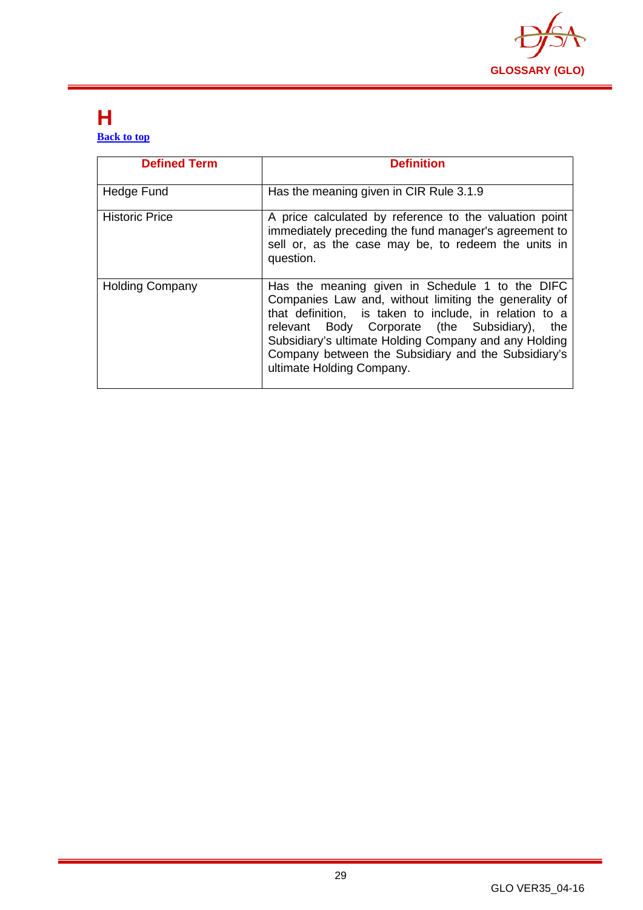# H

[Back to top](#)

| Defined Term | Definition |
|---|---|
| Hedge Fund | Has the meaning given in CIR Rule 3.1.9 |
| Historic Price | A price calculated by reference to the valuation point immediately preceding the fund manager's agreement to sell or, as the case may be, to redeem the units in question. |
| Holding Company | Has the meaning given in Schedule 1 to the DIFC Companies Law and, without limiting the generality of that definition, is taken to include, in relation to a relevant Body Corporate (the Subsidiary), the Subsidiary's ultimate Holding Company and any Holding Company between the Subsidiary and the Subsidiary's ultimate Holding Company. |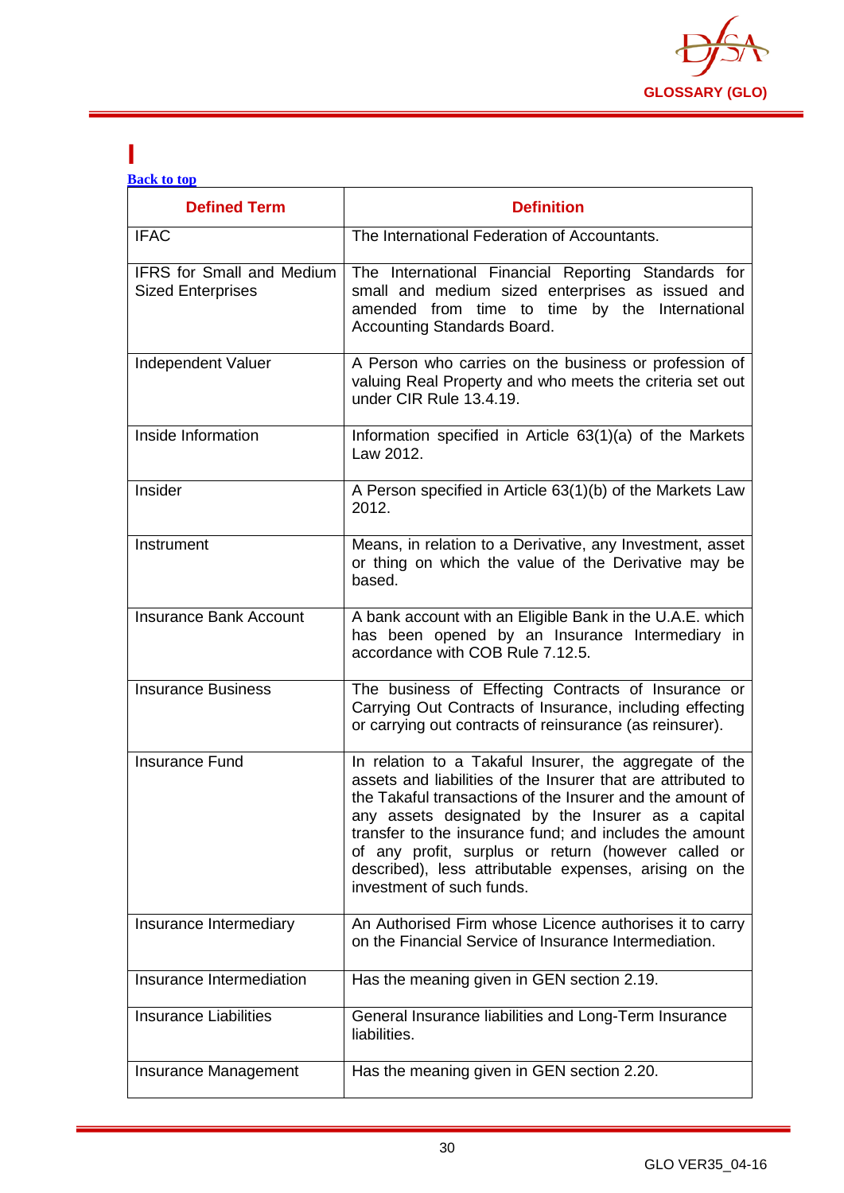# I

[Back to top](#)

| Defined Term | Definition |
|---|---|
| IFAC | The International Federation of Accountants. |
| IFRS for Small and Medium Sized Enterprises | The International Financial Reporting Standards for small and medium sized enterprises as issued and amended from time to time by the International Accounting Standards Board. |
| Independent Valuer | A Person who carries on the business or profession of valuing Real Property and who meets the criteria set out under CIR Rule 13.4.19. |
| Inside Information | Information specified in Article 63(1)(a) of the Markets Law 2012. |
| Insider | A Person specified in Article 63(1)(b) of the Markets Law 2012. |
| Instrument | Means, in relation to a Derivative, any Investment, asset or thing on which the value of the Derivative may be based. |
| Insurance Bank Account | A bank account with an Eligible Bank in the U.A.E. which has been opened by an Insurance Intermediary in accordance with COB Rule 7.12.5. |
| Insurance Business | The business of Effecting Contracts of Insurance or Carrying Out Contracts of Insurance, including effecting or carrying out contracts of reinsurance (as reinsurer). |
| Insurance Fund | In relation to a Takaful Insurer, the aggregate of the assets and liabilities of the Insurer that are attributed to the Takaful transactions of the Insurer and the amount of any assets designated by the Insurer as a capital transfer to the insurance fund; and includes the amount of any profit, surplus or return (however called or described), less attributable expenses, arising on the investment of such funds. |
| Insurance Intermediary | An Authorised Firm whose Licence authorises it to carry on the Financial Service of Insurance Intermediation. |
| Insurance Intermediation | Has the meaning given in GEN section 2.19. |
| Insurance Liabilities | General Insurance liabilities and Long-Term Insurance liabilities. |
| Insurance Management | Has the meaning given in GEN section 2.20. |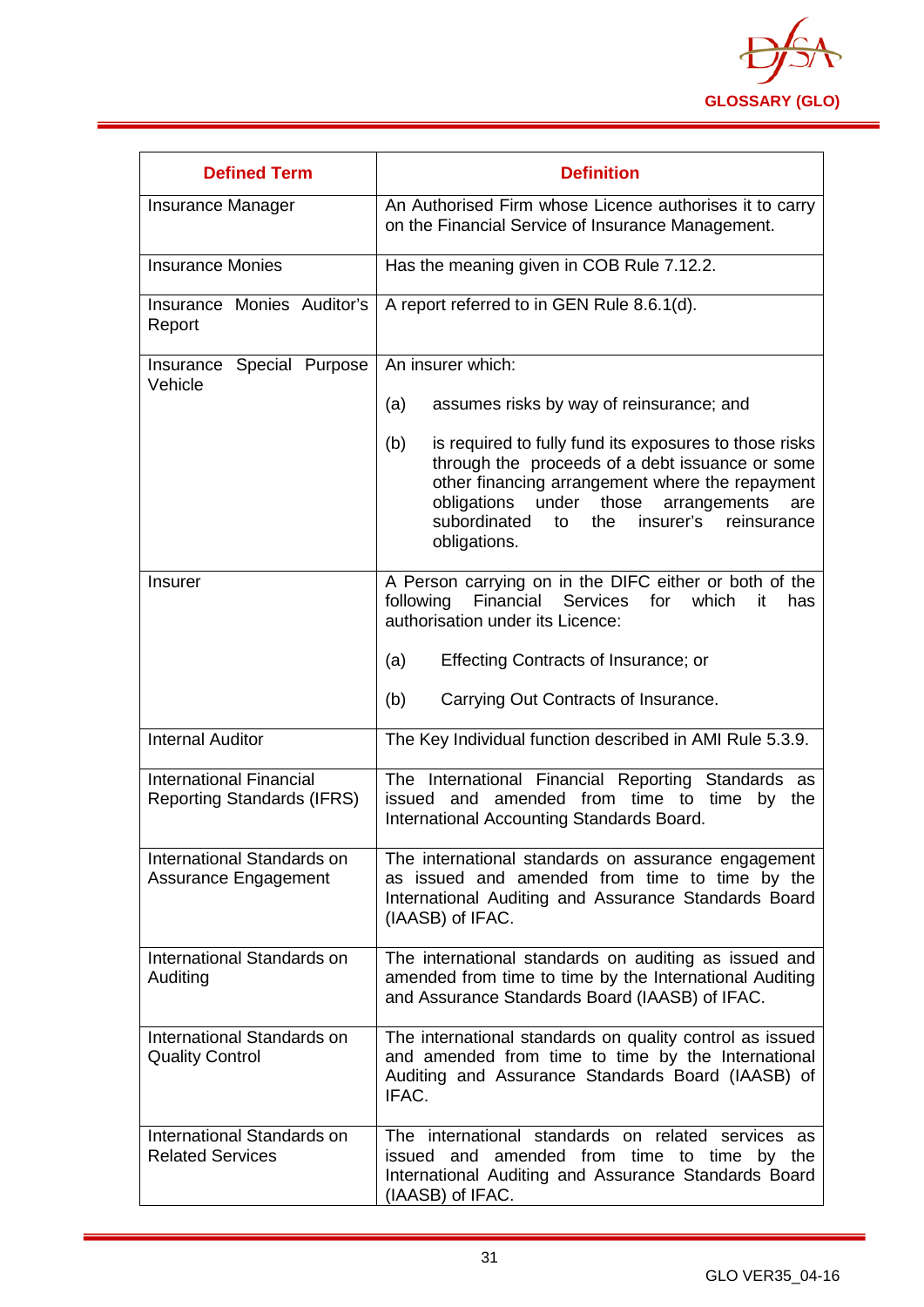| Defined Term | Definition |
|---|---|
| Insurance Manager | An Authorised Firm whose Licence authorises it to carry on the Financial Service of Insurance Management. |
| Insurance Monies | Has the meaning given in COB Rule 7.12.2. |
| Insurance Monies Auditor's Report | A report referred to in GEN Rule 8.6.1(d). |
| Insurance Special Purpose Vehicle | An insurer which:<br><br>(a) assumes risks by way of reinsurance; and<br><br>(b) is required to fully fund its exposures to those risks through the proceeds of a debt issuance or some other financing arrangement where the repayment obligations under those arrangements are subordinated to the insurer's reinsurance obligations. |
| Insurer | A Person carrying on in the DIFC either or both of the following Financial Services for which it has authorisation under its Licence:<br><br>(a) Effecting Contracts of Insurance; or<br><br>(b) Carrying Out Contracts of Insurance. |
| Internal Auditor | The Key Individual function described in AMI Rule 5.3.9. |
| International Financial Reporting Standards (IFRS) | The International Financial Reporting Standards as issued and amended from time to time by the International Accounting Standards Board. |
| International Standards on Assurance Engagement | The international standards on assurance engagement as issued and amended from time to time by the International Auditing and Assurance Standards Board (IAASB) of IFAC. |
| International Standards on Auditing | The international standards on auditing as issued and amended from time to time by the International Auditing and Assurance Standards Board (IAASB) of IFAC. |
| International Standards on Quality Control | The international standards on quality control as issued and amended from time to time by the International Auditing and Assurance Standards Board (IAASB) of IFAC. |
| International Standards on Related Services | The international standards on related services as issued and amended from time to time by the International Auditing and Assurance Standards Board (IAASB) of IFAC. |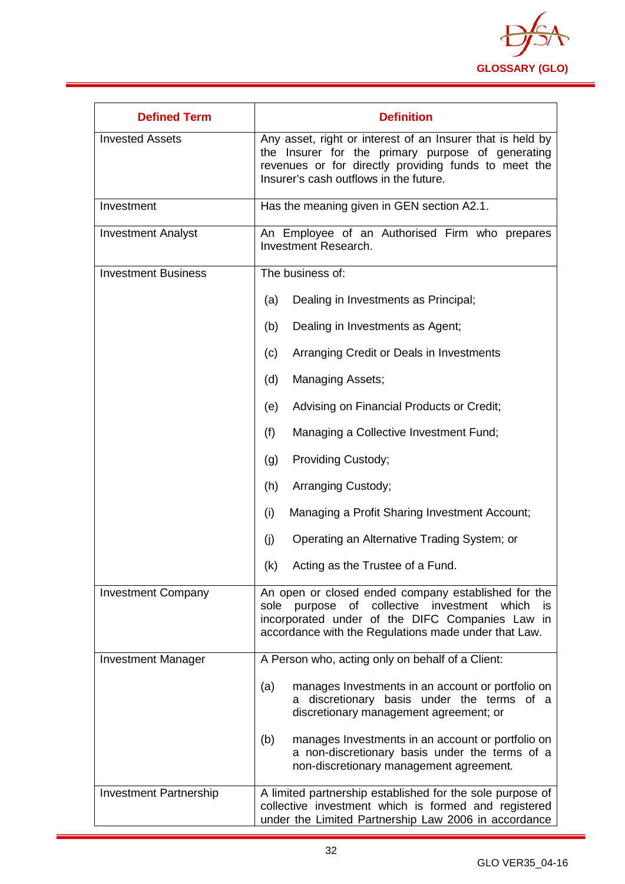| Defined Term | Definition |
|---|---|
| Invested Assets | Any asset, right or interest of an Insurer that is held by the Insurer for the primary purpose of generating revenues or for directly providing funds to meet the Insurer's cash outflows in the future. |
| Investment | Has the meaning given in GEN section A2.1. |
| Investment Analyst | An Employee of an Authorised Firm who prepares Investment Research. |
| Investment Business | The business of:<br><br>(a) Dealing in Investments as Principal;<br><br>(b) Dealing in Investments as Agent;<br><br>(c) Arranging Credit or Deals in Investments<br><br>(d) Managing Assets;<br><br>(e) Advising on Financial Products or Credit;<br><br>(f) Managing a Collective Investment Fund;<br><br>(g) Providing Custody;<br><br>(h) Arranging Custody;<br><br>(i) Managing a Profit Sharing Investment Account;<br><br>(j) Operating an Alternative Trading System; or<br><br>(k) Acting as the Trustee of a Fund. |
| Investment Company | An open or closed ended company established for the sole purpose of collective investment which is incorporated under of the DIFC Companies Law in accordance with the Regulations made under that Law. |
| Investment Manager | A Person who, acting only on behalf of a Client:<br><br>(a) manages Investments in an account or portfolio on a discretionary basis under the terms of a discretionary management agreement; or<br><br>(b) manages Investments in an account or portfolio on a non-discretionary basis under the terms of a non-discretionary management agreement. |
| Investment Partnership | A limited partnership established for the sole purpose of collective investment which is formed and registered under the Limited Partnership Law 2006 in accordance |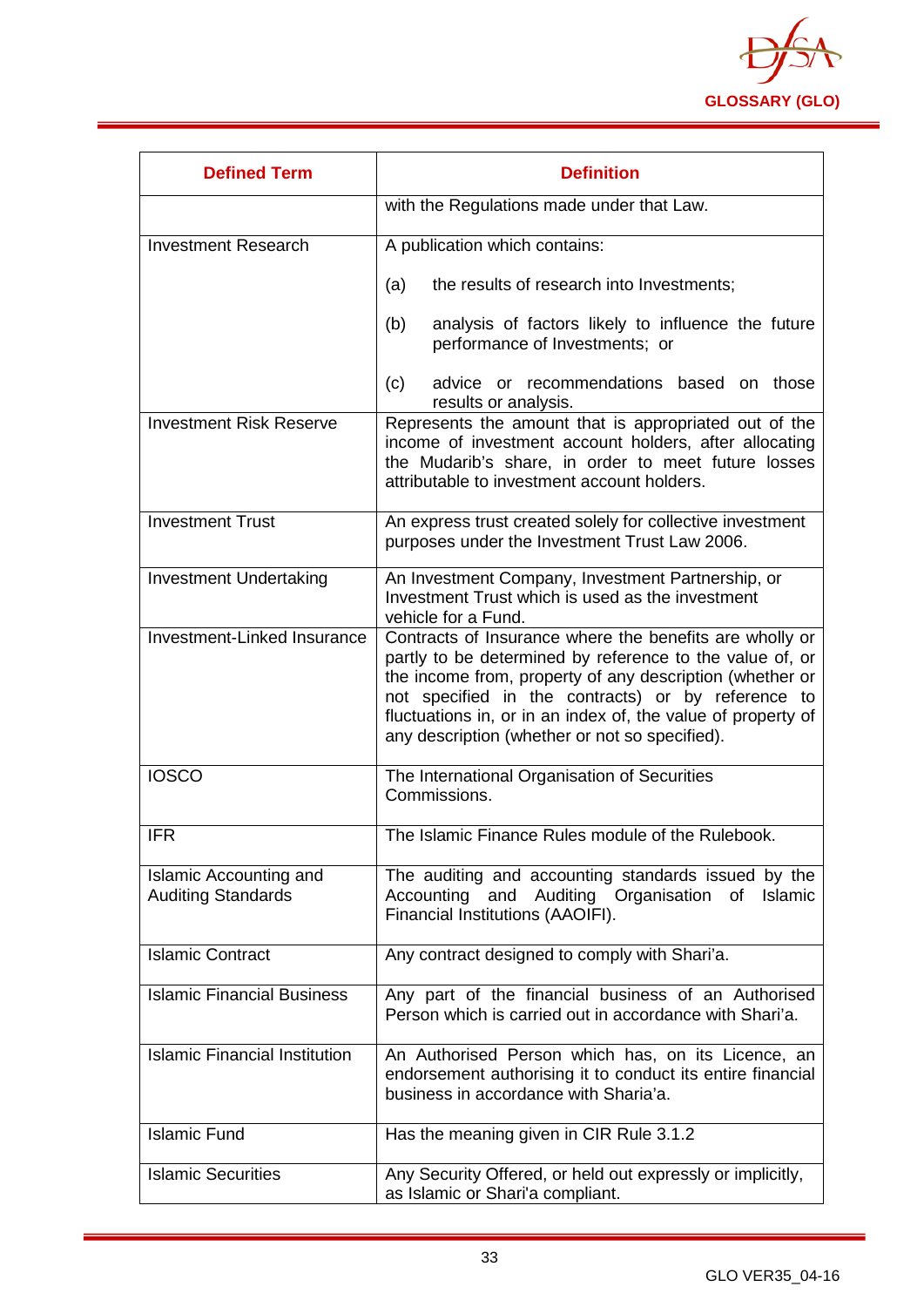| Defined Term | Definition |
|---|---|
| | with the Regulations made under that Law. |
| Investment Research | A publication which contains:<br><br>(a) the results of research into Investments;<br><br>(b) analysis of factors likely to influence the future performance of Investments; or<br><br>(c) advice or recommendations based on those results or analysis. |
| Investment Risk Reserve | Represents the amount that is appropriated out of the income of investment account holders, after allocating the Mudarib's share, in order to meet future losses attributable to investment account holders. |
| Investment Trust | An express trust created solely for collective investment purposes under the Investment Trust Law 2006. |
| Investment Undertaking | An Investment Company, Investment Partnership, or Investment Trust which is used as the investment vehicle for a Fund. |
| Investment-Linked Insurance | Contracts of Insurance where the benefits are wholly or partly to be determined by reference to the value of, or the income from, property of any description (whether or not specified in the contracts) or by reference to fluctuations in, or in an index of, the value of property of any description (whether or not so specified). |
| IOSCO | The International Organisation of Securities Commissions. |
| IFR | The Islamic Finance Rules module of the Rulebook. |
| Islamic Accounting and Auditing Standards | The auditing and accounting standards issued by the Accounting and Auditing Organisation of Islamic Financial Institutions (AAOIFI). |
| Islamic Contract | Any contract designed to comply with Shari'a. |
| Islamic Financial Business | Any part of the financial business of an Authorised Person which is carried out in accordance with Shari'a. |
| Islamic Financial Institution | An Authorised Person which has, on its Licence, an endorsement authorising it to conduct its entire financial business in accordance with Sharia'a. |
| Islamic Fund | Has the meaning given in CIR Rule 3.1.2 |
| Islamic Securities | Any Security Offered, or held out expressly or implicitly, as Islamic or Shari'a compliant. |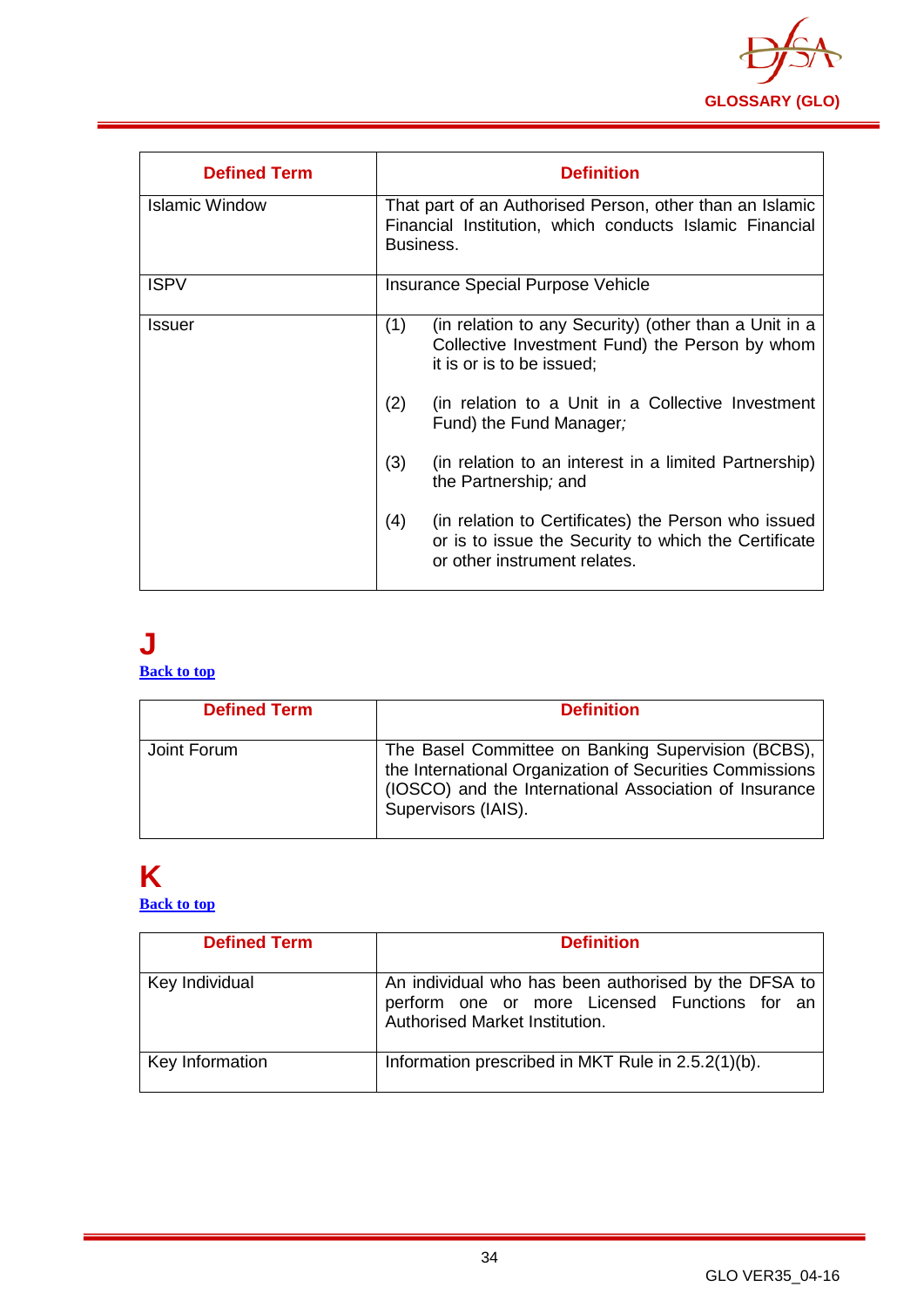| Defined Term | Definition |
|---|---|
| Islamic Window | That part of an Authorised Person, other than an Islamic Financial Institution, which conducts Islamic Financial Business. |
| ISPV | Insurance Special Purpose Vehicle |
| Issuer | (1) (in relation to any Security) (other than a Unit in a Collective Investment Fund) the Person by whom it is or is to be issued;<br><br>(2) (in relation to a Unit in a Collective Investment Fund) the Fund Manager;<br><br>(3) (in relation to an interest in a limited Partnership) the Partnership; and<br><br>(4) (in relation to Certificates) the Person who issued or is to issue the Security to which the Certificate or other instrument relates. |

# J

[Back to top]

| Defined Term | Definition |
|---|---|
| Joint Forum | The Basel Committee on Banking Supervision (BCBS), the International Organization of Securities Commissions (IOSCO) and the International Association of Insurance Supervisors (IAIS). |

# K

[Back to top]

| Defined Term | Definition |
|---|---|
| Key Individual | An individual who has been authorised by the DFSA to perform one or more Licensed Functions for an Authorised Market Institution. |
| Key Information | Information prescribed in MKT Rule in 2.5.2(1)(b). |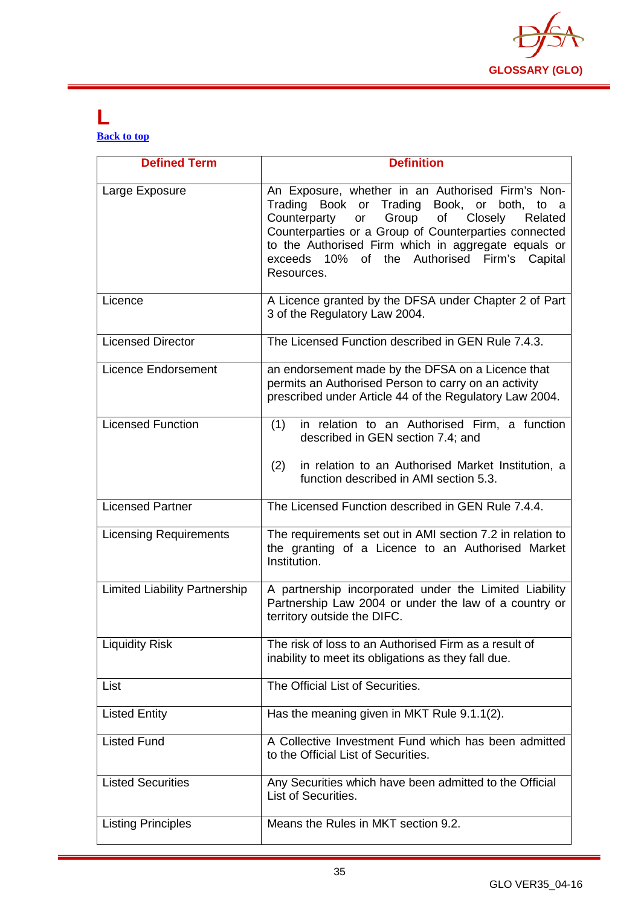# L

[Back to top]

| Defined Term | Definition |
|---|---|
| Large Exposure | An Exposure, whether in an Authorised Firm's Non-Trading Book or Trading Book, or both, to a Counterparty or Group of Closely Related Counterparties or a Group of Counterparties connected to the Authorised Firm which in aggregate equals or exceeds 10% of the Authorised Firm's Capital Resources. |
| Licence | A Licence granted by the DFSA under Chapter 2 of Part 3 of the Regulatory Law 2004. |
| Licensed Director | The Licensed Function described in GEN Rule 7.4.3. |
| Licence Endorsement | an endorsement made by the DFSA on a Licence that permits an Authorised Person to carry on an activity prescribed under Article 44 of the Regulatory Law 2004. |
| Licensed Function | (1) in relation to an Authorised Firm, a function described in GEN section 7.4; and<br><br>(2) in relation to an Authorised Market Institution, a function described in AMI section 5.3. |
| Licensed Partner | The Licensed Function described in GEN Rule 7.4.4. |
| Licensing Requirements | The requirements set out in AMI section 7.2 in relation to the granting of a Licence to an Authorised Market Institution. |
| Limited Liability Partnership | A partnership incorporated under the Limited Liability Partnership Law 2004 or under the law of a country or territory outside the DIFC. |
| Liquidity Risk | The risk of loss to an Authorised Firm as a result of inability to meet its obligations as they fall due. |
| List | The Official List of Securities. |
| Listed Entity | Has the meaning given in MKT Rule 9.1.1(2). |
| Listed Fund | A Collective Investment Fund which has been admitted to the Official List of Securities. |
| Listed Securities | Any Securities which have been admitted to the Official List of Securities. |
| Listing Principles | Means the Rules in MKT section 9.2. |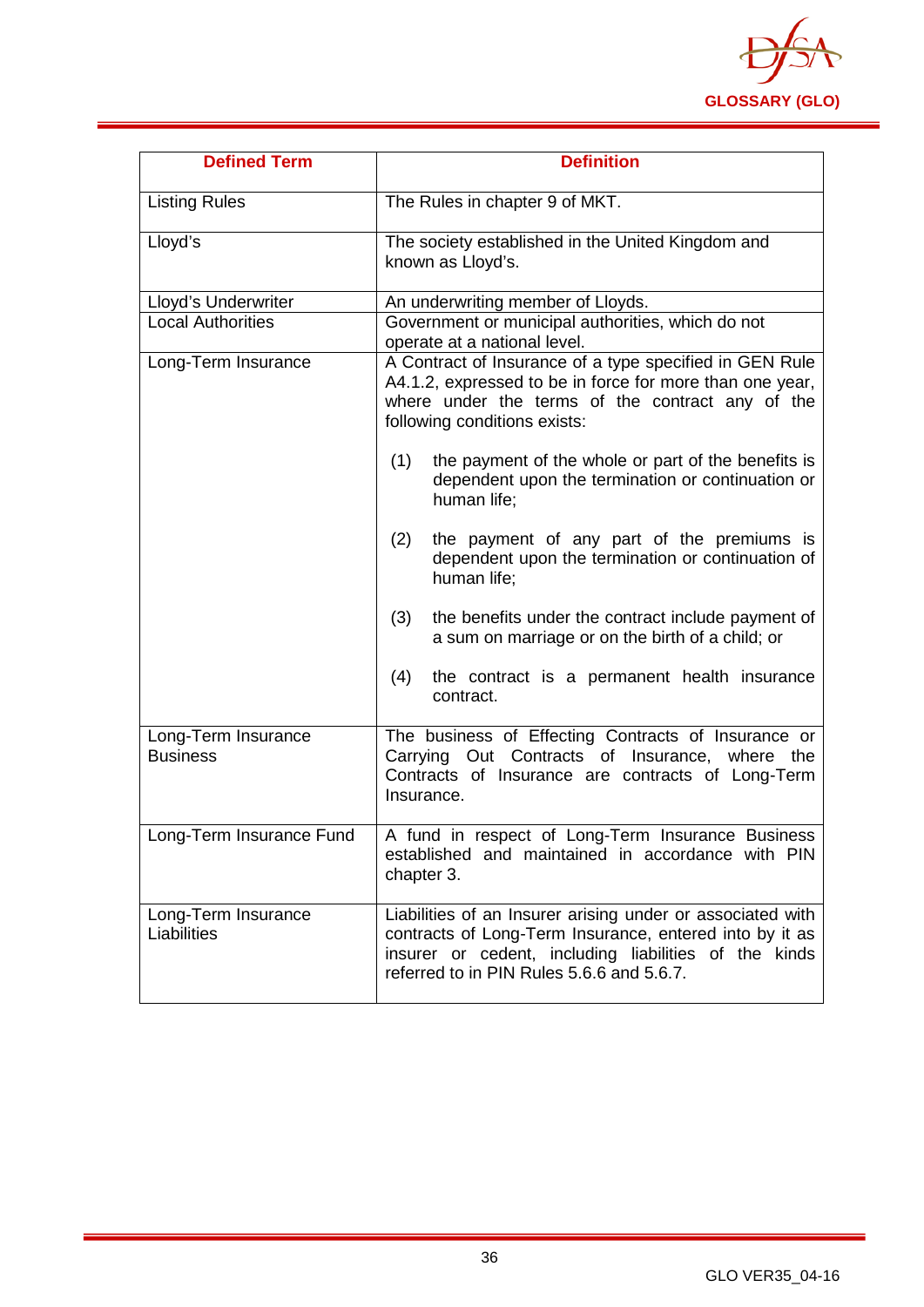| Defined Term | Definition |
|---|---|
| Listing Rules | The Rules in chapter 9 of MKT. |
| Lloyd's | The society established in the United Kingdom and known as Lloyd's. |
| Lloyd's Underwriter | An underwriting member of Lloyds. |
| Local Authorities | Government or municipal authorities, which do not operate at a national level. |
| Long-Term Insurance | A Contract of Insurance of a type specified in GEN Rule A4.1.2, expressed to be in force for more than one year, where under the terms of the contract any of the following conditions exists:<br><br>(1) the payment of the whole or part of the benefits is dependent upon the termination or continuation or human life;<br><br>(2) the payment of any part of the premiums is dependent upon the termination or continuation of human life;<br><br>(3) the benefits under the contract include payment of a sum on marriage or on the birth of a child; or<br><br>(4) the contract is a permanent health insurance contract. |
| Long-Term Insurance Business | The business of Effecting Contracts of Insurance or Carrying Out Contracts of Insurance, where the Contracts of Insurance are contracts of Long-Term Insurance. |
| Long-Term Insurance Fund | A fund in respect of Long-Term Insurance Business established and maintained in accordance with PIN chapter 3. |
| Long-Term Insurance Liabilities | Liabilities of an Insurer arising under or associated with contracts of Long-Term Insurance, entered into by it as insurer or cedent, including liabilities of the kinds referred to in PIN Rules 5.6.6 and 5.6.7. |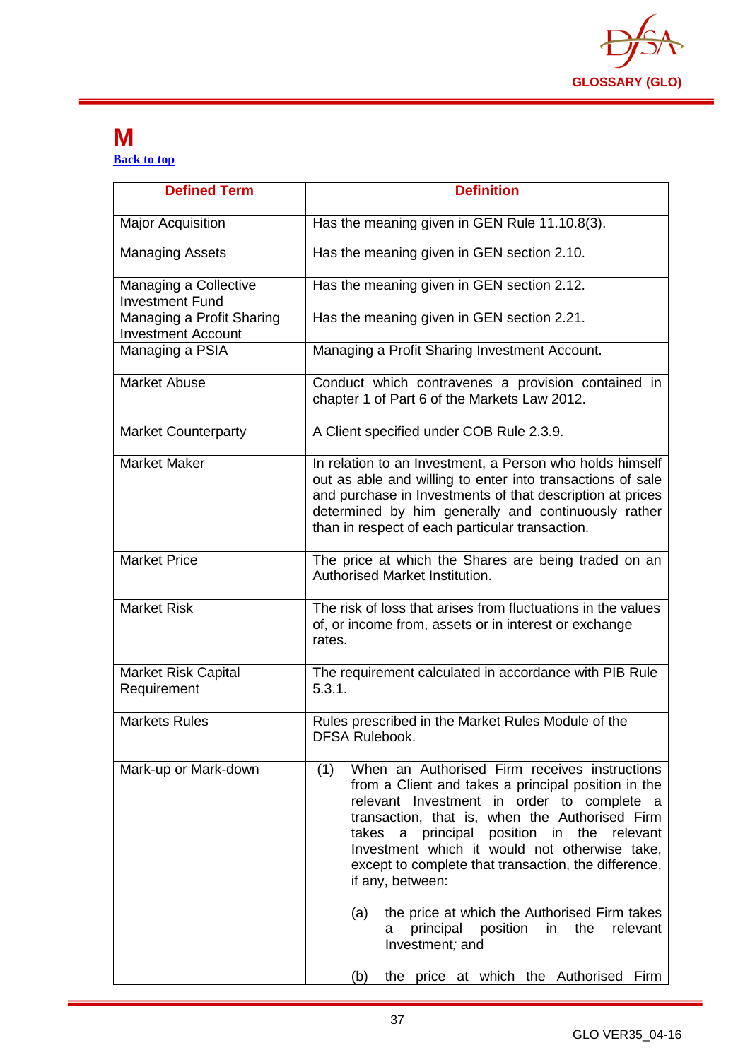# M

[Back to top](#)

| Defined Term | Definition |
|---|---|
| Major Acquisition | Has the meaning given in GEN Rule 11.10.8(3). |
| Managing Assets | Has the meaning given in GEN section 2.10. |
| Managing a Collective Investment Fund | Has the meaning given in GEN section 2.12. |
| Managing a Profit Sharing Investment Account | Has the meaning given in GEN section 2.21. |
| Managing a PSIA | Managing a Profit Sharing Investment Account. |
| Market Abuse | Conduct which contravenes a provision contained in chapter 1 of Part 6 of the Markets Law 2012. |
| Market Counterparty | A Client specified under COB Rule 2.3.9. |
| Market Maker | In relation to an Investment, a Person who holds himself out as able and willing to enter into transactions of sale and purchase in Investments of that description at prices determined by him generally and continuously rather than in respect of each particular transaction. |
| Market Price | The price at which the Shares are being traded on an Authorised Market Institution. |
| Market Risk | The risk of loss that arises from fluctuations in the values of, or income from, assets or in interest or exchange rates. |
| Market Risk Capital Requirement | The requirement calculated in accordance with PIB Rule 5.3.1. |
| Markets Rules | Rules prescribed in the Market Rules Module of the DFSA Rulebook. |
| Mark-up or Mark-down | (1) When an Authorised Firm receives instructions from a Client and takes a principal position in the relevant Investment in order to complete a transaction, that is, when the Authorised Firm takes a principal position in the relevant Investment which it would not otherwise take, except to complete that transaction, the difference, if any, between:<br><br>(a) the price at which the Authorised Firm takes a principal position in the relevant Investment; and<br><br>(b) the price at which the Authorised Firm |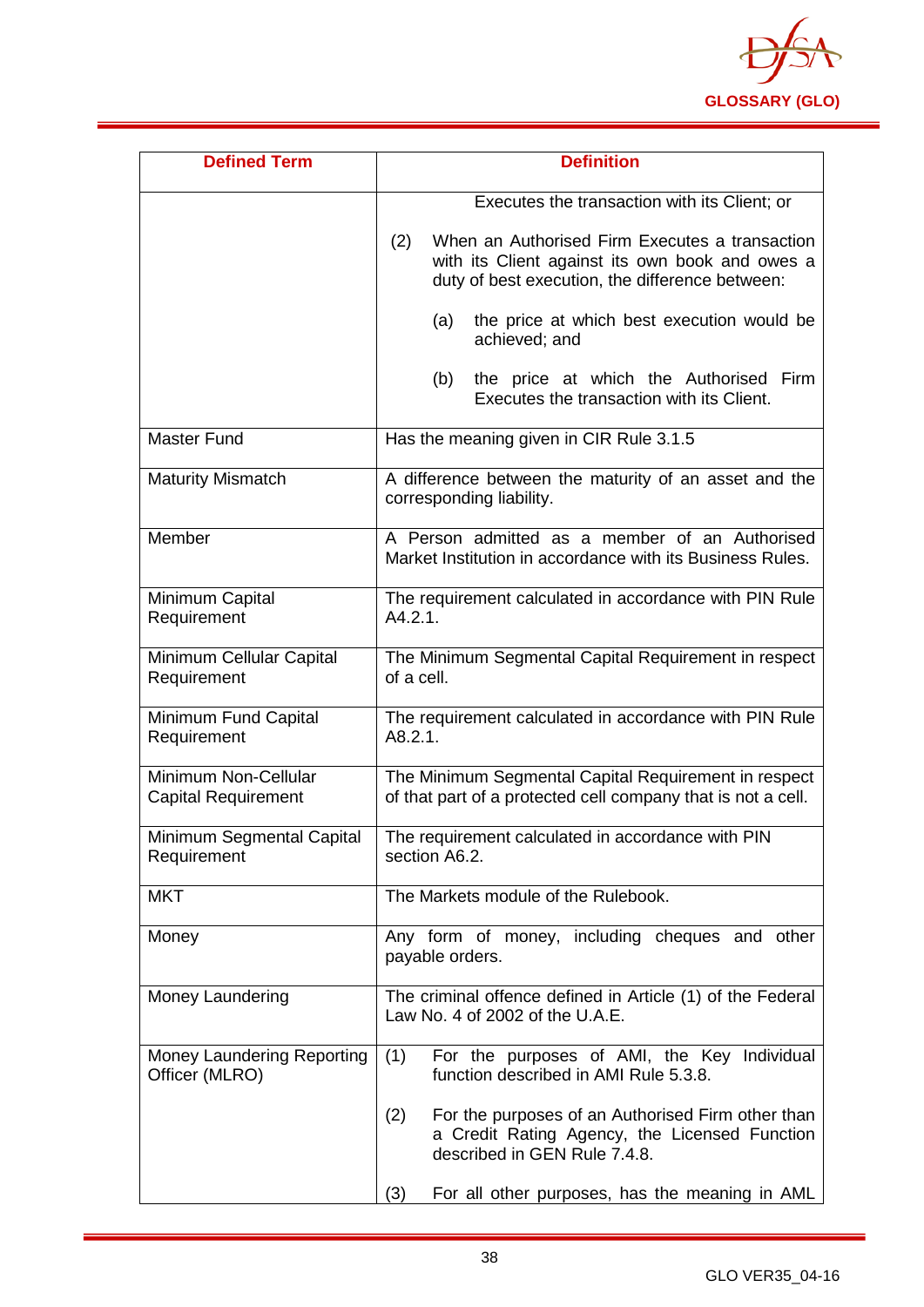| Defined Term | Definition |
|---|---|
| | Executes the transaction with its Client; or<br><br>(2) When an Authorised Firm Executes a transaction with its Client against its own book and owes a duty of best execution, the difference between:<br><br>(a) the price at which best execution would be achieved; and<br><br>(b) the price at which the Authorised Firm Executes the transaction with its Client. |
| Master Fund | Has the meaning given in CIR Rule 3.1.5 |
| Maturity Mismatch | A difference between the maturity of an asset and the corresponding liability. |
| Member | A Person admitted as a member of an Authorised Market Institution in accordance with its Business Rules. |
| Minimum Capital Requirement | The requirement calculated in accordance with PIN Rule A4.2.1. |
| Minimum Cellular Capital Requirement | The Minimum Segmental Capital Requirement in respect of a cell. |
| Minimum Fund Capital Requirement | The requirement calculated in accordance with PIN Rule A8.2.1. |
| Minimum Non-Cellular Capital Requirement | The Minimum Segmental Capital Requirement in respect of that part of a protected cell company that is not a cell. |
| Minimum Segmental Capital Requirement | The requirement calculated in accordance with PIN section A6.2. |
| MKT | The Markets module of the Rulebook. |
| Money | Any form of money, including cheques and other payable orders. |
| Money Laundering | The criminal offence defined in Article (1) of the Federal Law No. 4 of 2002 of the U.A.E. |
| Money Laundering Reporting Officer (MLRO) | (1) For the purposes of AMI, the Key Individual function described in AMI Rule 5.3.8.<br><br>(2) For the purposes of an Authorised Firm other than a Credit Rating Agency, the Licensed Function described in GEN Rule 7.4.8.<br><br>(3) For all other purposes, has the meaning in AML |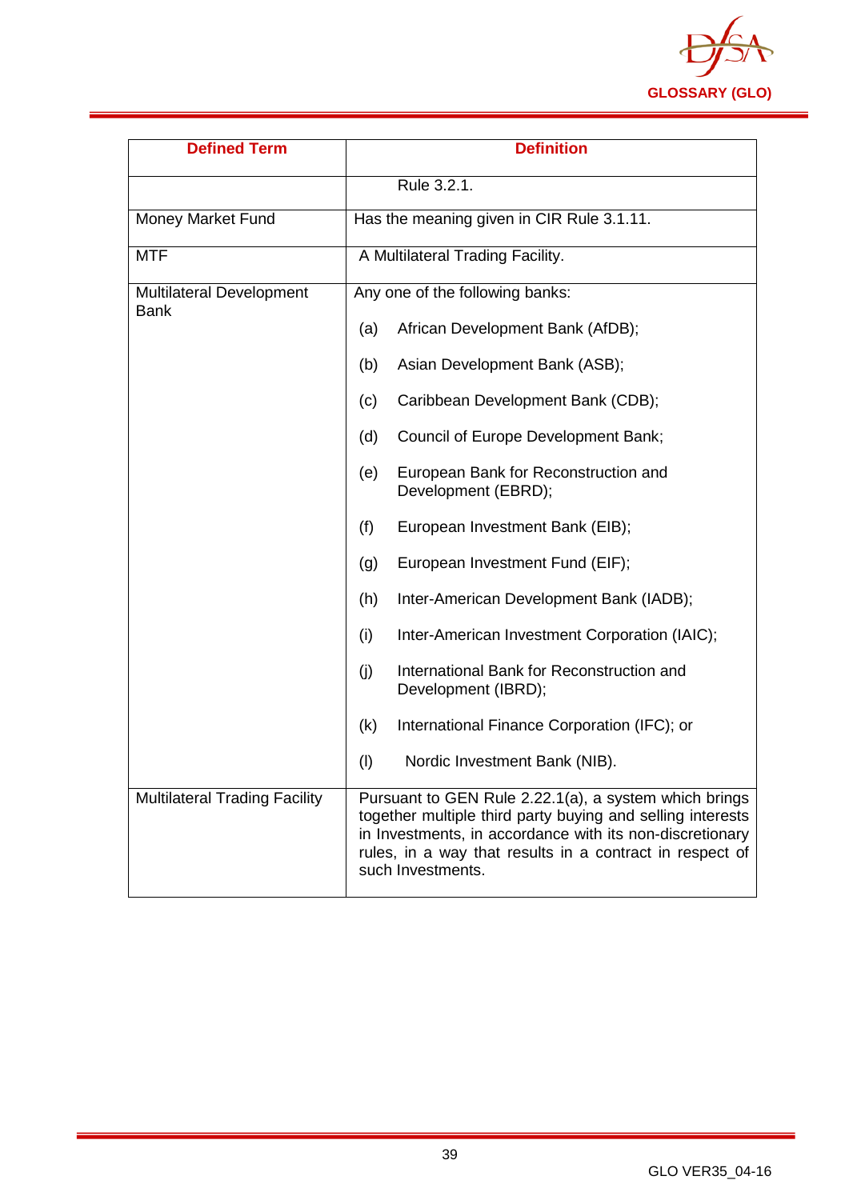| Defined Term | Definition |
|---|---|
| | Rule 3.2.1. |
| Money Market Fund | Has the meaning given in CIR Rule 3.1.11. |
| MTF | A Multilateral Trading Facility. |
| Multilateral Development Bank | Any one of the following banks:<br>(a) African Development Bank (AfDB);<br>(b) Asian Development Bank (ASB);<br>(c) Caribbean Development Bank (CDB);<br>(d) Council of Europe Development Bank;<br>(e) European Bank for Reconstruction and Development (EBRD);<br>(f) European Investment Bank (EIB);<br>(g) European Investment Fund (EIF);<br>(h) Inter-American Development Bank (IADB);<br>(i) Inter-American Investment Corporation (IAIC);<br>(j) International Bank for Reconstruction and Development (IBRD);<br>(k) International Finance Corporation (IFC); or<br>(l) Nordic Investment Bank (NIB). |
| Multilateral Trading Facility | Pursuant to GEN Rule 2.22.1(a), a system which brings together multiple third party buying and selling interests in Investments, in accordance with its non-discretionary rules, in a way that results in a contract in respect of such Investments. |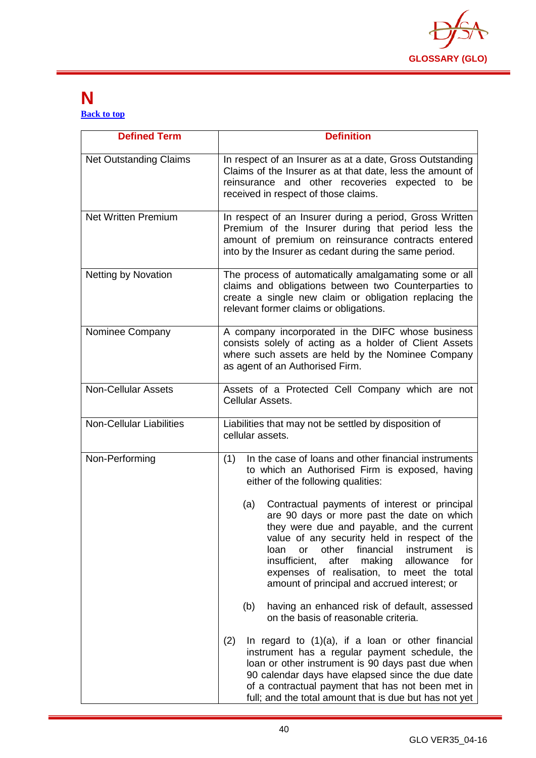# N

Back to top

| Defined Term | Definition |
|---|---|
| Net Outstanding Claims | In respect of an Insurer as at a date, Gross Outstanding Claims of the Insurer as at that date, less the amount of reinsurance and other recoveries expected to be received in respect of those claims. |
| Net Written Premium | In respect of an Insurer during a period, Gross Written Premium of the Insurer during that period less the amount of premium on reinsurance contracts entered into by the Insurer as cedant during the same period. |
| Netting by Novation | The process of automatically amalgamating some or all claims and obligations between two Counterparties to create a single new claim or obligation replacing the relevant former claims or obligations. |
| Nominee Company | A company incorporated in the DIFC whose business consists solely of acting as a holder of Client Assets where such assets are held by the Nominee Company as agent of an Authorised Firm. |
| Non-Cellular Assets | Assets of a Protected Cell Company which are not Cellular Assets. |
| Non-Cellular Liabilities | Liabilities that may not be settled by disposition of cellular assets. |
| Non-Performing | (1) In the case of loans and other financial instruments to which an Authorised Firm is exposed, having either of the following qualities:<br><br>(a) Contractual payments of interest or principal are 90 days or more past the date on which they were due and payable, and the current value of any security held in respect of the loan or other financial instrument is insufficient, after making allowance for expenses of realisation, to meet the total amount of principal and accrued interest; or<br><br>(b) having an enhanced risk of default, assessed on the basis of reasonable criteria.<br><br>(2) In regard to (1)(a), if a loan or other financial instrument has a regular payment schedule, the loan or other instrument is 90 days past due when 90 calendar days have elapsed since the due date of a contractual payment that has not been met in full; and the total amount that is due but has not yet |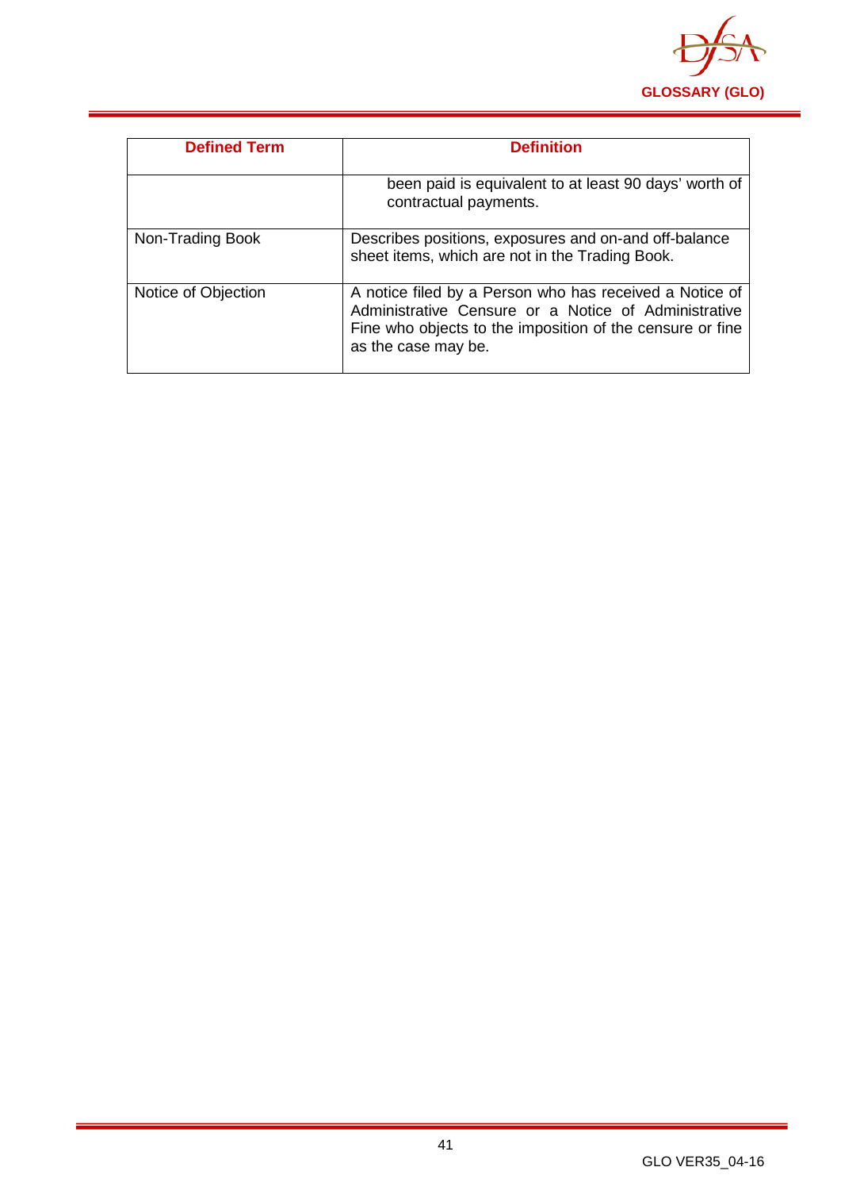| Defined Term | Definition |
|---|---|
| | been paid is equivalent to at least 90 days' worth of contractual payments. |
| Non-Trading Book | Describes positions, exposures and on-and off-balance sheet items, which are not in the Trading Book. |
| Notice of Objection | A notice filed by a Person who has received a Notice of Administrative Censure or a Notice of Administrative Fine who objects to the imposition of the censure or fine as the case may be. |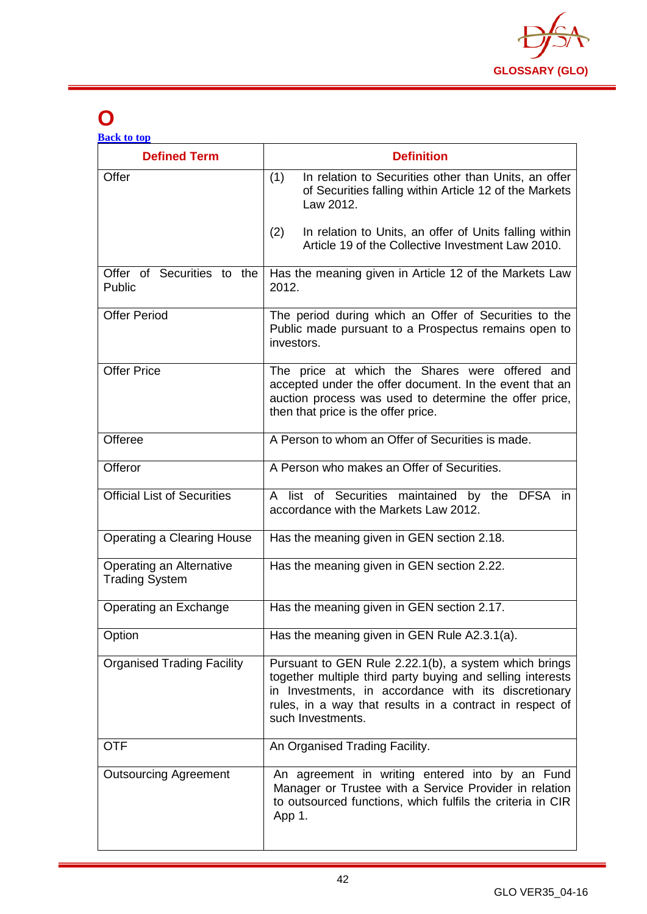# O

[Back to top]()

| Defined Term | Definition |
|---|---|
| Offer | (1) In relation to Securities other than Units, an offer of Securities falling within Article 12 of the Markets Law 2012.<br><br>(2) In relation to Units, an offer of Units falling within Article 19 of the Collective Investment Law 2010. |
| Offer of Securities to the Public | Has the meaning given in Article 12 of the Markets Law 2012. |
| Offer Period | The period during which an Offer of Securities to the Public made pursuant to a Prospectus remains open to investors. |
| Offer Price | The price at which the Shares were offered and accepted under the offer document. In the event that an auction process was used to determine the offer price, then that price is the offer price. |
| Offeree | A Person to whom an Offer of Securities is made. |
| Offeror | A Person who makes an Offer of Securities. |
| Official List of Securities | A list of Securities maintained by the DFSA in accordance with the Markets Law 2012. |
| Operating a Clearing House | Has the meaning given in GEN section 2.18. |
| Operating an Alternative Trading System | Has the meaning given in GEN section 2.22. |
| Operating an Exchange | Has the meaning given in GEN section 2.17. |
| Option | Has the meaning given in GEN Rule A2.3.1(a). |
| Organised Trading Facility | Pursuant to GEN Rule 2.22.1(b), a system which brings together multiple third party buying and selling interests in Investments, in accordance with its discretionary rules, in a way that results in a contract in respect of such Investments. |
| OTF | An Organised Trading Facility. |
| Outsourcing Agreement | An agreement in writing entered into by an Fund Manager or Trustee with a Service Provider in relation to outsourced functions, which fulfils the criteria in CIR App 1. |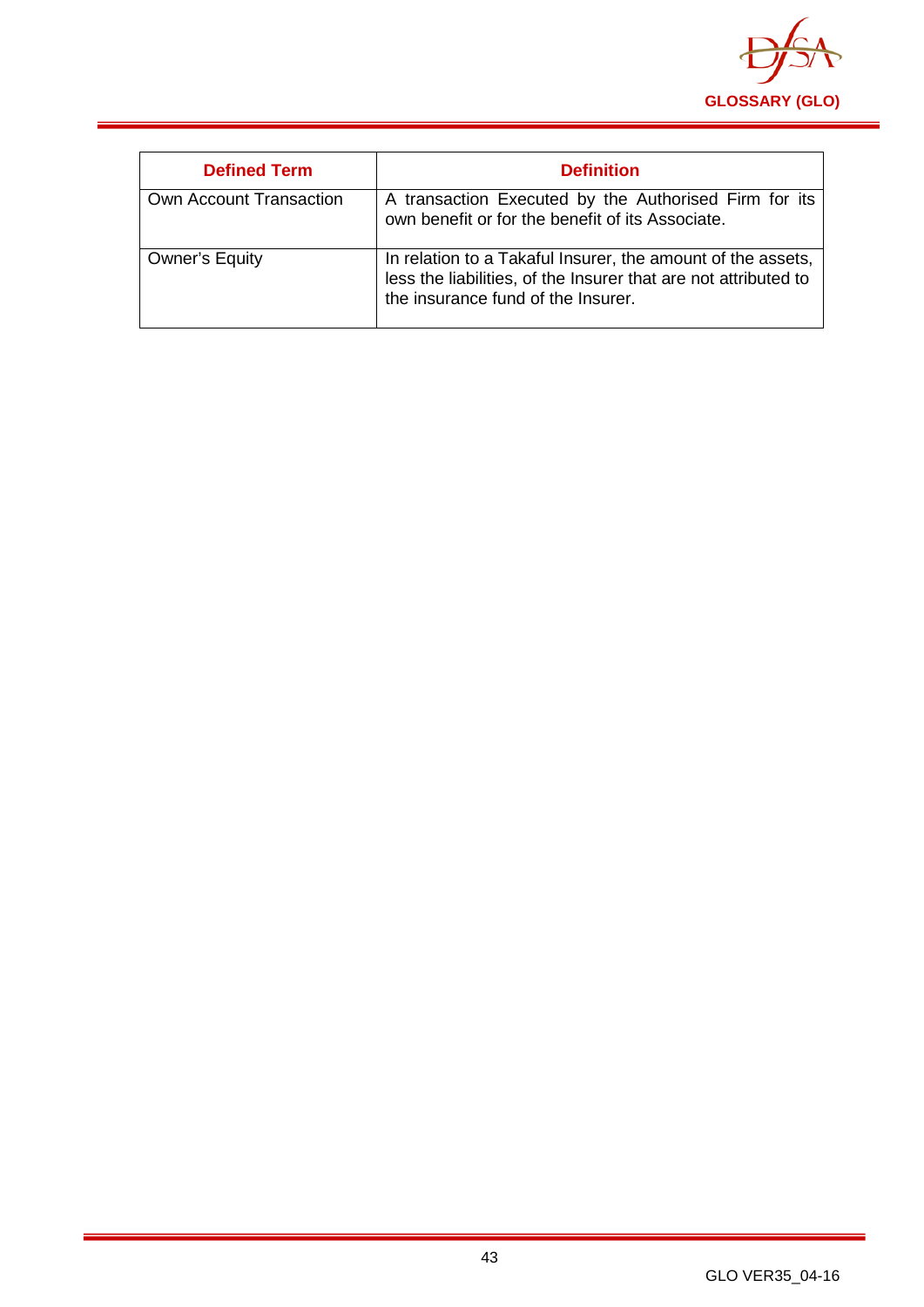| Defined Term | Definition |
|---|---|
| Own Account Transaction | A transaction Executed by the Authorised Firm for its own benefit or for the benefit of its Associate. |
| Owner's Equity | In relation to a Takaful Insurer, the amount of the assets, less the liabilities, of the Insurer that are not attributed to the insurance fund of the Insurer. |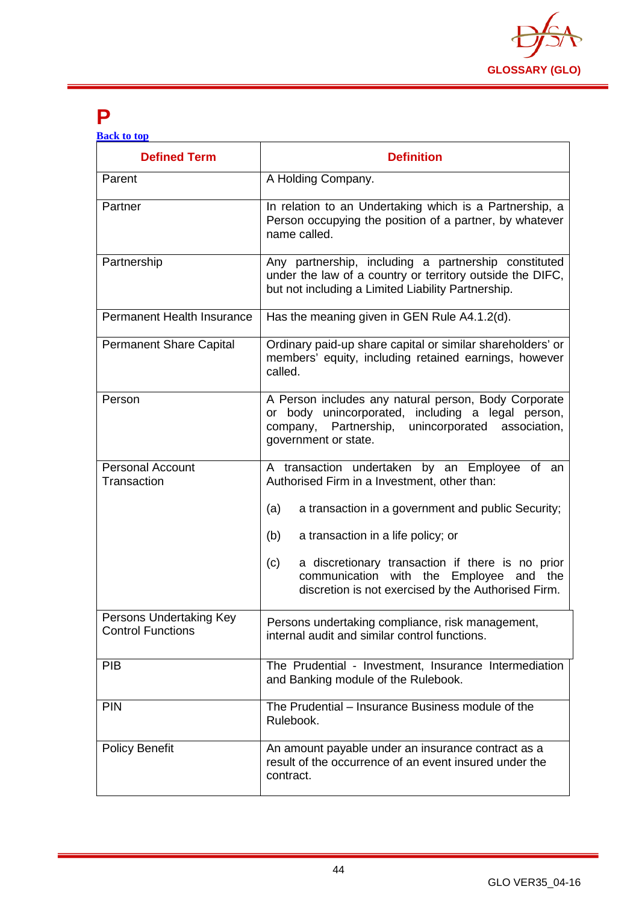# P

[Back to top]

| Defined Term | Definition |
|---|---|
| Parent | A Holding Company. |
| Partner | In relation to an Undertaking which is a Partnership, a Person occupying the position of a partner, by whatever name called. |
| Partnership | Any partnership, including a partnership constituted under the law of a country or territory outside the DIFC, but not including a Limited Liability Partnership. |
| Permanent Health Insurance | Has the meaning given in GEN Rule A4.1.2(d). |
| Permanent Share Capital | Ordinary paid-up share capital or similar shareholders' or members' equity, including retained earnings, however called. |
| Person | A Person includes any natural person, Body Corporate or body unincorporated, including a legal person, company, Partnership, unincorporated association, government or state. |
| Personal Account Transaction | A transaction undertaken by an Employee of an Authorised Firm in a Investment, other than:<br><br>(a) a transaction in a government and public Security;<br><br>(b) a transaction in a life policy; or<br><br>(c) a discretionary transaction if there is no prior communication with the Employee and the discretion is not exercised by the Authorised Firm. |
| Persons Undertaking Key Control Functions | Persons undertaking compliance, risk management, internal audit and similar control functions. |
| PIB | The Prudential - Investment, Insurance Intermediation and Banking module of the Rulebook. |
| PIN | The Prudential – Insurance Business module of the Rulebook. |
| Policy Benefit | An amount payable under an insurance contract as a result of the occurrence of an event insured under the contract. |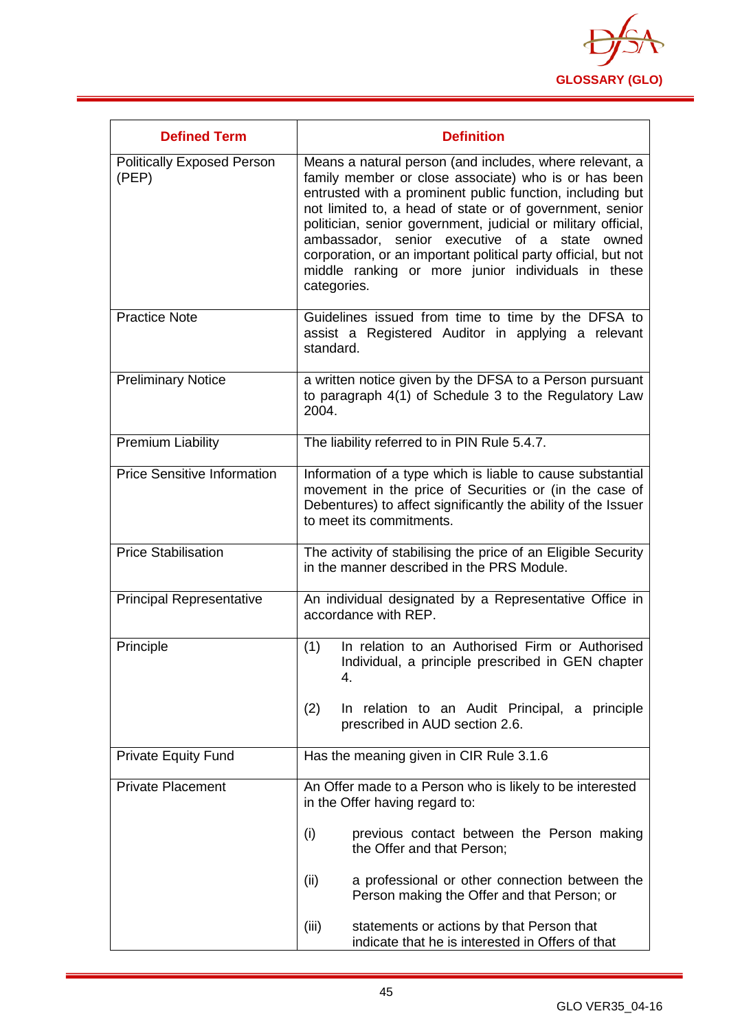| Defined Term | Definition |
|---|---|
| Politically Exposed Person (PEP) | Means a natural person (and includes, where relevant, a family member or close associate) who is or has been entrusted with a prominent public function, including but not limited to, a head of state or of government, senior politician, senior government, judicial or military official, ambassador, senior executive of a state owned corporation, or an important political party official, but not middle ranking or more junior individuals in these categories. |
| Practice Note | Guidelines issued from time to time by the DFSA to assist a Registered Auditor in applying a relevant standard. |
| Preliminary Notice | a written notice given by the DFSA to a Person pursuant to paragraph 4(1) of Schedule 3 to the Regulatory Law 2004. |
| Premium Liability | The liability referred to in PIN Rule 5.4.7. |
| Price Sensitive Information | Information of a type which is liable to cause substantial movement in the price of Securities or (in the case of Debentures) to affect significantly the ability of the Issuer to meet its commitments. |
| Price Stabilisation | The activity of stabilising the price of an Eligible Security in the manner described in the PRS Module. |
| Principal Representative | An individual designated by a Representative Office in accordance with REP. |
| Principle | (1) In relation to an Authorised Firm or Authorised Individual, a principle prescribed in GEN chapter 4.<br><br>(2) In relation to an Audit Principal, a principle prescribed in AUD section 2.6. |
| Private Equity Fund | Has the meaning given in CIR Rule 3.1.6 |
| Private Placement | An Offer made to a Person who is likely to be interested in the Offer having regard to:<br><br>(i) previous contact between the Person making the Offer and that Person;<br><br>(ii) a professional or other connection between the Person making the Offer and that Person; or<br><br>(iii) statements or actions by that Person that indicate that he is interested in Offers of that |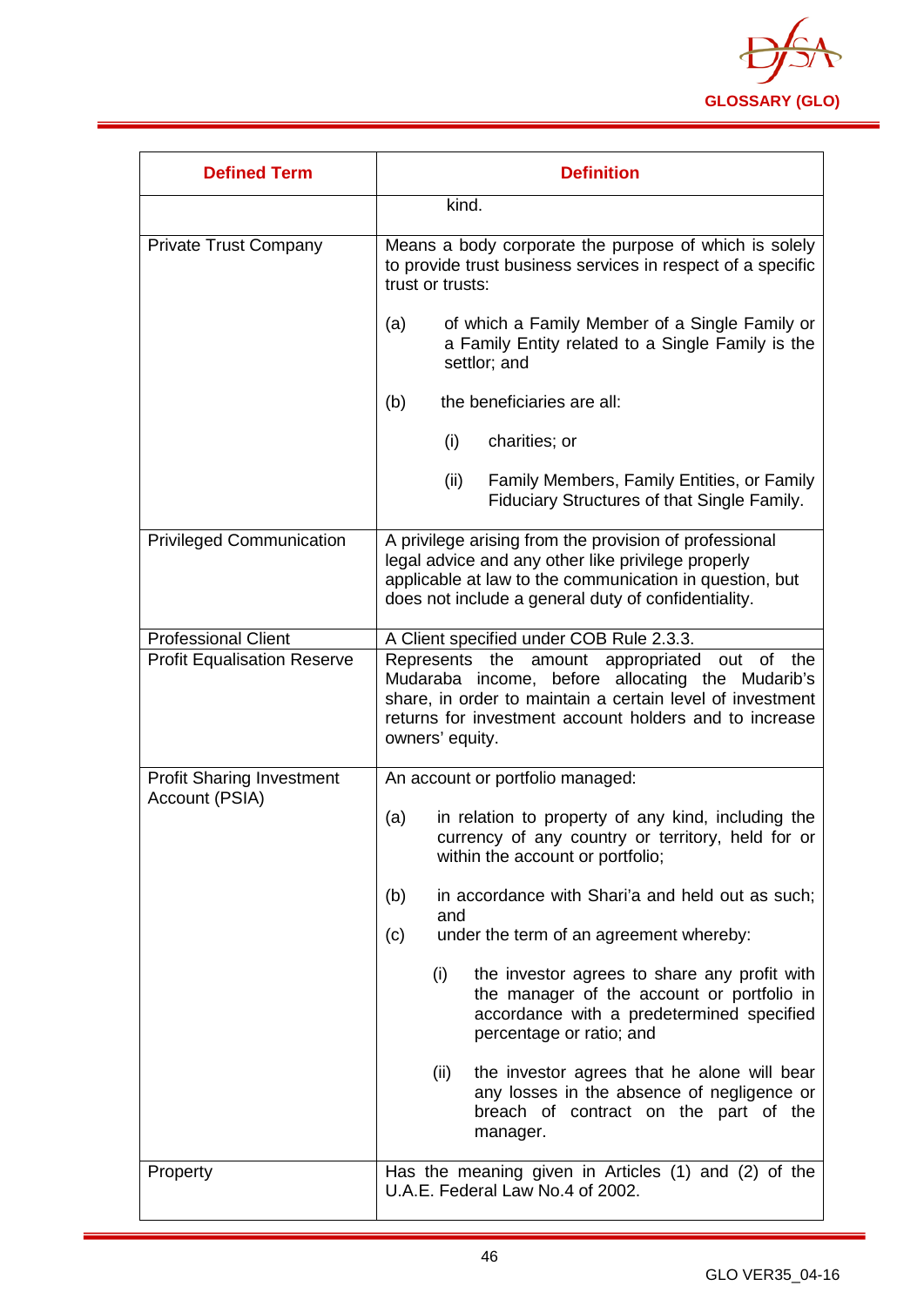| Defined Term | Definition |
|---|---|
| | kind. |
| Private Trust Company | Means a body corporate the purpose of which is solely to provide trust business services in respect of a specific trust or trusts:<br><br>(a) of which a Family Member of a Single Family or a Family Entity related to a Single Family is the settlor; and<br><br>(b) the beneficiaries are all:<br><br>(i) charities; or<br><br>(ii) Family Members, Family Entities, or Family Fiduciary Structures of that Single Family. |
| Privileged Communication | A privilege arising from the provision of professional legal advice and any other like privilege properly applicable at law to the communication in question, but does not include a general duty of confidentiality. |
| Professional Client | A Client specified under COB Rule 2.3.3. |
| Profit Equalisation Reserve | Represents the amount appropriated out of the Mudaraba income, before allocating the Mudarib's share, in order to maintain a certain level of investment returns for investment account holders and to increase owners' equity. |
| Profit Sharing Investment Account (PSIA) | An account or portfolio managed:<br><br>(a) in relation to property of any kind, including the currency of any country or territory, held for or within the account or portfolio;<br><br>(b) in accordance with Shari'a and held out as such; and<br>(c) under the term of an agreement whereby:<br><br>(i) the investor agrees to share any profit with the manager of the account or portfolio in accordance with a predetermined specified percentage or ratio; and<br><br>(ii) the investor agrees that he alone will bear any losses in the absence of negligence or breach of contract on the part of the manager. |
| Property | Has the meaning given in Articles (1) and (2) of the U.A.E. Federal Law No.4 of 2002. |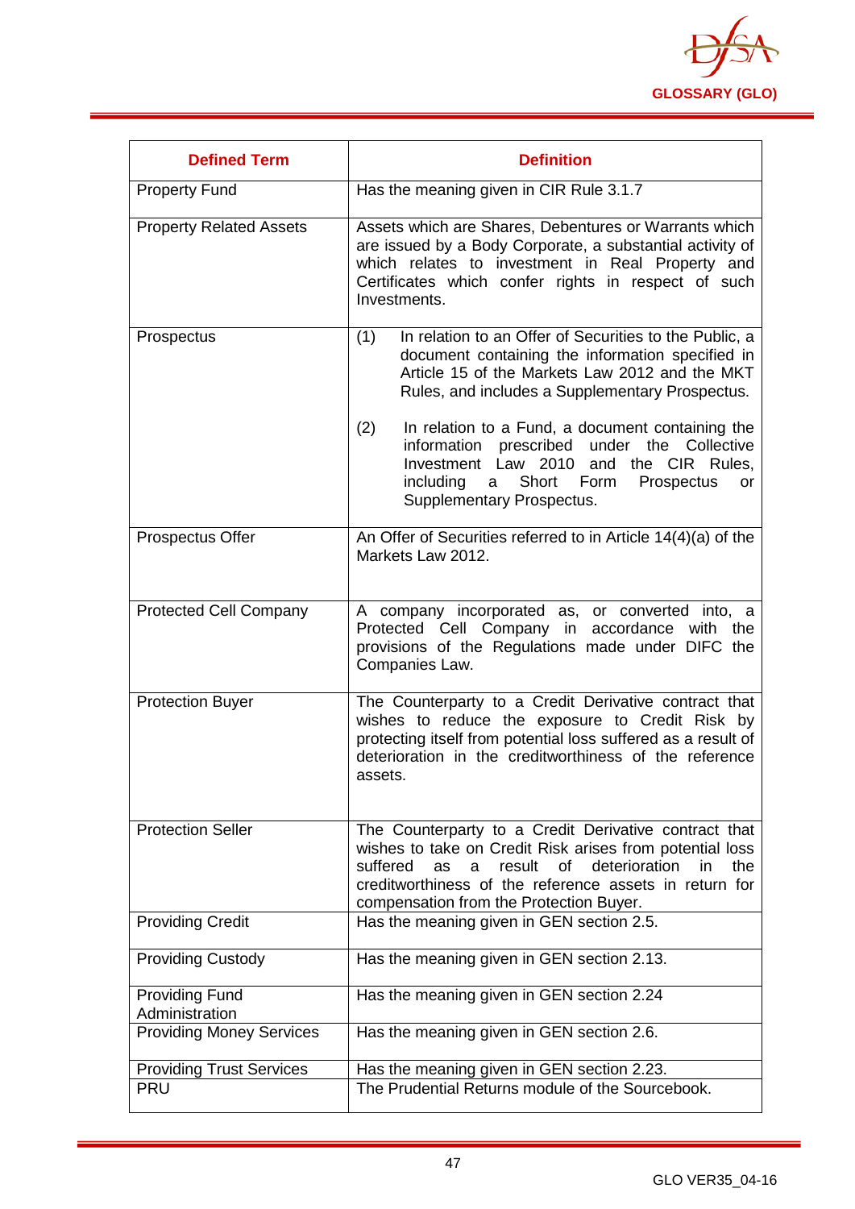| Defined Term | Definition |
|---|---|
| Property Fund | Has the meaning given in CIR Rule 3.1.7 |
| Property Related Assets | Assets which are Shares, Debentures or Warrants which are issued by a Body Corporate, a substantial activity of which relates to investment in Real Property and Certificates which confer rights in respect of such Investments. |
| Prospectus | (1) In relation to an Offer of Securities to the Public, a document containing the information specified in Article 15 of the Markets Law 2012 and the MKT Rules, and includes a Supplementary Prospectus.<br><br>(2) In relation to a Fund, a document containing the information prescribed under the Collective Investment Law 2010 and the CIR Rules, including a Short Form Prospectus or Supplementary Prospectus. |
| Prospectus Offer | An Offer of Securities referred to in Article 14(4)(a) of the Markets Law 2012. |
| Protected Cell Company | A company incorporated as, or converted into, a Protected Cell Company in accordance with the provisions of the Regulations made under DIFC the Companies Law. |
| Protection Buyer | The Counterparty to a Credit Derivative contract that wishes to reduce the exposure to Credit Risk by protecting itself from potential loss suffered as a result of deterioration in the creditworthiness of the reference assets. |
| Protection Seller | The Counterparty to a Credit Derivative contract that wishes to take on Credit Risk arises from potential loss suffered as a result of deterioration in the creditworthiness of the reference assets in return for compensation from the Protection Buyer. |
| Providing Credit | Has the meaning given in GEN section 2.5. |
| Providing Custody | Has the meaning given in GEN section 2.13. |
| Providing Fund Administration | Has the meaning given in GEN section 2.24 |
| Providing Money Services | Has the meaning given in GEN section 2.6. |
| Providing Trust Services | Has the meaning given in GEN section 2.23. |
| PRU | The Prudential Returns module of the Sourcebook. |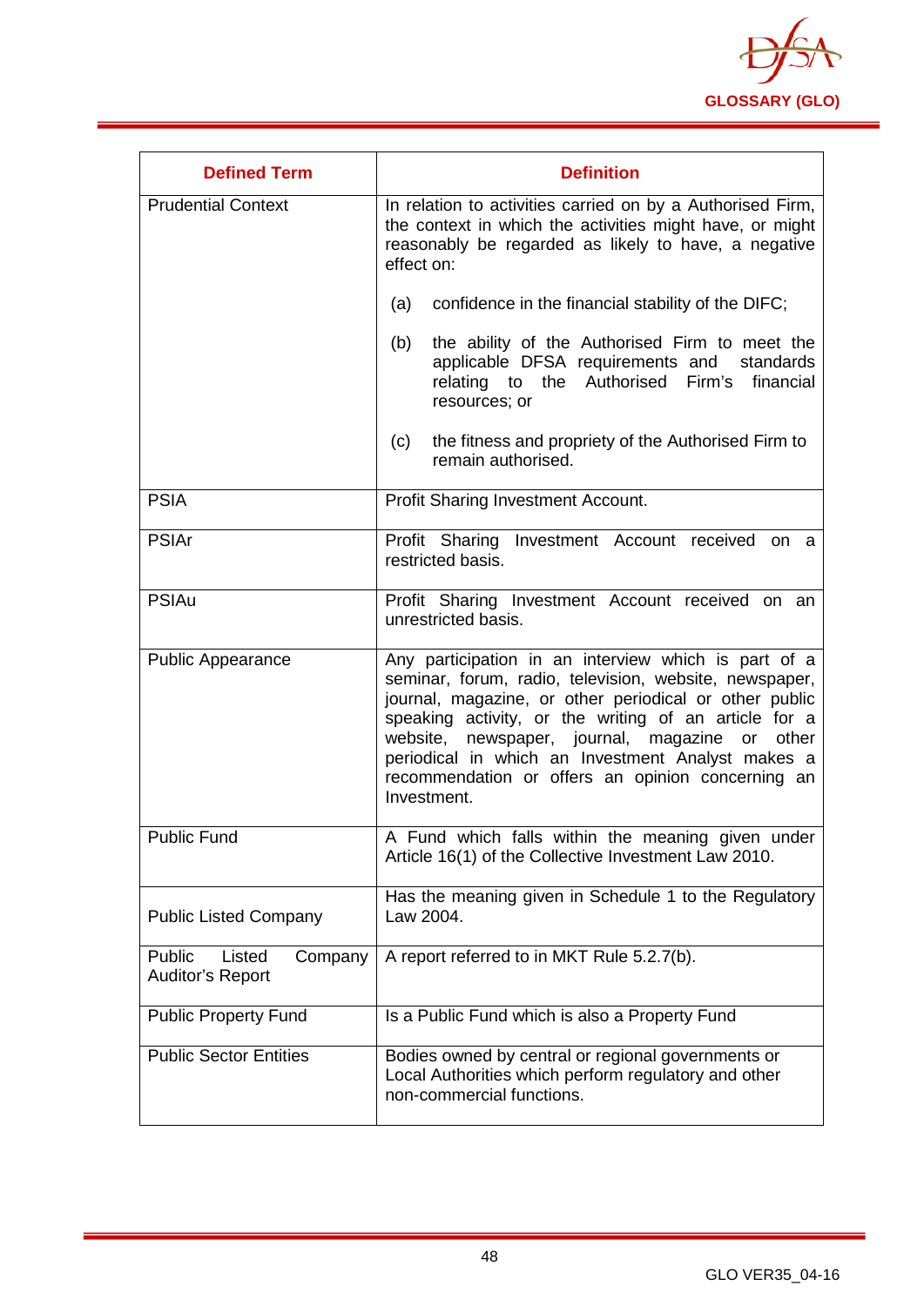| Defined Term | Definition |
|---|---|
| Prudential Context | In relation to activities carried on by a Authorised Firm, the context in which the activities might have, or might reasonably be regarded as likely to have, a negative effect on: (a) confidence in the financial stability of the DIFC; (b) the ability of the Authorised Firm to meet the applicable DFSA requirements and standards relating to the Authorised Firm's financial resources; or (c) the fitness and propriety of the Authorised Firm to remain authorised. |
| PSIA | Profit Sharing Investment Account. |
| PSIAr | Profit Sharing Investment Account received on a restricted basis. |
| PSIAu | Profit Sharing Investment Account received on an unrestricted basis. |
| Public Appearance | Any participation in an interview which is part of a seminar, forum, radio, television, website, newspaper, journal, magazine, or other periodical or other public speaking activity, or the writing of an article for a website, newspaper, journal, magazine or other periodical in which an Investment Analyst makes a recommendation or offers an opinion concerning an Investment. |
| Public Fund | A Fund which falls within the meaning given under Article 16(1) of the Collective Investment Law 2010. |
| Public Listed Company | Has the meaning given in Schedule 1 to the Regulatory Law 2004. |
| Public Listed Company Auditor's Report | A report referred to in MKT Rule 5.2.7(b). |
| Public Property Fund | Is a Public Fund which is also a Property Fund |
| Public Sector Entities | Bodies owned by central or regional governments or Local Authorities which perform regulatory and other non-commercial functions. |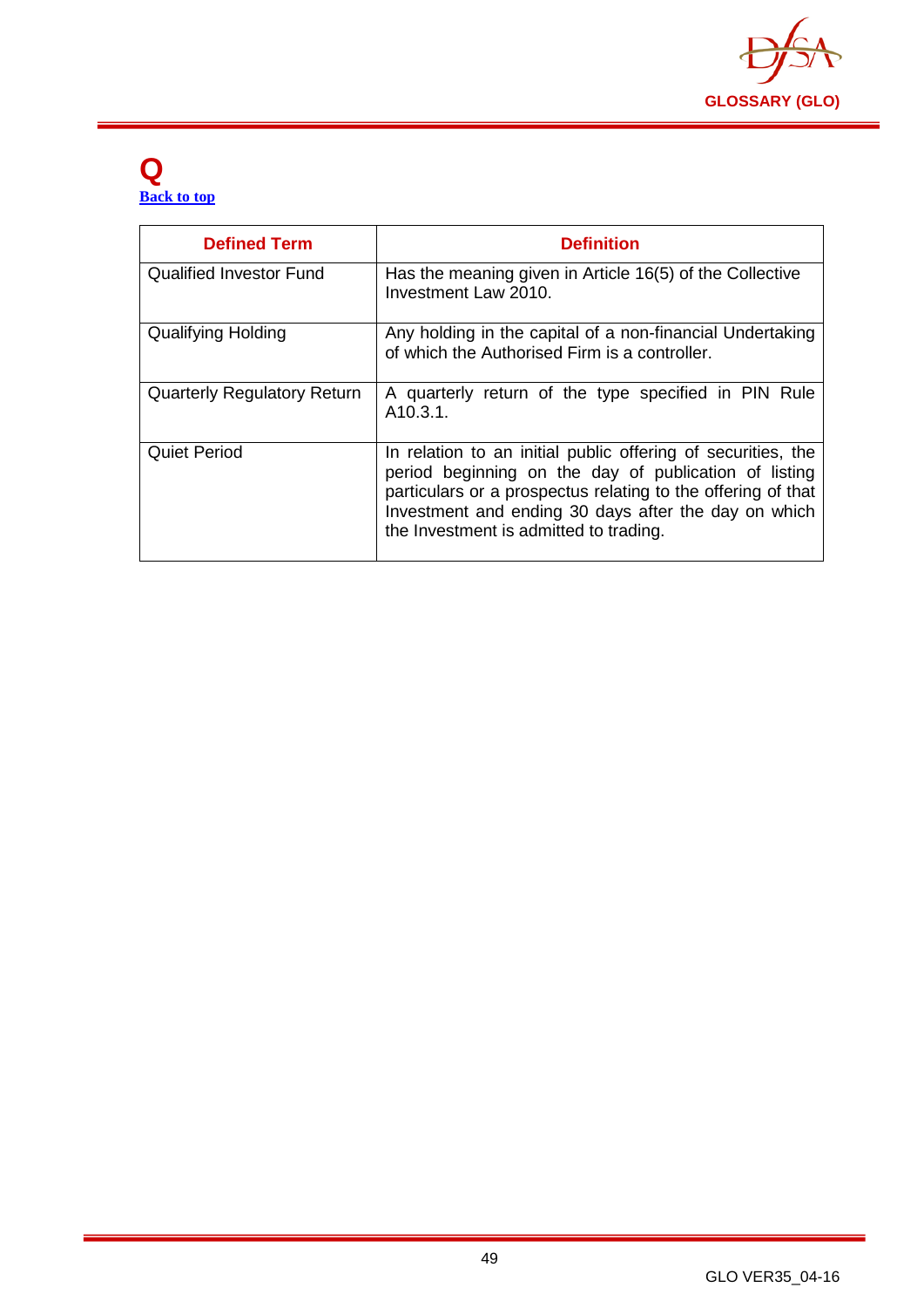# Q

[Back to top](#)

| Defined Term | Definition |
| --- | --- |
| Qualified Investor Fund | Has the meaning given in Article 16(5) of the Collective Investment Law 2010. |
| Qualifying Holding | Any holding in the capital of a non-financial Undertaking of which the Authorised Firm is a controller. |
| Quarterly Regulatory Return | A quarterly return of the type specified in PIN Rule A10.3.1. |
| Quiet Period | In relation to an initial public offering of securities, the period beginning on the day of publication of listing particulars or a prospectus relating to the offering of that Investment and ending 30 days after the day on which the Investment is admitted to trading. |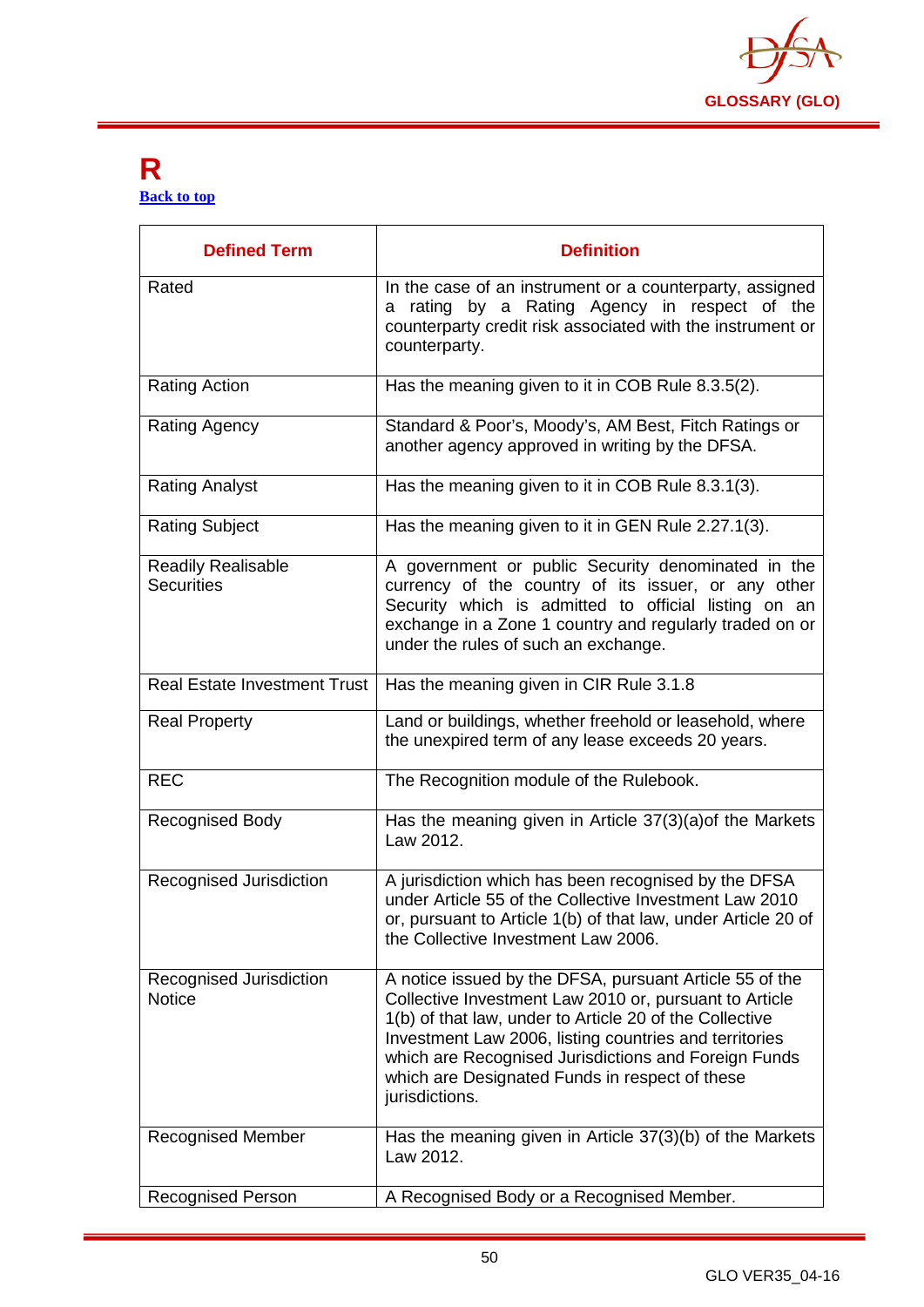# R

[Back to top](#)

| Defined Term | Definition |
|---|---|
| Rated | In the case of an instrument or a counterparty, assigned a rating by a Rating Agency in respect of the counterparty credit risk associated with the instrument or counterparty. |
| Rating Action | Has the meaning given to it in COB Rule 8.3.5(2). |
| Rating Agency | Standard & Poor's, Moody's, AM Best, Fitch Ratings or another agency approved in writing by the DFSA. |
| Rating Analyst | Has the meaning given to it in COB Rule 8.3.1(3). |
| Rating Subject | Has the meaning given to it in GEN Rule 2.27.1(3). |
| Readily Realisable Securities | A government or public Security denominated in the currency of the country of its issuer, or any other Security which is admitted to official listing on an exchange in a Zone 1 country and regularly traded on or under the rules of such an exchange. |
| Real Estate Investment Trust | Has the meaning given in CIR Rule 3.1.8 |
| Real Property | Land or buildings, whether freehold or leasehold, where the unexpired term of any lease exceeds 20 years. |
| REC | The Recognition module of the Rulebook. |
| Recognised Body | Has the meaning given in Article 37(3)(a)of the Markets Law 2012. |
| Recognised Jurisdiction | A jurisdiction which has been recognised by the DFSA under Article 55 of the Collective Investment Law 2010 or, pursuant to Article 1(b) of that law, under Article 20 of the Collective Investment Law 2006. |
| Recognised Jurisdiction Notice | A notice issued by the DFSA, pursuant Article 55 of the Collective Investment Law 2010 or, pursuant to Article 1(b) of that law, under to Article 20 of the Collective Investment Law 2006, listing countries and territories which are Recognised Jurisdictions and Foreign Funds which are Designated Funds in respect of these jurisdictions. |
| Recognised Member | Has the meaning given in Article 37(3)(b) of the Markets Law 2012. |
| Recognised Person | A Recognised Body or a Recognised Member. |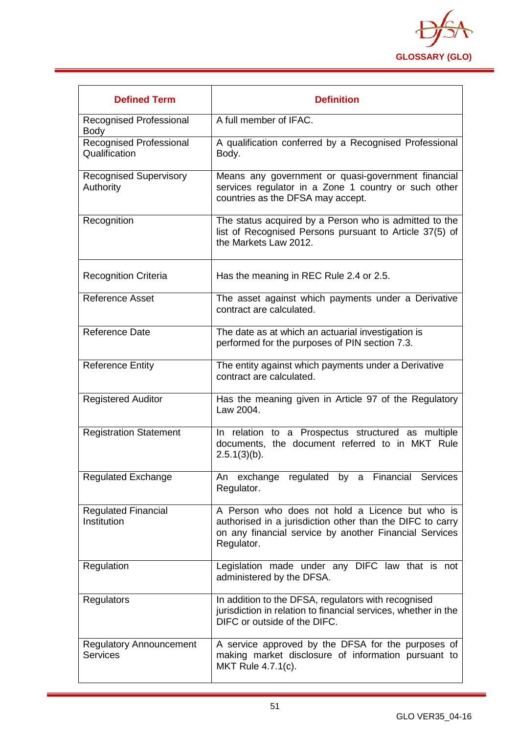| Defined Term | Definition |
|---|---|
| Recognised Professional Body | A full member of IFAC. |
| Recognised Professional Qualification | A qualification conferred by a Recognised Professional Body. |
| Recognised Supervisory Authority | Means any government or quasi-government financial services regulator in a Zone 1 country or such other countries as the DFSA may accept. |
| Recognition | The status acquired by a Person who is admitted to the list of Recognised Persons pursuant to Article 37(5) of the Markets Law 2012. |
| Recognition Criteria | Has the meaning in REC Rule 2.4 or 2.5. |
| Reference Asset | The asset against which payments under a Derivative contract are calculated. |
| Reference Date | The date as at which an actuarial investigation is performed for the purposes of PIN section 7.3. |
| Reference Entity | The entity against which payments under a Derivative contract are calculated. |
| Registered Auditor | Has the meaning given in Article 97 of the Regulatory Law 2004. |
| Registration Statement | In relation to a Prospectus structured as multiple documents, the document referred to in MKT Rule 2.5.1(3)(b). |
| Regulated Exchange | An exchange regulated by a Financial Services Regulator. |
| Regulated Financial Institution | A Person who does not hold a Licence but who is authorised in a jurisdiction other than the DIFC to carry on any financial service by another Financial Services Regulator. |
| Regulation | Legislation made under any DIFC law that is not administered by the DFSA. |
| Regulators | In addition to the DFSA, regulators with recognised jurisdiction in relation to financial services, whether in the DIFC or outside of the DIFC. |
| Regulatory Announcement Services | A service approved by the DFSA for the purposes of making market disclosure of information pursuant to MKT Rule 4.7.1(c). |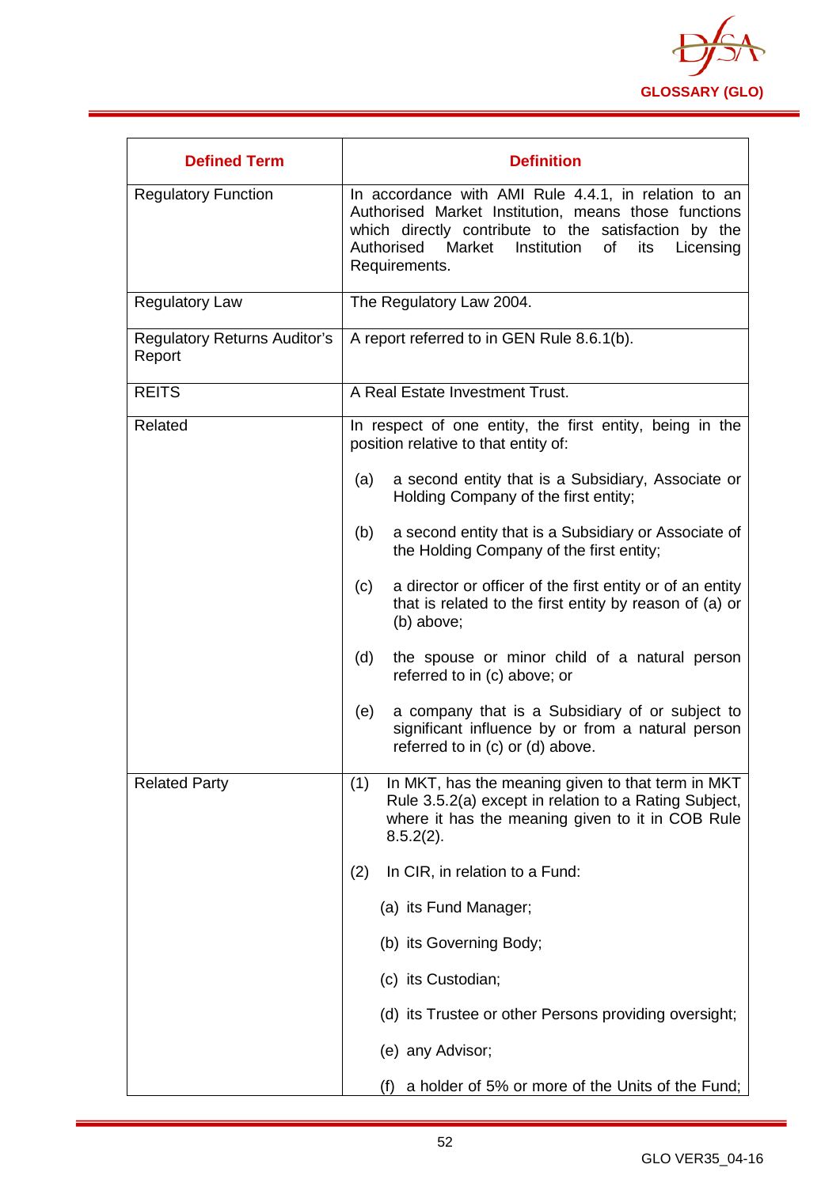| Defined Term | Definition |
|---|---|
| Regulatory Function | In accordance with AMI Rule 4.4.1, in relation to an Authorised Market Institution, means those functions which directly contribute to the satisfaction by the Authorised Market Institution of its Licensing Requirements. |
| Regulatory Law | The Regulatory Law 2004. |
| Regulatory Returns Auditor's Report | A report referred to in GEN Rule 8.6.1(b). |
| REITS | A Real Estate Investment Trust. |
| Related | In respect of one entity, the first entity, being in the position relative to that entity of:<br><br>(a) a second entity that is a Subsidiary, Associate or Holding Company of the first entity;<br><br>(b) a second entity that is a Subsidiary or Associate of the Holding Company of the first entity;<br><br>(c) a director or officer of the first entity or of an entity that is related to the first entity by reason of (a) or (b) above;<br><br>(d) the spouse or minor child of a natural person referred to in (c) above; or<br><br>(e) a company that is a Subsidiary of or subject to significant influence by or from a natural person referred to in (c) or (d) above. |
| Related Party | (1) In MKT, has the meaning given to that term in MKT Rule 3.5.2(a) except in relation to a Rating Subject, where it has the meaning given to it in COB Rule 8.5.2(2).<br><br>(2) In CIR, in relation to a Fund:<br><br>(a) its Fund Manager;<br><br>(b) its Governing Body;<br><br>(c) its Custodian;<br><br>(d) its Trustee or other Persons providing oversight;<br><br>(e) any Advisor;<br><br>(f) a holder of 5% or more of the Units of the Fund; |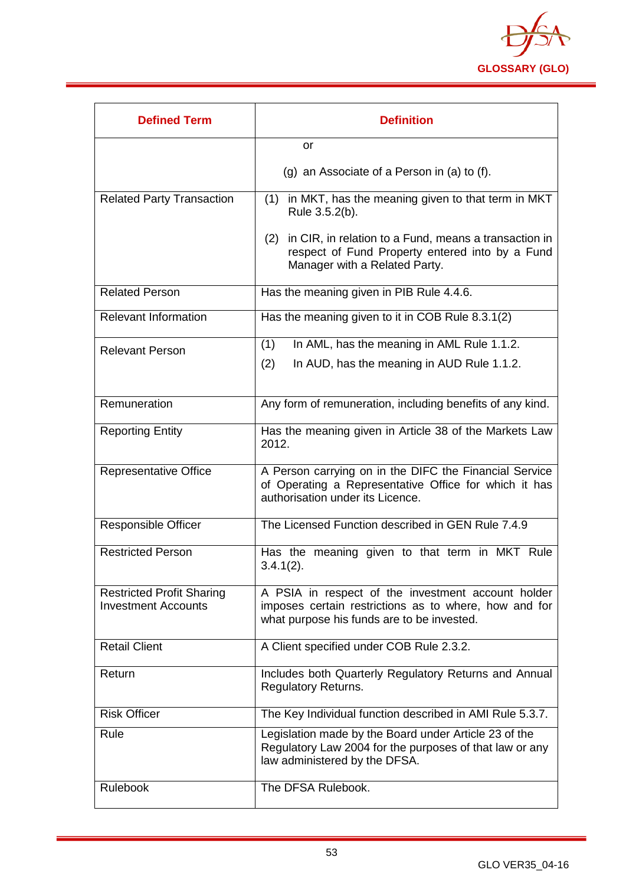| Defined Term | Definition |
|---|---|
| | or<br><br>(g) an Associate of a Person in (a) to (f). |
| Related Party Transaction | (1) in MKT, has the meaning given to that term in MKT Rule 3.5.2(b).<br><br>(2) in CIR, in relation to a Fund, means a transaction in respect of Fund Property entered into by a Fund Manager with a Related Party. |
| Related Person | Has the meaning given in PIB Rule 4.4.6. |
| Relevant Information | Has the meaning given to it in COB Rule 8.3.1(2) |
| Relevant Person | (1) In AML, has the meaning in AML Rule 1.1.2.<br>(2) In AUD, has the meaning in AUD Rule 1.1.2. |
| Remuneration | Any form of remuneration, including benefits of any kind. |
| Reporting Entity | Has the meaning given in Article 38 of the Markets Law 2012. |
| Representative Office | A Person carrying on in the DIFC the Financial Service of Operating a Representative Office for which it has authorisation under its Licence. |
| Responsible Officer | The Licensed Function described in GEN Rule 7.4.9 |
| Restricted Person | Has the meaning given to that term in MKT Rule 3.4.1(2). |
| Restricted Profit Sharing Investment Accounts | A PSIA in respect of the investment account holder imposes certain restrictions as to where, how and for what purpose his funds are to be invested. |
| Retail Client | A Client specified under COB Rule 2.3.2. |
| Return | Includes both Quarterly Regulatory Returns and Annual Regulatory Returns. |
| Risk Officer | The Key Individual function described in AMI Rule 5.3.7. |
| Rule | Legislation made by the Board under Article 23 of the Regulatory Law 2004 for the purposes of that law or any law administered by the DFSA. |
| Rulebook | The DFSA Rulebook. |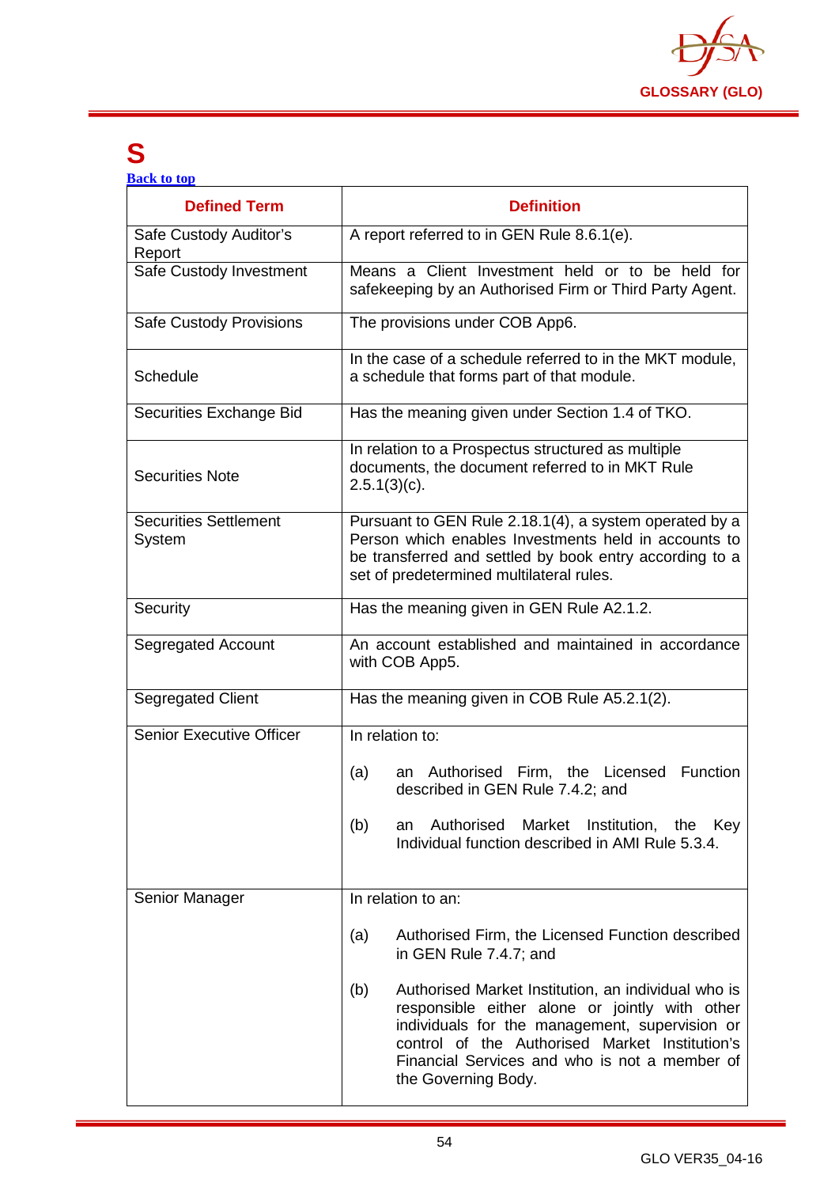# S

[Back to top]

| Defined Term | Definition |
|---|---|
| Safe Custody Auditor's Report | A report referred to in GEN Rule 8.6.1(e). |
| Safe Custody Investment | Means a Client Investment held or to be held for safekeeping by an Authorised Firm or Third Party Agent. |
| Safe Custody Provisions | The provisions under COB App6. |
| Schedule | In the case of a schedule referred to in the MKT module, a schedule that forms part of that module. |
| Securities Exchange Bid | Has the meaning given under Section 1.4 of TKO. |
| Securities Note | In relation to a Prospectus structured as multiple documents, the document referred to in MKT Rule 2.5.1(3)(c). |
| Securities Settlement System | Pursuant to GEN Rule 2.18.1(4), a system operated by a Person which enables Investments held in accounts to be transferred and settled by book entry according to a set of predetermined multilateral rules. |
| Security | Has the meaning given in GEN Rule A2.1.2. |
| Segregated Account | An account established and maintained in accordance with COB App5. |
| Segregated Client | Has the meaning given in COB Rule A5.2.1(2). |
| Senior Executive Officer | In relation to:<br><br>(a) an Authorised Firm, the Licensed Function described in GEN Rule 7.4.2; and<br><br>(b) an Authorised Market Institution, the Key Individual function described in AMI Rule 5.3.4. |
| Senior Manager | In relation to an:<br><br>(a) Authorised Firm, the Licensed Function described in GEN Rule 7.4.7; and<br><br>(b) Authorised Market Institution, an individual who is responsible either alone or jointly with other individuals for the management, supervision or control of the Authorised Market Institution's Financial Services and who is not a member of the Governing Body. |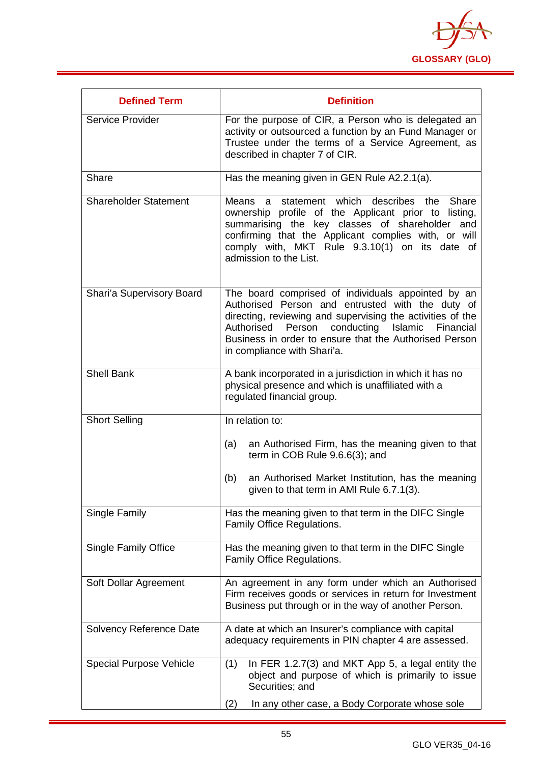| Defined Term | Definition |
|---|---|
| Service Provider | For the purpose of CIR, a Person who is delegated an activity or outsourced a function by an Fund Manager or Trustee under the terms of a Service Agreement, as described in chapter 7 of CIR. |
| Share | Has the meaning given in GEN Rule A2.2.1(a). |
| Shareholder Statement | Means a statement which describes the Share ownership profile of the Applicant prior to listing, summarising the key classes of shareholder and confirming that the Applicant complies with, or will comply with, MKT Rule 9.3.10(1) on its date of admission to the List. |
| Shari'a Supervisory Board | The board comprised of individuals appointed by an Authorised Person and entrusted with the duty of directing, reviewing and supervising the activities of the Authorised Person conducting Islamic Financial Business in order to ensure that the Authorised Person in compliance with Shari'a. |
| Shell Bank | A bank incorporated in a jurisdiction in which it has no physical presence and which is unaffiliated with a regulated financial group. |
| Short Selling | In relation to:<br><br>(a) an Authorised Firm, has the meaning given to that term in COB Rule 9.6.6(3); and<br><br>(b) an Authorised Market Institution, has the meaning given to that term in AMI Rule 6.7.1(3). |
| Single Family | Has the meaning given to that term in the DIFC Single Family Office Regulations. |
| Single Family Office | Has the meaning given to that term in the DIFC Single Family Office Regulations. |
| Soft Dollar Agreement | An agreement in any form under which an Authorised Firm receives goods or services in return for Investment Business put through or in the way of another Person. |
| Solvency Reference Date | A date at which an Insurer's compliance with capital adequacy requirements in PIN chapter 4 are assessed. |
| Special Purpose Vehicle | (1) In FER 1.2.7(3) and MKT App 5, a legal entity the object and purpose of which is primarily to issue Securities; and<br><br>(2) In any other case, a Body Corporate whose sole |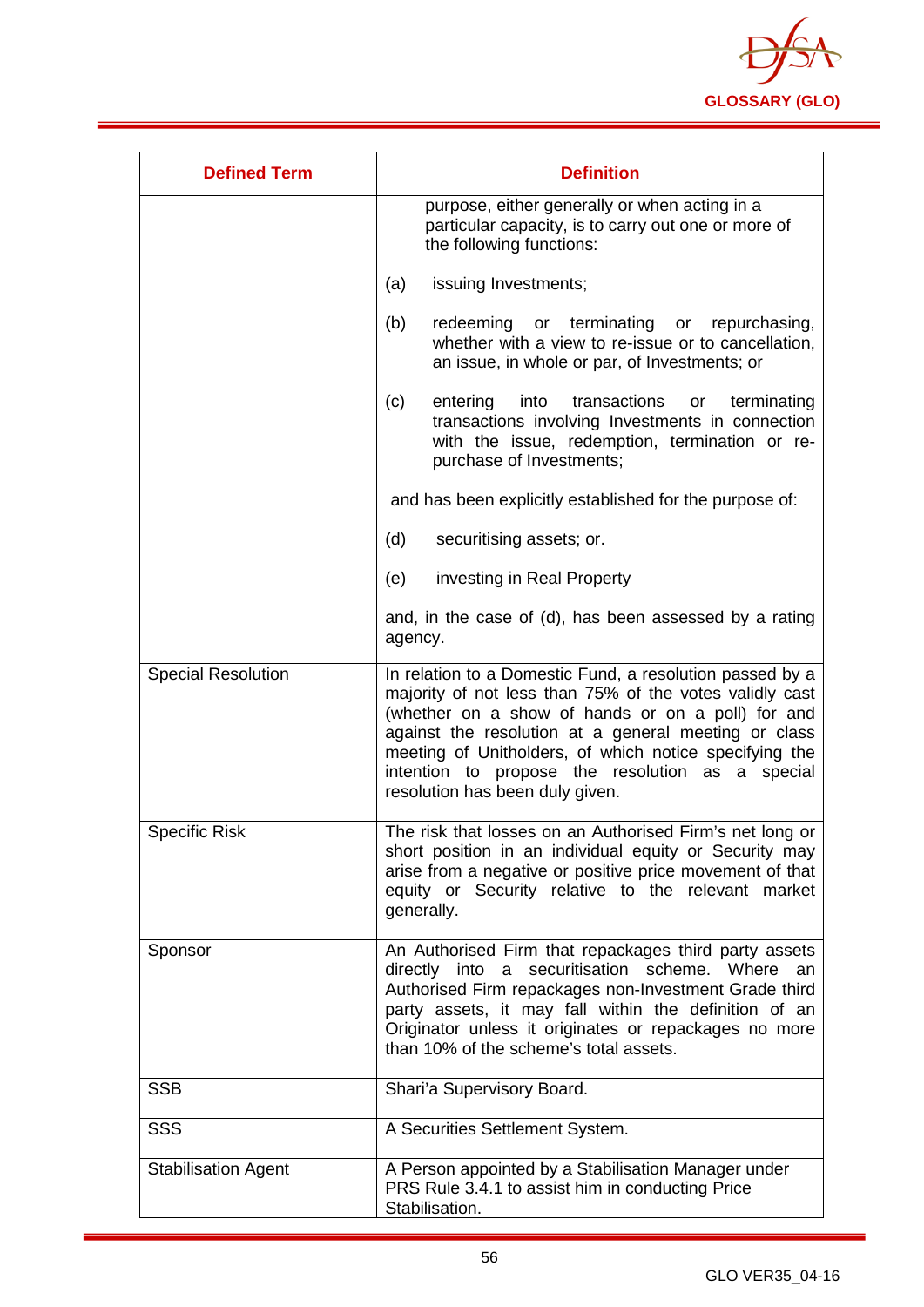| Defined Term | Definition |
|---|---|
| | purpose, either generally or when acting in a particular capacity, is to carry out one or more of the following functions:<br><br>(a) issuing Investments;<br><br>(b) redeeming or terminating or repurchasing, whether with a view to re-issue or to cancellation, an issue, in whole or par, of Investments; or<br><br>(c) entering into transactions or terminating transactions involving Investments in connection with the issue, redemption, termination or re-purchase of Investments;<br><br>and has been explicitly established for the purpose of:<br><br>(d) securitising assets; or.<br><br>(e) investing in Real Property<br><br>and, in the case of (d), has been assessed by a rating agency. |
| Special Resolution | In relation to a Domestic Fund, a resolution passed by a majority of not less than 75% of the votes validly cast (whether on a show of hands or on a poll) for and against the resolution at a general meeting or class meeting of Unitholders, of which notice specifying the intention to propose the resolution as a special resolution has been duly given. |
| Specific Risk | The risk that losses on an Authorised Firm's net long or short position in an individual equity or Security may arise from a negative or positive price movement of that equity or Security relative to the relevant market generally. |
| Sponsor | An Authorised Firm that repackages third party assets directly into a securitisation scheme. Where an Authorised Firm repackages non-Investment Grade third party assets, it may fall within the definition of an Originator unless it originates or repackages no more than 10% of the scheme's total assets. |
| SSB | Shari'a Supervisory Board. |
| SSS | A Securities Settlement System. |
| Stabilisation Agent | A Person appointed by a Stabilisation Manager under PRS Rule 3.4.1 to assist him in conducting Price Stabilisation. |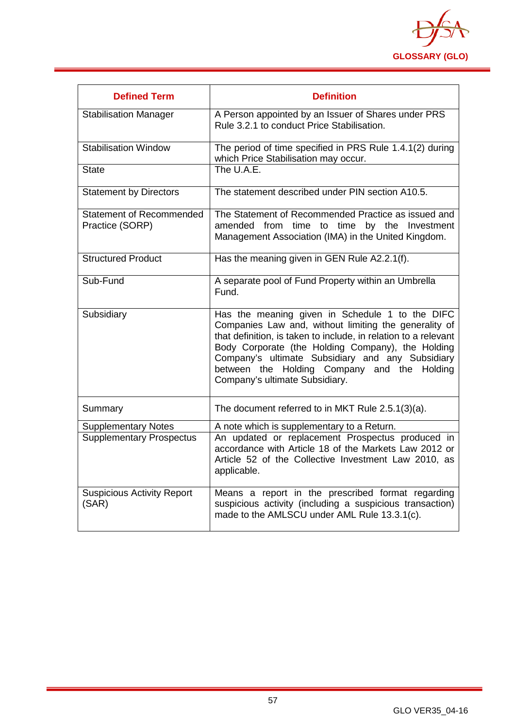| Defined Term | Definition |
|---|---|
| Stabilisation Manager | A Person appointed by an Issuer of Shares under PRS Rule 3.2.1 to conduct Price Stabilisation. |
| Stabilisation Window | The period of time specified in PRS Rule 1.4.1(2) during which Price Stabilisation may occur. |
| State | The U.A.E. |
| Statement by Directors | The statement described under PIN section A10.5. |
| Statement of Recommended Practice (SORP) | The Statement of Recommended Practice as issued and amended from time to time by the Investment Management Association (IMA) in the United Kingdom. |
| Structured Product | Has the meaning given in GEN Rule A2.2.1(f). |
| Sub-Fund | A separate pool of Fund Property within an Umbrella Fund. |
| Subsidiary | Has the meaning given in Schedule 1 to the DIFC Companies Law and, without limiting the generality of that definition, is taken to include, in relation to a relevant Body Corporate (the Holding Company), the Holding Company's ultimate Subsidiary and any Subsidiary between the Holding Company and the Holding Company's ultimate Subsidiary. |
| Summary | The document referred to in MKT Rule 2.5.1(3)(a). |
| Supplementary Notes | A note which is supplementary to a Return. |
| Supplementary Prospectus | An updated or replacement Prospectus produced in accordance with Article 18 of the Markets Law 2012 or Article 52 of the Collective Investment Law 2010, as applicable. |
| Suspicious Activity Report (SAR) | Means a report in the prescribed format regarding suspicious activity (including a suspicious transaction) made to the AMLSCU under AML Rule 13.3.1(c). |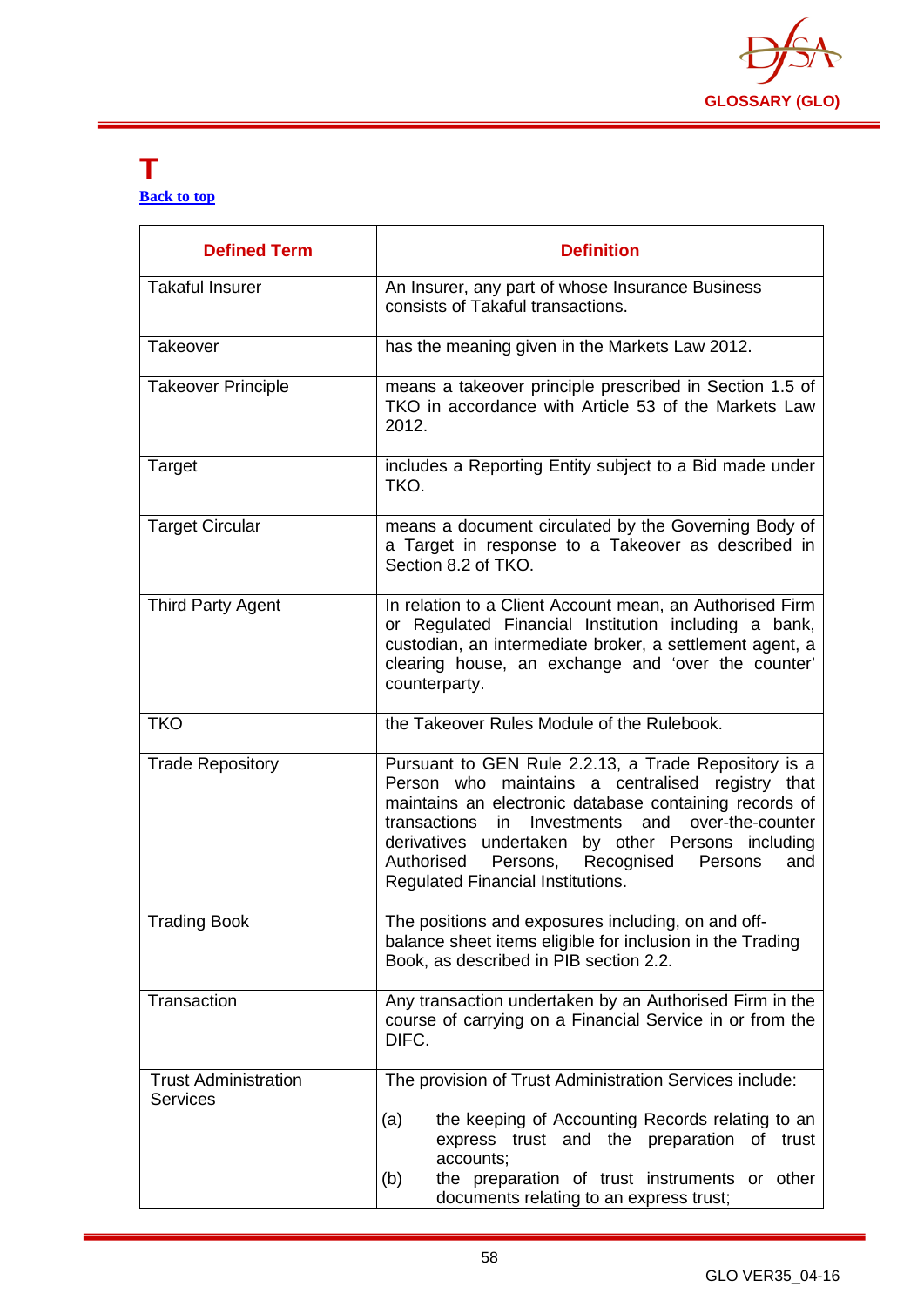# T

Back to top

| Defined Term | Definition |
|---|---|
| Takaful Insurer | An Insurer, any part of whose Insurance Business consists of Takaful transactions. |
| Takeover | has the meaning given in the Markets Law 2012. |
| Takeover Principle | means a takeover principle prescribed in Section 1.5 of TKO in accordance with Article 53 of the Markets Law 2012. |
| Target | includes a Reporting Entity subject to a Bid made under TKO. |
| Target Circular | means a document circulated by the Governing Body of a Target in response to a Takeover as described in Section 8.2 of TKO. |
| Third Party Agent | In relation to a Client Account mean, an Authorised Firm or Regulated Financial Institution including a bank, custodian, an intermediate broker, a settlement agent, a clearing house, an exchange and 'over the counter' counterparty. |
| TKO | the Takeover Rules Module of the Rulebook. |
| Trade Repository | Pursuant to GEN Rule 2.2.13, a Trade Repository is a Person who maintains a centralised registry that maintains an electronic database containing records of transactions in Investments and over-the-counter derivatives undertaken by other Persons including Authorised Persons, Recognised Persons and Regulated Financial Institutions. |
| Trading Book | The positions and exposures including, on and off-balance sheet items eligible for inclusion in the Trading Book, as described in PIB section 2.2. |
| Transaction | Any transaction undertaken by an Authorised Firm in the course of carrying on a Financial Service in or from the DIFC. |
| Trust Administration Services | The provision of Trust Administration Services include:<br><br>(a) the keeping of Accounting Records relating to an express trust and the preparation of trust accounts;<br>(b) the preparation of trust instruments or other documents relating to an express trust; |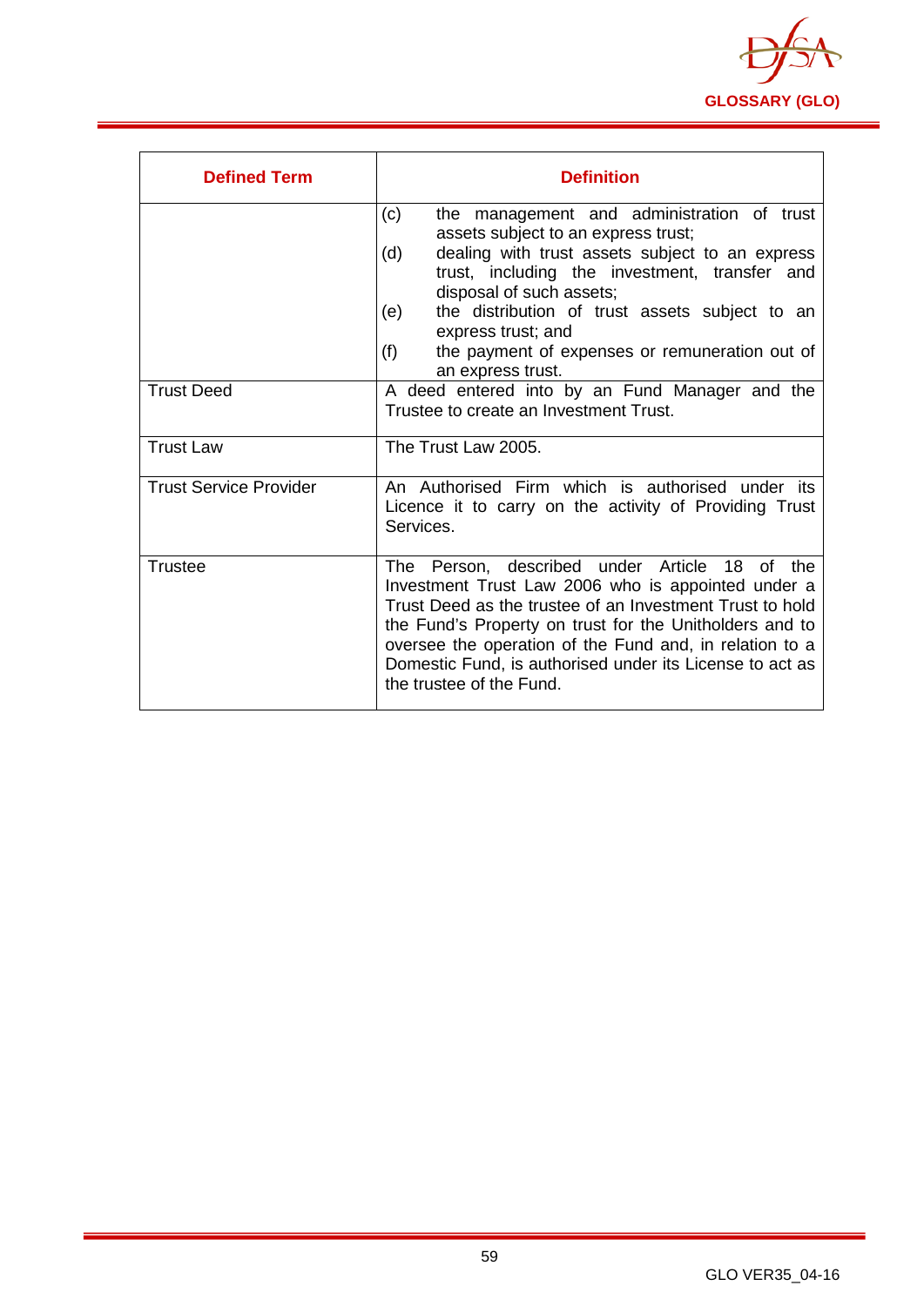| Defined Term | Definition |
|---|---|
| | (c) the management and administration of trust assets subject to an express trust;<br>(d) dealing with trust assets subject to an express trust, including the investment, transfer and disposal of such assets;<br>(e) the distribution of trust assets subject to an express trust; and<br>(f) the payment of expenses or remuneration out of an express trust. |
| Trust Deed | A deed entered into by an Fund Manager and the Trustee to create an Investment Trust. |
| Trust Law | The Trust Law 2005. |
| Trust Service Provider | An Authorised Firm which is authorised under its Licence it to carry on the activity of Providing Trust Services. |
| Trustee | The Person, described under Article 18 of the Investment Trust Law 2006 who is appointed under a Trust Deed as the trustee of an Investment Trust to hold the Fund's Property on trust for the Unitholders and to oversee the operation of the Fund and, in relation to a Domestic Fund, is authorised under its License to act as the trustee of the Fund. |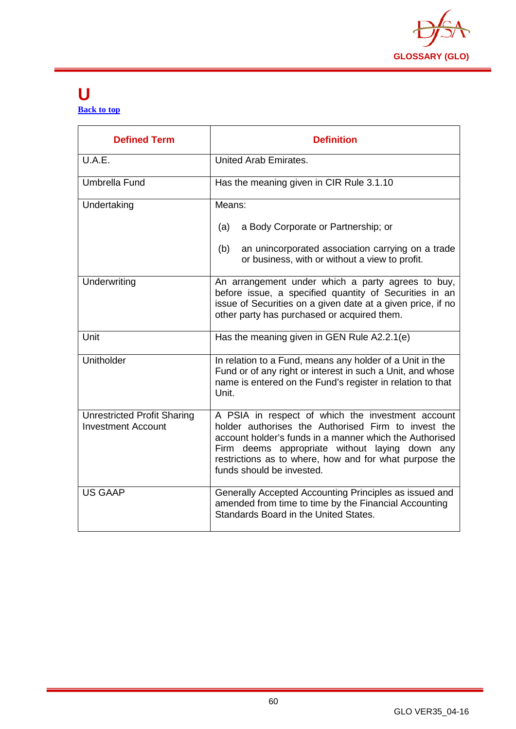# U

Back to top

| Defined Term | Definition |
|---|---|
| U.A.E. | United Arab Emirates. |
| Umbrella Fund | Has the meaning given in CIR Rule 3.1.10 |
| Undertaking | Means:<br><br>(a) a Body Corporate or Partnership; or<br><br>(b) an unincorporated association carrying on a trade or business, with or without a view to profit. |
| Underwriting | An arrangement under which a party agrees to buy, before issue, a specified quantity of Securities in an issue of Securities on a given date at a given price, if no other party has purchased or acquired them. |
| Unit | Has the meaning given in GEN Rule A2.2.1(e) |
| Unitholder | In relation to a Fund, means any holder of a Unit in the Fund or of any right or interest in such a Unit, and whose name is entered on the Fund's register in relation to that Unit. |
| Unrestricted Profit Sharing Investment Account | A PSIA in respect of which the investment account holder authorises the Authorised Firm to invest the account holder's funds in a manner which the Authorised Firm deems appropriate without laying down any restrictions as to where, how and for what purpose the funds should be invested. |
| US GAAP | Generally Accepted Accounting Principles as issued and amended from time to time by the Financial Accounting Standards Board in the United States. |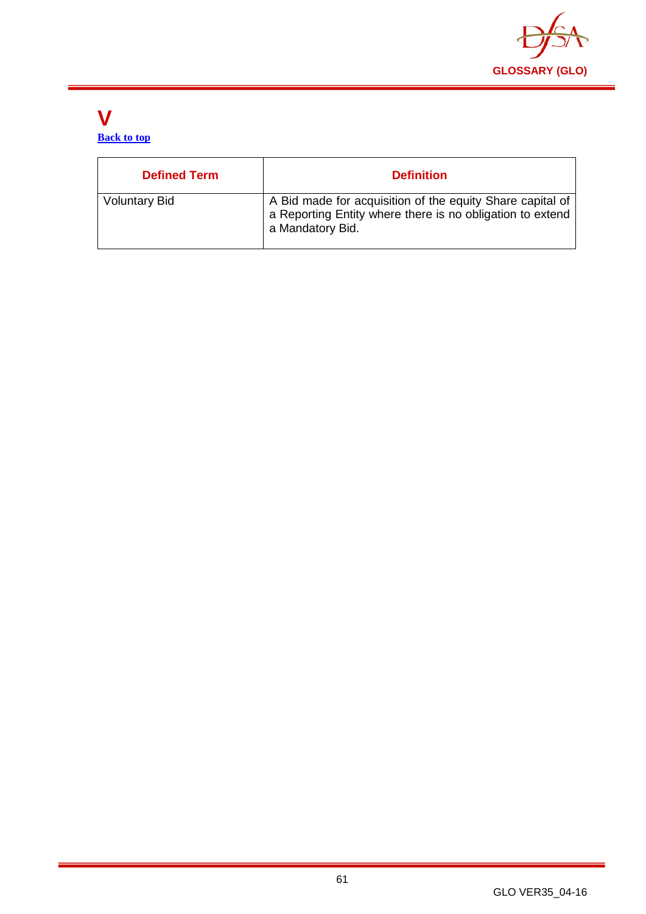# V

[Back to top](#)

| Defined Term | Definition |
|---|---|
| Voluntary Bid | A Bid made for acquisition of the equity Share capital of a Reporting Entity where there is no obligation to extend a Mandatory Bid. |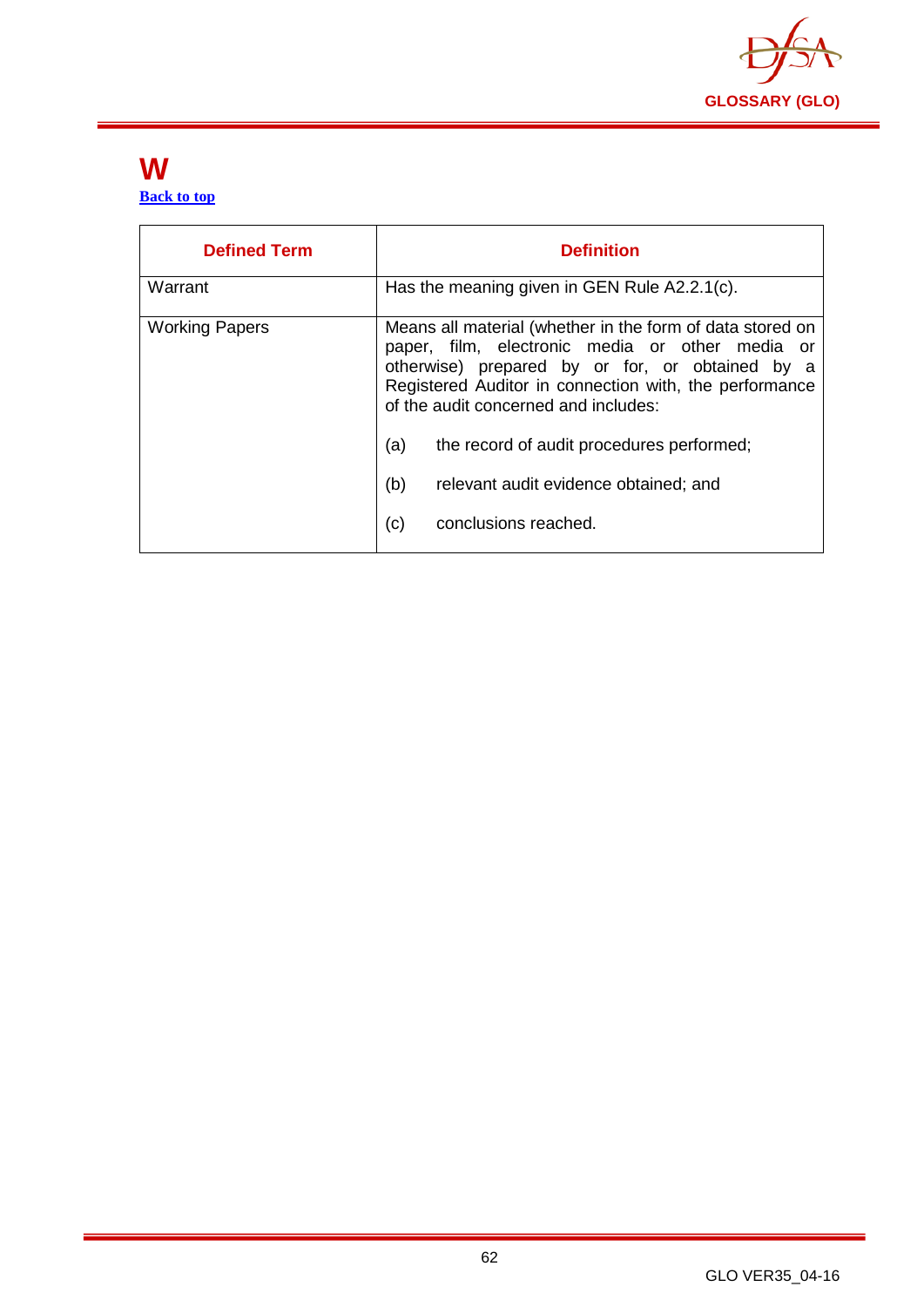# W

[Back to top](#)

| Defined Term | Definition |
|---|---|
| Warrant | Has the meaning given in GEN Rule A2.2.1(c). |
| Working Papers | Means all material (whether in the form of data stored on paper, film, electronic media or other media or otherwise) prepared by or for, or obtained by a Registered Auditor in connection with, the performance of the audit concerned and includes:<br><br>(a) the record of audit procedures performed;<br><br>(b) relevant audit evidence obtained; and<br><br>(c) conclusions reached. |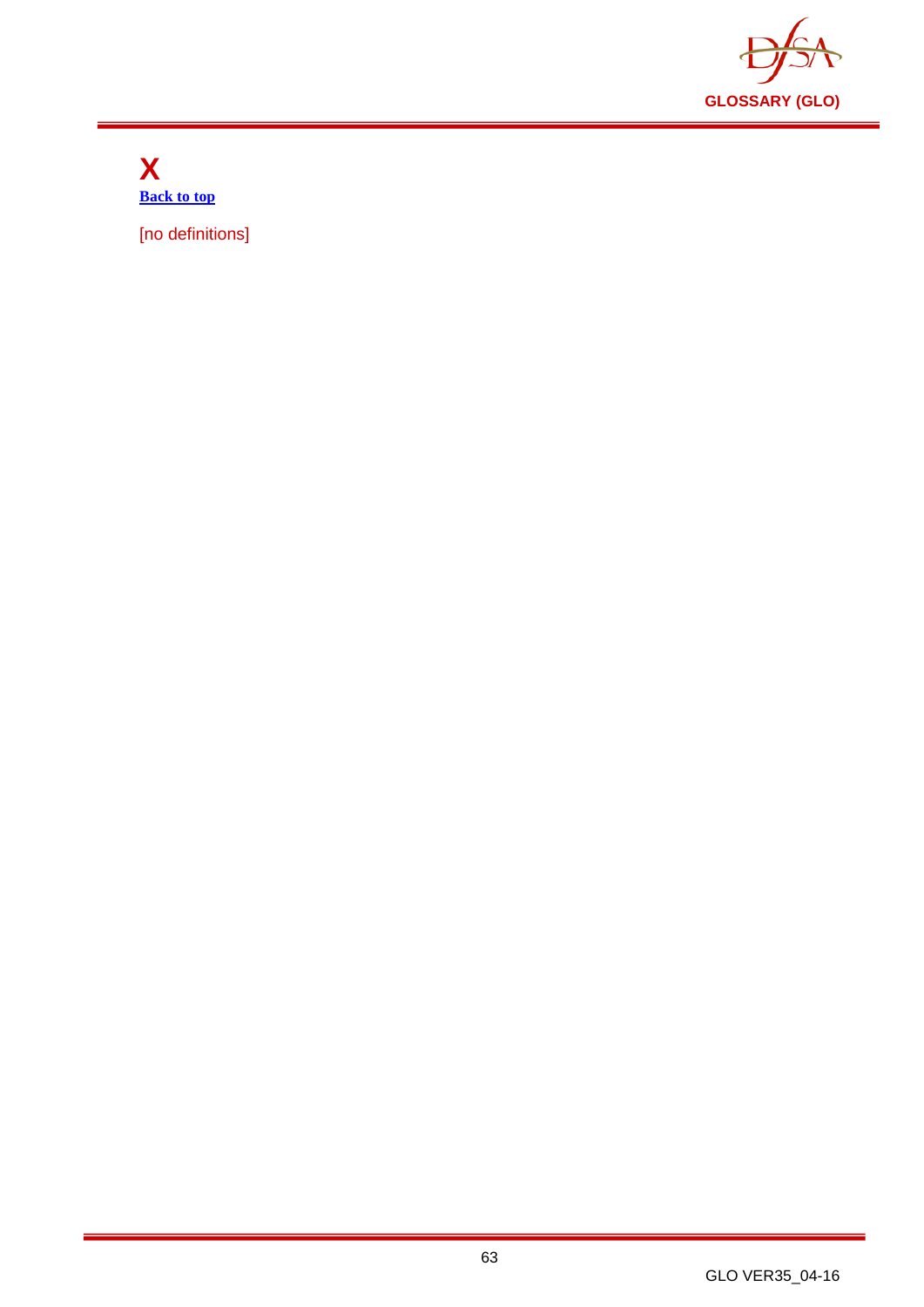# X

[Back to top]

[no definitions]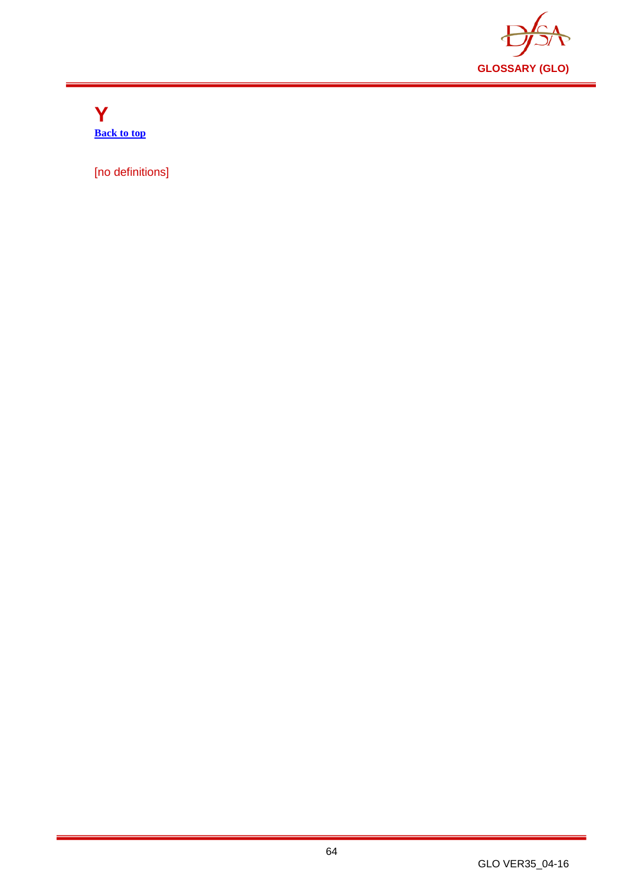# Y

[Back to top]

[no definitions]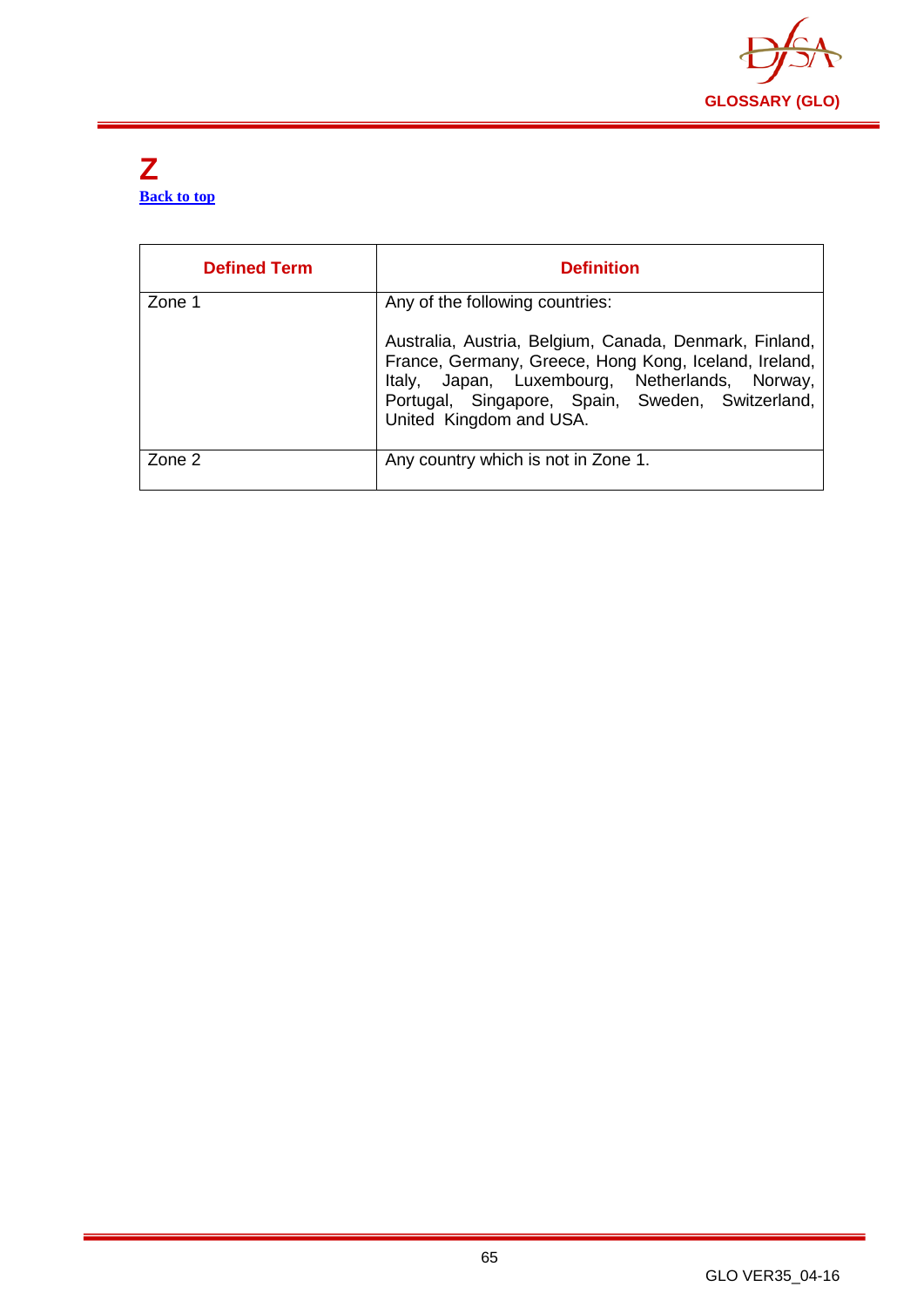# Z

Back to top

| Defined Term | Definition |
|---|---|
| Zone 1 | Any of the following countries:<br><br>Australia, Austria, Belgium, Canada, Denmark, Finland, France, Germany, Greece, Hong Kong, Iceland, Ireland, Italy, Japan, Luxembourg, Netherlands, Norway, Portugal, Singapore, Spain, Sweden, Switzerland, United Kingdom and USA. |
| Zone 2 | Any country which is not in Zone 1. |